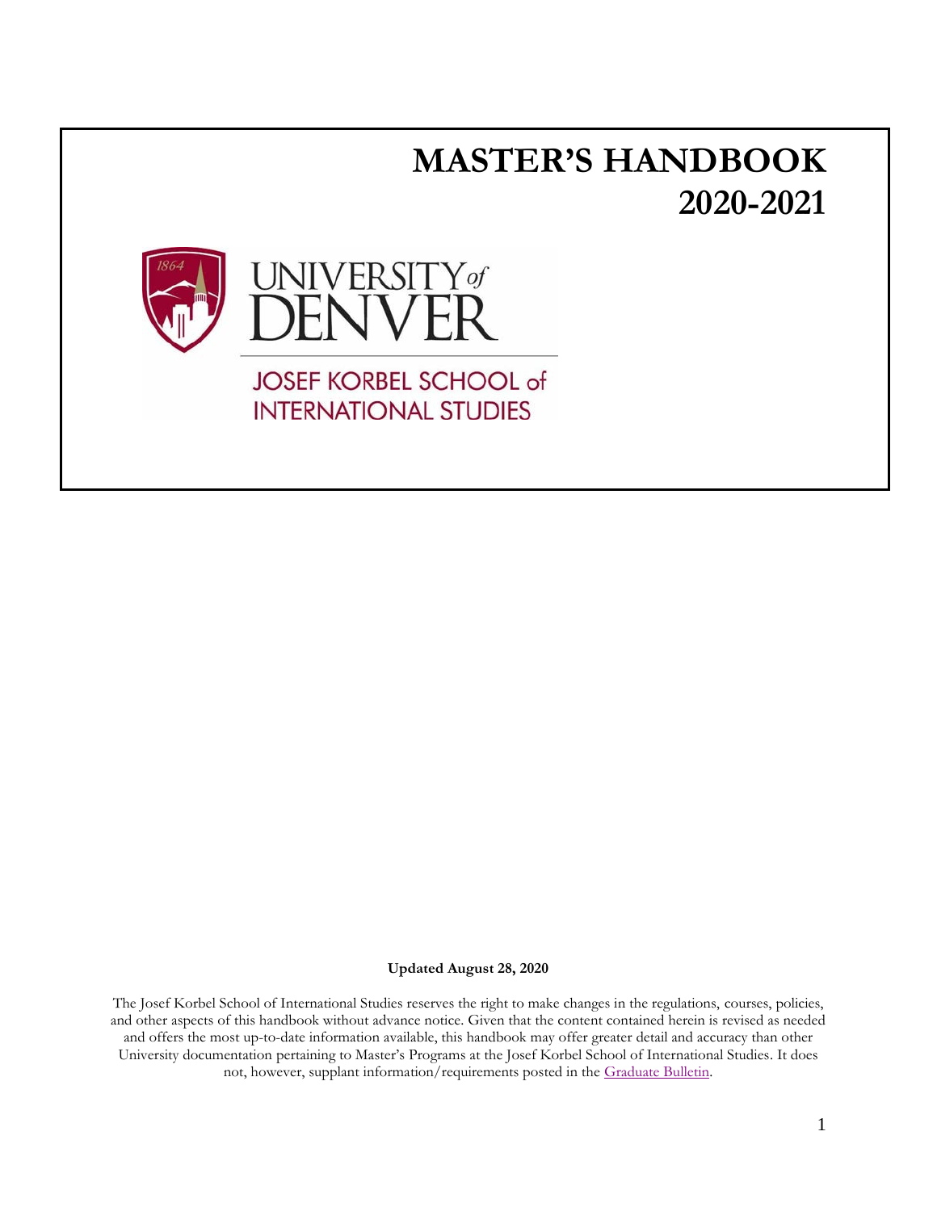# MASTER'S HANDBOOK
# 2020-2021

UNIVERSITY of DENVER

JOSEF KORBEL SCHOOL of INTERNATIONAL STUDIES

**Updated August 28, 2020**

The Josef Korbel School of International Studies reserves the right to make changes in the regulations, courses, policies, and other aspects of this handbook without advance notice. Given that the content contained herein is revised as needed and offers the most up-to-date information available, this handbook may offer greater detail and accuracy than other University documentation pertaining to Master's Programs at the Josef Korbel School of International Studies. It does not, however, supplant information/requirements posted in the Graduate Bulletin.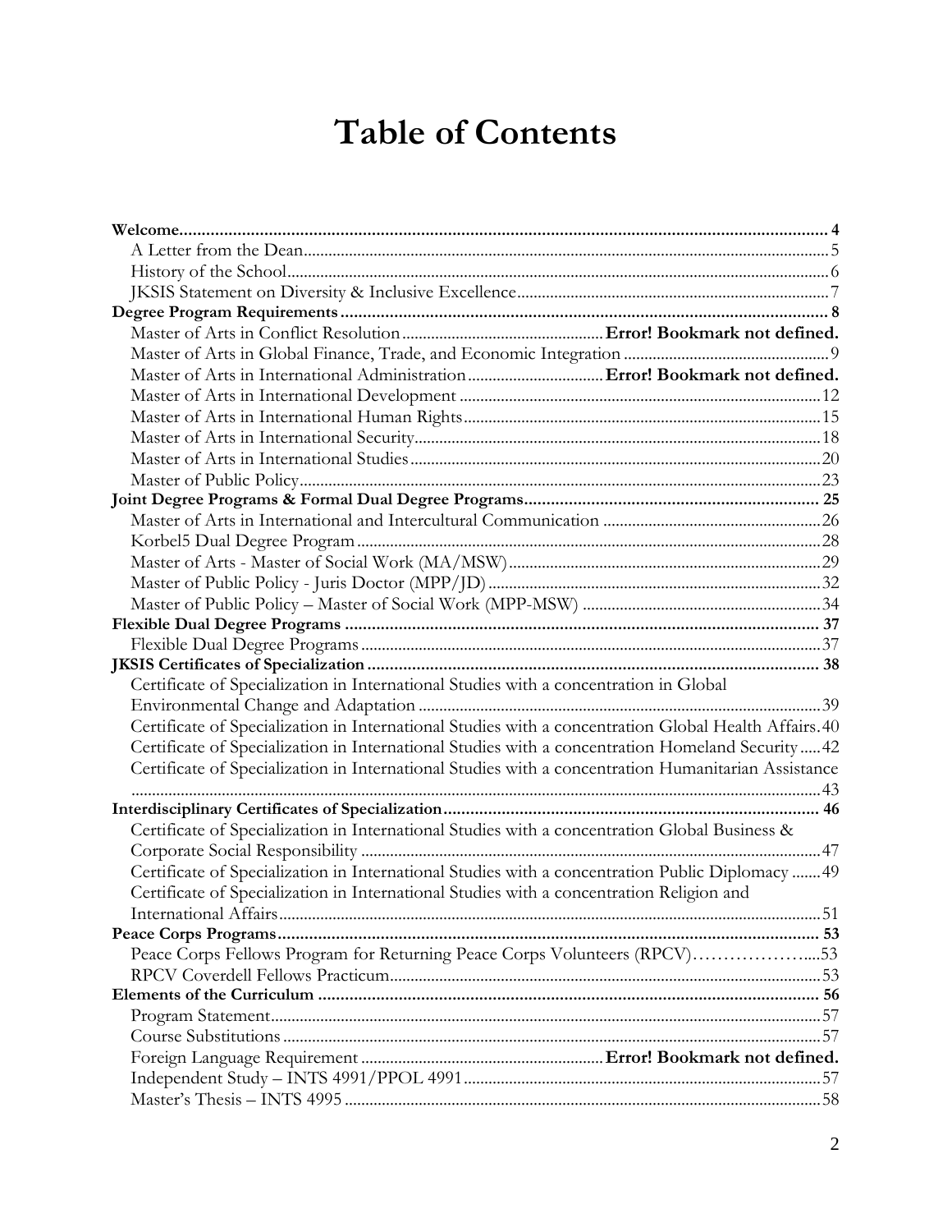# Table of Contents

**Welcome** ... 4
- A Letter from the Dean ... 5
- History of the School ... 6
- JKSIS Statement on Diversity & Inclusive Excellence ... 7

**Degree Program Requirements** ... 8
- Master of Arts in Conflict Resolution ... **Error! Bookmark not defined.**
- Master of Arts in Global Finance, Trade, and Economic Integration ... 9
- Master of Arts in International Administration ... **Error! Bookmark not defined.**
- Master of Arts in International Development ... 12
- Master of Arts in International Human Rights ... 15
- Master of Arts in International Security ... 18
- Master of Arts in International Studies ... 20
- Master of Public Policy ... 23

**Joint Degree Programs & Formal Dual Degree Programs** ... 25
- Master of Arts in International and Intercultural Communication ... 26
- Korbel5 Dual Degree Program ... 28
- Master of Arts - Master of Social Work (MA/MSW) ... 29
- Master of Public Policy - Juris Doctor (MPP/JD) ... 32
- Master of Public Policy – Master of Social Work (MPP-MSW) ... 34

**Flexible Dual Degree Programs** ... 37
- Flexible Dual Degree Programs ... 37

**JKSIS Certificates of Specialization** ... 38
- Certificate of Specialization in International Studies with a concentration in Global Environmental Change and Adaptation ... 39
- Certificate of Specialization in International Studies with a concentration Global Health Affairs ... 40
- Certificate of Specialization in International Studies with a concentration Homeland Security ... 42
- Certificate of Specialization in International Studies with a concentration Humanitarian Assistance ... 43

**Interdisciplinary Certificates of Specialization** ... 46
- Certificate of Specialization in International Studies with a concentration Global Business & Corporate Social Responsibility ... 47
- Certificate of Specialization in International Studies with a concentration Public Diplomacy ... 49
- Certificate of Specialization in International Studies with a concentration Religion and International Affairs ... 51

**Peace Corps Programs** ... 53
- Peace Corps Fellows Program for Returning Peace Corps Volunteers (RPCV) ... 53
- RPCV Coverdell Fellows Practicum ... 53

**Elements of the Curriculum** ... 56
- Program Statement ... 57
- Course Substitutions ... 57
- Foreign Language Requirement ... **Error! Bookmark not defined.**
- Independent Study – INTS 4991/PPOL 4991 ... 57
- Master's Thesis – INTS 4995 ... 58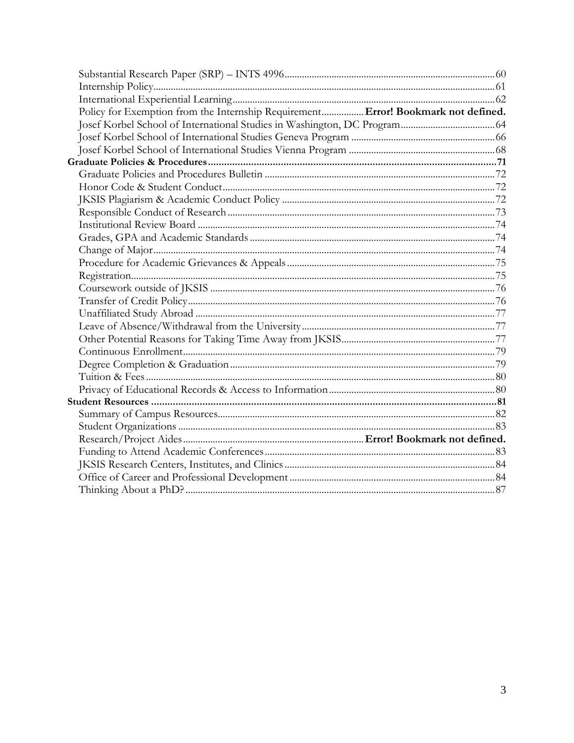Substantial Research Paper (SRP) – INTS 4996 ..... 60
Internship Policy ..... 61
International Experiential Learning ..... 62
Policy for Exemption from the Internship Requirement ..... **Error! Bookmark not defined.**
Josef Korbel School of International Studies in Washington, DC Program ..... 64
Josef Korbel School of International Studies Geneva Program ..... 66
Josef Korbel School of International Studies Vienna Program ..... 68

**Graduate Policies & Procedures ..... 71**

Graduate Policies and Procedures Bulletin ..... 72
Honor Code & Student Conduct ..... 72
JKSIS Plagiarism & Academic Conduct Policy ..... 72
Responsible Conduct of Research ..... 73
Institutional Review Board ..... 74
Grades, GPA and Academic Standards ..... 74
Change of Major ..... 74
Procedure for Academic Grievances & Appeals ..... 75
Registration ..... 75
Coursework outside of JKSIS ..... 76
Transfer of Credit Policy ..... 76
Unaffiliated Study Abroad ..... 77
Leave of Absence/Withdrawal from the University ..... 77
Other Potential Reasons for Taking Time Away from JKSIS ..... 77
Continuous Enrollment ..... 79
Degree Completion & Graduation ..... 79
Tuition & Fees ..... 80
Privacy of Educational Records & Access to Information ..... 80

**Student Resources ..... 81**

Summary of Campus Resources ..... 82
Student Organizations ..... 83
Research/Project Aides ..... **Error! Bookmark not defined.**
Funding to Attend Academic Conferences ..... 83
JKSIS Research Centers, Institutes, and Clinics ..... 84
Office of Career and Professional Development ..... 84
Thinking About a PhD? ..... 87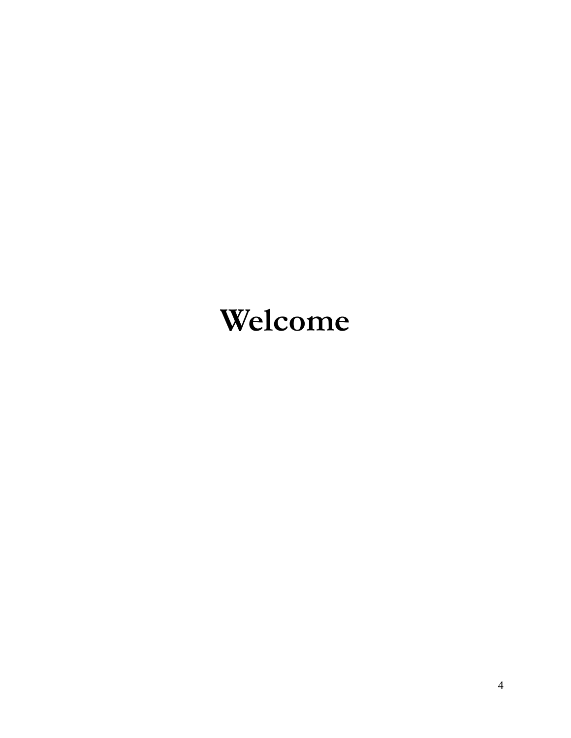# Welcome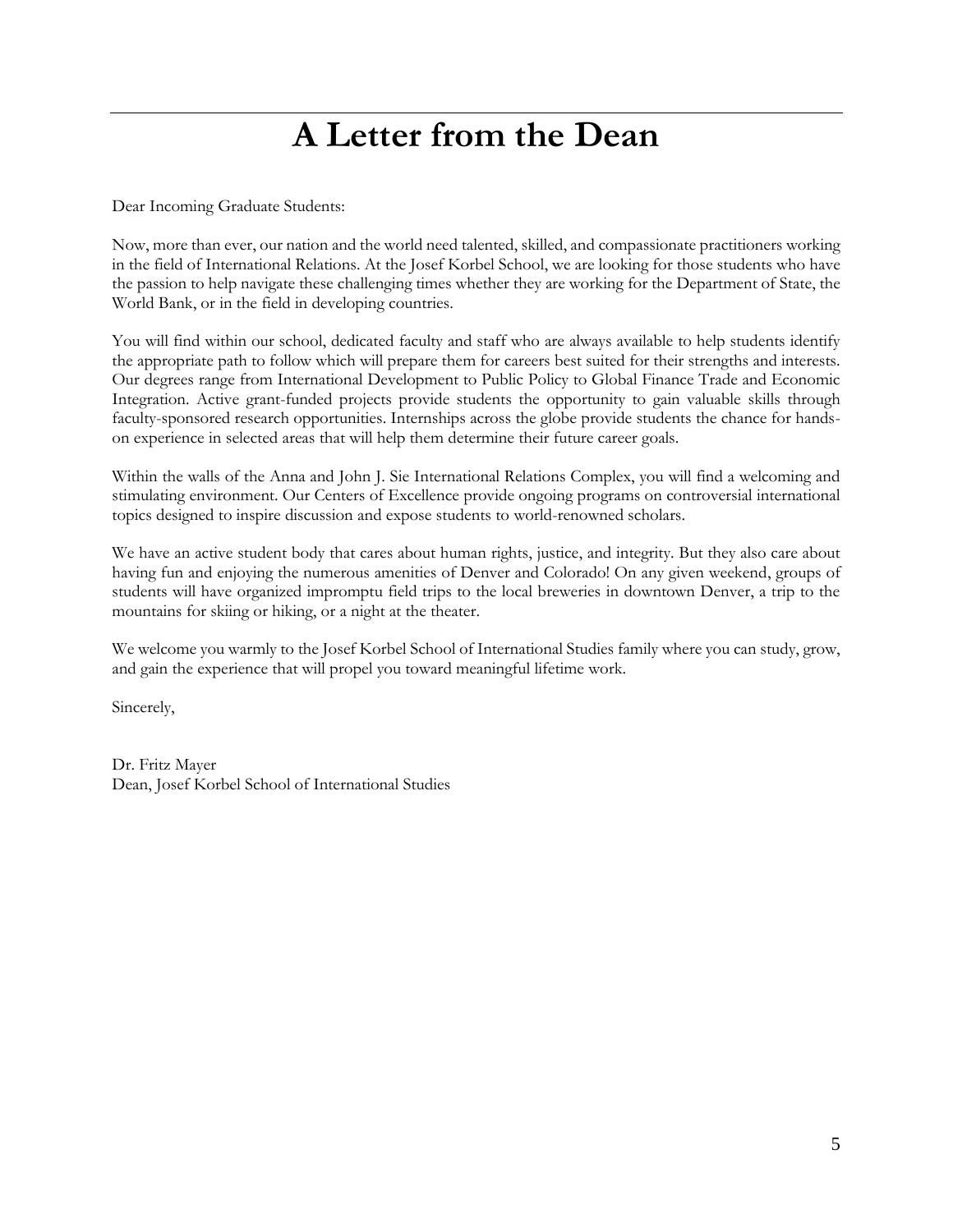# A Letter from the Dean

Dear Incoming Graduate Students:

Now, more than ever, our nation and the world need talented, skilled, and compassionate practitioners working in the field of International Relations. At the Josef Korbel School, we are looking for those students who have the passion to help navigate these challenging times whether they are working for the Department of State, the World Bank, or in the field in developing countries.

You will find within our school, dedicated faculty and staff who are always available to help students identify the appropriate path to follow which will prepare them for careers best suited for their strengths and interests. Our degrees range from International Development to Public Policy to Global Finance Trade and Economic Integration. Active grant-funded projects provide students the opportunity to gain valuable skills through faculty-sponsored research opportunities. Internships across the globe provide students the chance for hands-on experience in selected areas that will help them determine their future career goals.

Within the walls of the Anna and John J. Sie International Relations Complex, you will find a welcoming and stimulating environment. Our Centers of Excellence provide ongoing programs on controversial international topics designed to inspire discussion and expose students to world-renowned scholars.

We have an active student body that cares about human rights, justice, and integrity. But they also care about having fun and enjoying the numerous amenities of Denver and Colorado! On any given weekend, groups of students will have organized impromptu field trips to the local breweries in downtown Denver, a trip to the mountains for skiing or hiking, or a night at the theater.

We welcome you warmly to the Josef Korbel School of International Studies family where you can study, grow, and gain the experience that will propel you toward meaningful lifetime work.

Sincerely,

Dr. Fritz Mayer
Dean, Josef Korbel School of International Studies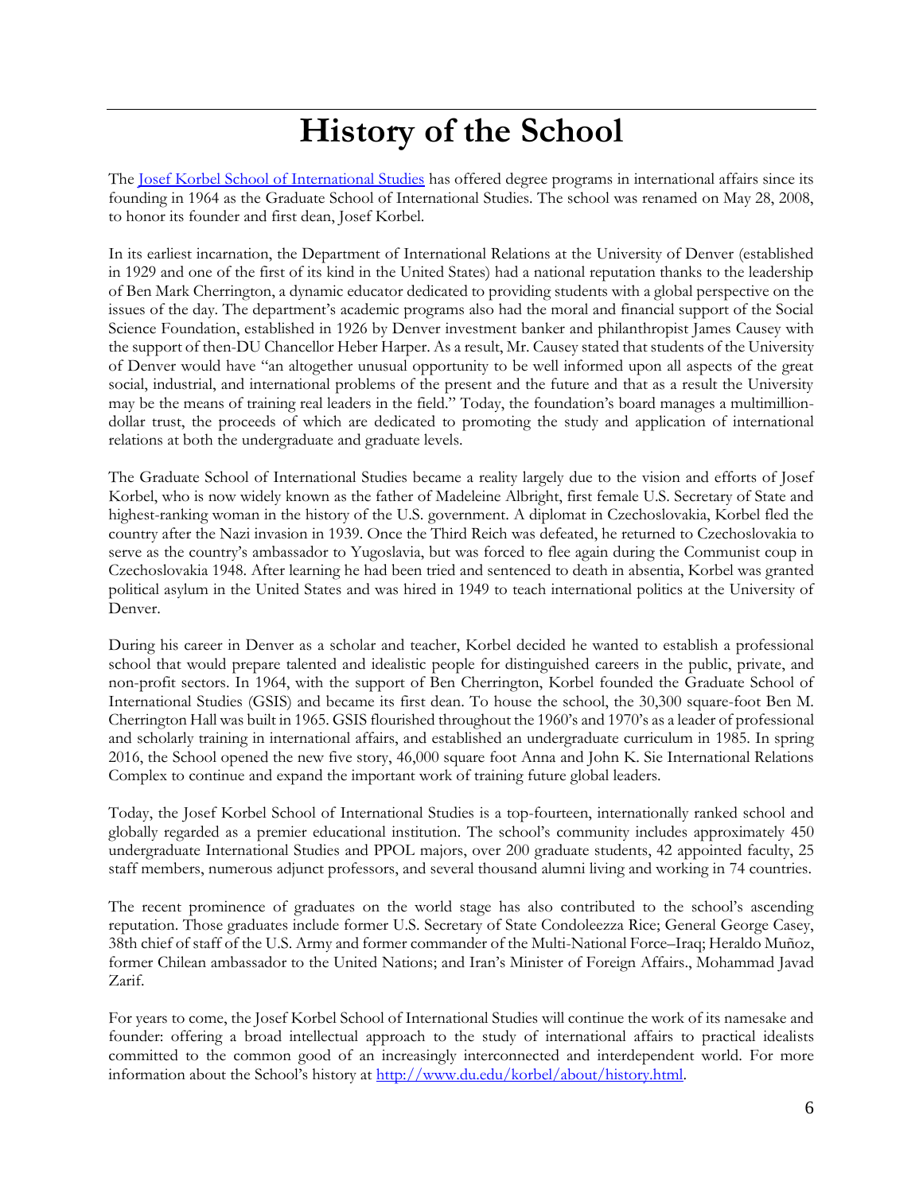# History of the School

The [Josef Korbel School of International Studies]() has offered degree programs in international affairs since its founding in 1964 as the Graduate School of International Studies. The school was renamed on May 28, 2008, to honor its founder and first dean, Josef Korbel.

In its earliest incarnation, the Department of International Relations at the University of Denver (established in 1929 and one of the first of its kind in the United States) had a national reputation thanks to the leadership of Ben Mark Cherrington, a dynamic educator dedicated to providing students with a global perspective on the issues of the day. The department's academic programs also had the moral and financial support of the Social Science Foundation, established in 1926 by Denver investment banker and philanthropist James Causey with the support of then-DU Chancellor Heber Harper. As a result, Mr. Causey stated that students of the University of Denver would have "an altogether unusual opportunity to be well informed upon all aspects of the great social, industrial, and international problems of the present and the future and that as a result the University may be the means of training real leaders in the field." Today, the foundation's board manages a multimillion-dollar trust, the proceeds of which are dedicated to promoting the study and application of international relations at both the undergraduate and graduate levels.

The Graduate School of International Studies became a reality largely due to the vision and efforts of Josef Korbel, who is now widely known as the father of Madeleine Albright, first female U.S. Secretary of State and highest-ranking woman in the history of the U.S. government. A diplomat in Czechoslovakia, Korbel fled the country after the Nazi invasion in 1939. Once the Third Reich was defeated, he returned to Czechoslovakia to serve as the country's ambassador to Yugoslavia, but was forced to flee again during the Communist coup in Czechoslovakia 1948. After learning he had been tried and sentenced to death in absentia, Korbel was granted political asylum in the United States and was hired in 1949 to teach international politics at the University of Denver.

During his career in Denver as a scholar and teacher, Korbel decided he wanted to establish a professional school that would prepare talented and idealistic people for distinguished careers in the public, private, and non-profit sectors. In 1964, with the support of Ben Cherrington, Korbel founded the Graduate School of International Studies (GSIS) and became its first dean. To house the school, the 30,300 square-foot Ben M. Cherrington Hall was built in 1965. GSIS flourished throughout the 1960's and 1970's as a leader of professional and scholarly training in international affairs, and established an undergraduate curriculum in 1985. In spring 2016, the School opened the new five story, 46,000 square foot Anna and John K. Sie International Relations Complex to continue and expand the important work of training future global leaders.

Today, the Josef Korbel School of International Studies is a top-fourteen, internationally ranked school and globally regarded as a premier educational institution. The school's community includes approximately 450 undergraduate International Studies and PPOL majors, over 200 graduate students, 42 appointed faculty, 25 staff members, numerous adjunct professors, and several thousand alumni living and working in 74 countries.

The recent prominence of graduates on the world stage has also contributed to the school's ascending reputation. Those graduates include former U.S. Secretary of State Condoleezza Rice; General George Casey, 38th chief of staff of the U.S. Army and former commander of the Multi-National Force–Iraq; Heraldo Muñoz, former Chilean ambassador to the United Nations; and Iran's Minister of Foreign Affairs., Mohammad Javad Zarif.

For years to come, the Josef Korbel School of International Studies will continue the work of its namesake and founder: offering a broad intellectual approach to the study of international affairs to practical idealists committed to the common good of an increasingly interconnected and interdependent world. For more information about the School's history at [http://www.du.edu/korbel/about/history.html](http://www.du.edu/korbel/about/history.html).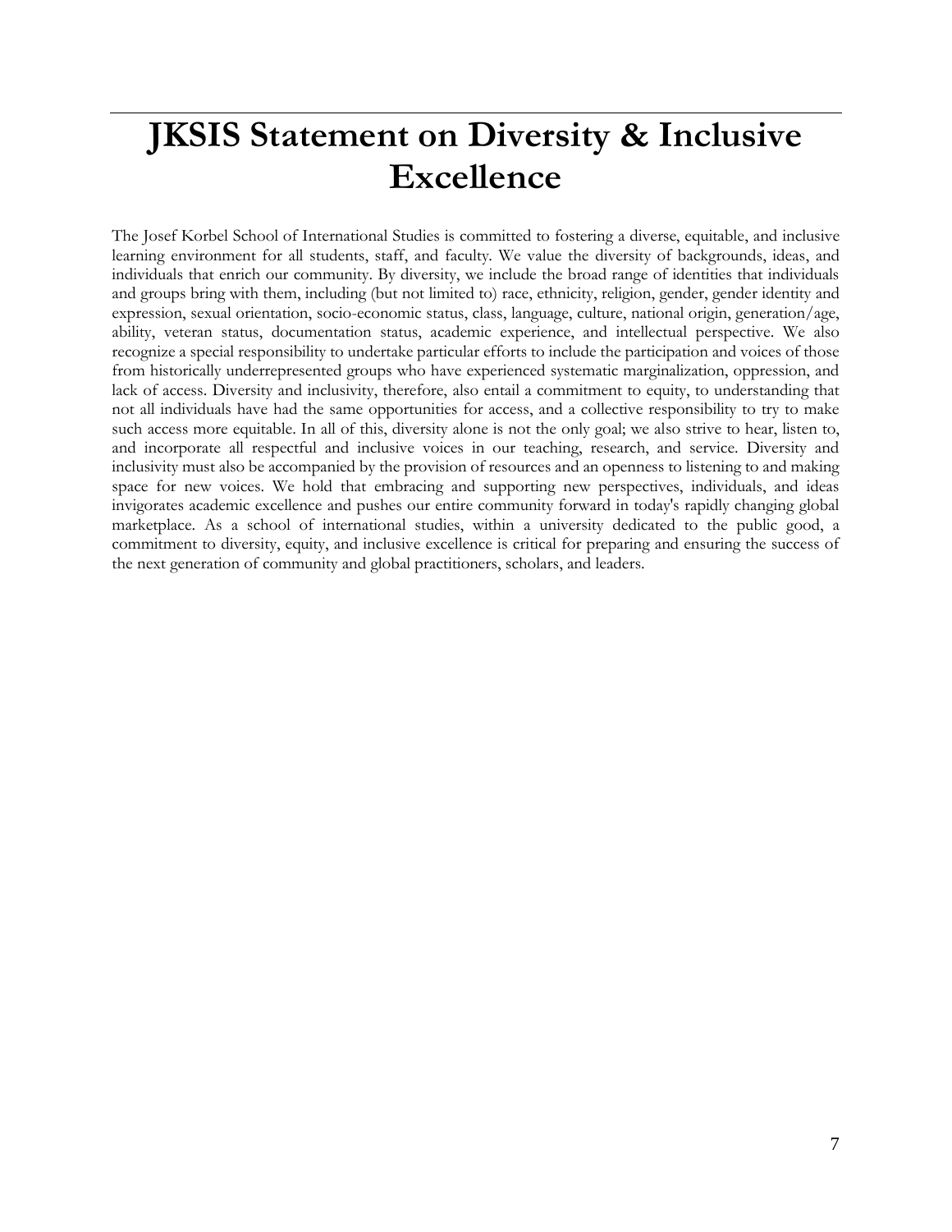# JKSIS Statement on Diversity & Inclusive Excellence

The Josef Korbel School of International Studies is committed to fostering a diverse, equitable, and inclusive learning environment for all students, staff, and faculty. We value the diversity of backgrounds, ideas, and individuals that enrich our community. By diversity, we include the broad range of identities that individuals and groups bring with them, including (but not limited to) race, ethnicity, religion, gender, gender identity and expression, sexual orientation, socio-economic status, class, language, culture, national origin, generation/age, ability, veteran status, documentation status, academic experience, and intellectual perspective. We also recognize a special responsibility to undertake particular efforts to include the participation and voices of those from historically underrepresented groups who have experienced systematic marginalization, oppression, and lack of access. Diversity and inclusivity, therefore, also entail a commitment to equity, to understanding that not all individuals have had the same opportunities for access, and a collective responsibility to try to make such access more equitable. In all of this, diversity alone is not the only goal; we also strive to hear, listen to, and incorporate all respectful and inclusive voices in our teaching, research, and service. Diversity and inclusivity must also be accompanied by the provision of resources and an openness to listening to and making space for new voices. We hold that embracing and supporting new perspectives, individuals, and ideas invigorates academic excellence and pushes our entire community forward in today's rapidly changing global marketplace. As a school of international studies, within a university dedicated to the public good, a commitment to diversity, equity, and inclusive excellence is critical for preparing and ensuring the success of the next generation of community and global practitioners, scholars, and leaders.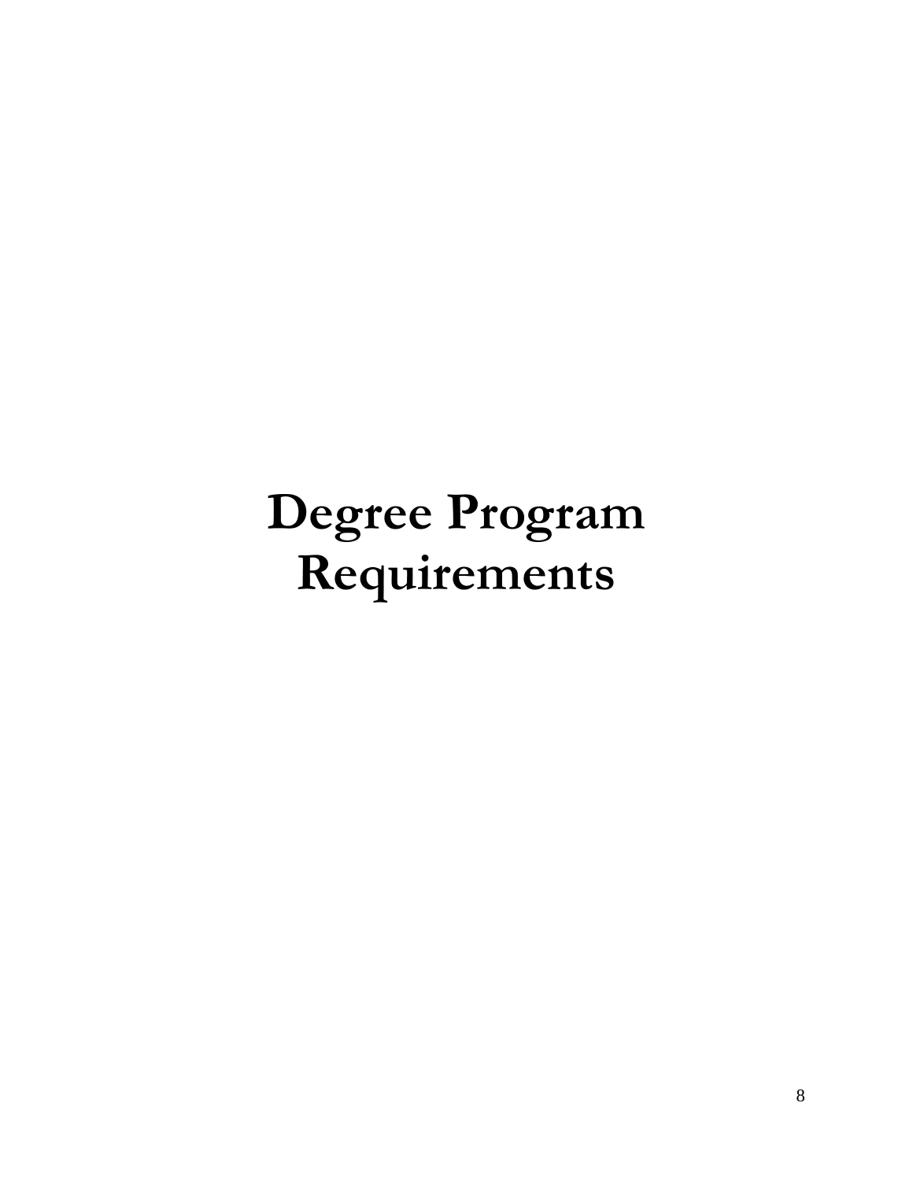# Degree Program Requirements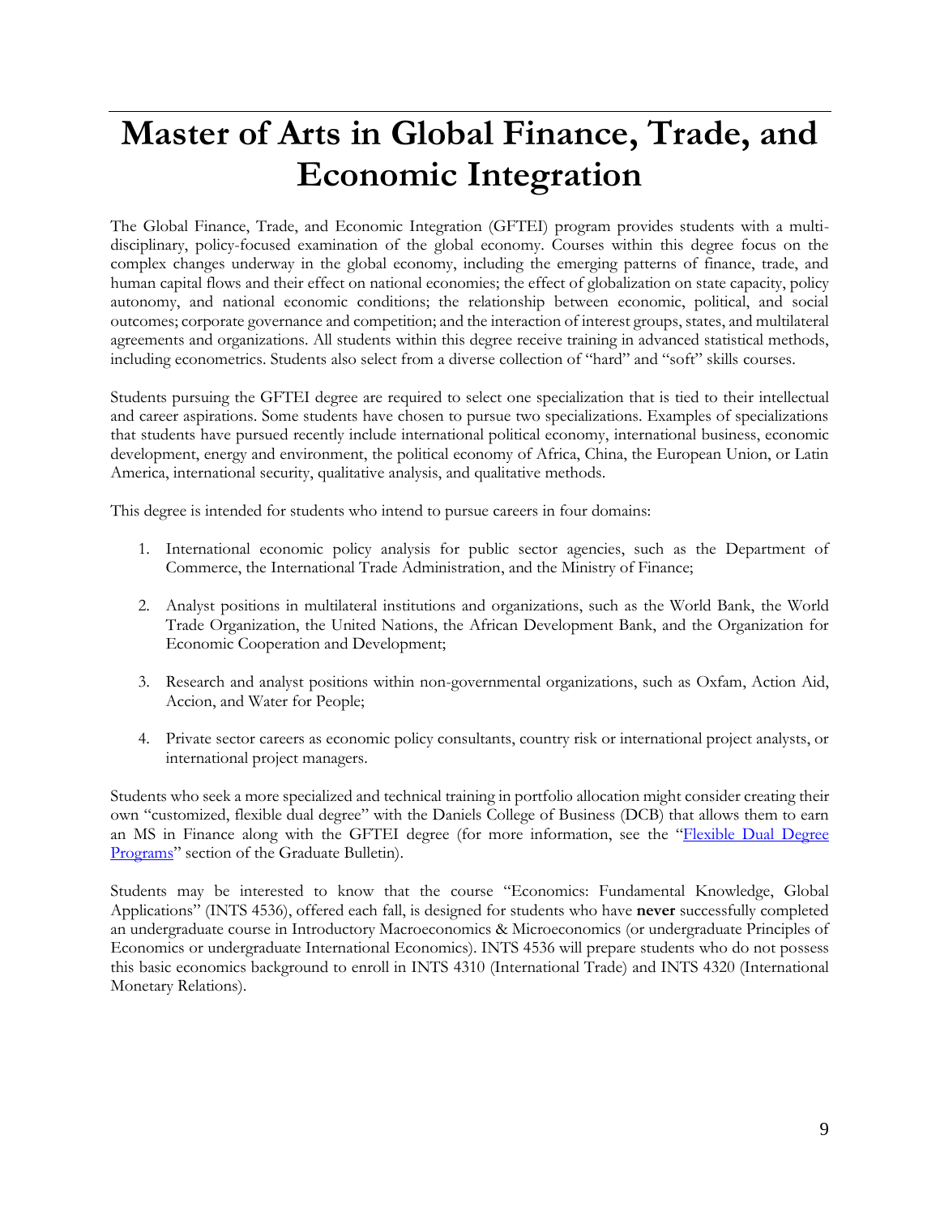# Master of Arts in Global Finance, Trade, and Economic Integration

The Global Finance, Trade, and Economic Integration (GFTEI) program provides students with a multi-disciplinary, policy-focused examination of the global economy. Courses within this degree focus on the complex changes underway in the global economy, including the emerging patterns of finance, trade, and human capital flows and their effect on national economies; the effect of globalization on state capacity, policy autonomy, and national economic conditions; the relationship between economic, political, and social outcomes; corporate governance and competition; and the interaction of interest groups, states, and multilateral agreements and organizations. All students within this degree receive training in advanced statistical methods, including econometrics. Students also select from a diverse collection of "hard" and "soft" skills courses.

Students pursuing the GFTEI degree are required to select one specialization that is tied to their intellectual and career aspirations. Some students have chosen to pursue two specializations. Examples of specializations that students have pursued recently include international political economy, international business, economic development, energy and environment, the political economy of Africa, China, the European Union, or Latin America, international security, qualitative analysis, and qualitative methods.

This degree is intended for students who intend to pursue careers in four domains:

1. International economic policy analysis for public sector agencies, such as the Department of Commerce, the International Trade Administration, and the Ministry of Finance;

2. Analyst positions in multilateral institutions and organizations, such as the World Bank, the World Trade Organization, the United Nations, the African Development Bank, and the Organization for Economic Cooperation and Development;

3. Research and analyst positions within non-governmental organizations, such as Oxfam, Action Aid, Accion, and Water for People;

4. Private sector careers as economic policy consultants, country risk or international project analysts, or international project managers.

Students who seek a more specialized and technical training in portfolio allocation might consider creating their own "customized, flexible dual degree" with the Daniels College of Business (DCB) that allows them to earn an MS in Finance along with the GFTEI degree (for more information, see the "Flexible Dual Degree Programs" section of the Graduate Bulletin).

Students may be interested to know that the course "Economics: Fundamental Knowledge, Global Applications" (INTS 4536), offered each fall, is designed for students who have **never** successfully completed an undergraduate course in Introductory Macroeconomics & Microeconomics (or undergraduate Principles of Economics or undergraduate International Economics). INTS 4536 will prepare students who do not possess this basic economics background to enroll in INTS 4310 (International Trade) and INTS 4320 (International Monetary Relations).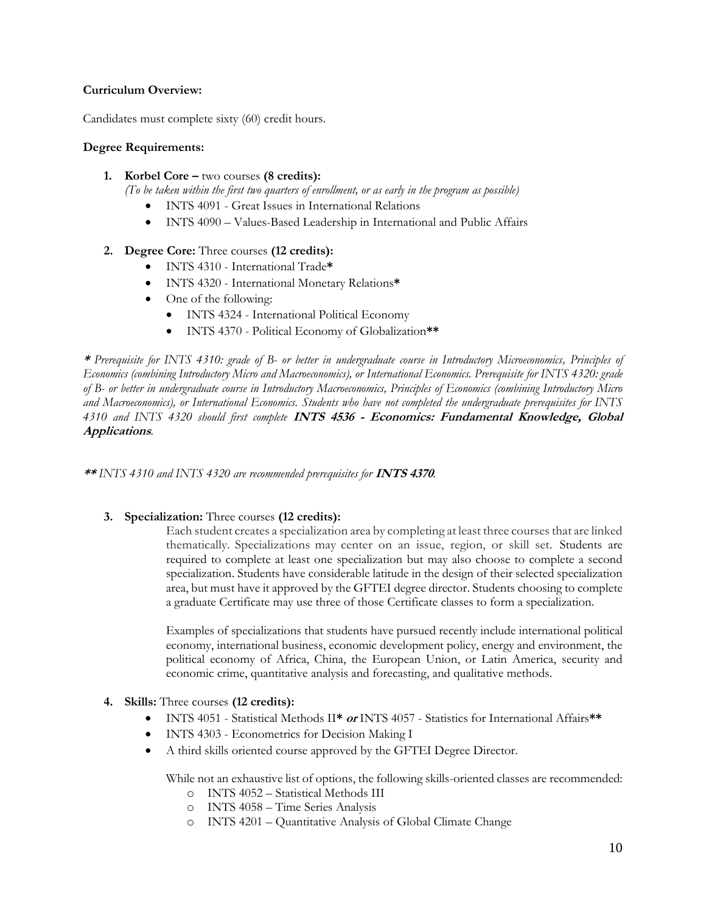**Curriculum Overview:**

Candidates must complete sixty (60) credit hours.

**Degree Requirements:**

1. **Korbel Core –** two courses **(8 credits):**
   *(To be taken within the first two quarters of enrollment, or as early in the program as possible)*
   - INTS 4091 - Great Issues in International Relations
   - INTS 4090 – Values-Based Leadership in International and Public Affairs

2. **Degree Core:** Three courses **(12 credits):**
   - INTS 4310 - International Trade**\***
   - INTS 4320 - International Monetary Relations**\***
   - One of the following:
     - INTS 4324 - International Political Economy
     - INTS 4370 - Political Economy of Globalization**\*\***

***\**** *Prerequisite for INTS 4310: grade of B- or better in undergraduate course in Introductory Microeconomics, Principles of Economics (combining Introductory Micro and Macroeconomics), or International Economics. Prerequisite for INTS 4320: grade of B- or better in undergraduate course in Introductory Macroeconomics, Principles of Economics (combining Introductory Micro and Macroeconomics), or International Economics. Students who have not completed the undergraduate prerequisites for INTS 4310 and INTS 4320 should first complete* ***INTS 4536 - Economics: Fundamental Knowledge, Global Applications****.*

***\*\**** *INTS 4310 and INTS 4320 are recommended prerequisites for* ***INTS 4370****.*

3. **Specialization:** Three courses **(12 credits):**

   Each student creates a specialization area by completing at least three courses that are linked thematically. Specializations may center on an issue, region, or skill set. Students are required to complete at least one specialization but may also choose to complete a second specialization. Students have considerable latitude in the design of their selected specialization area, but must have it approved by the GFTEI degree director. Students choosing to complete a graduate Certificate may use three of those Certificate classes to form a specialization.

   Examples of specializations that students have pursued recently include international political economy, international business, economic development policy, energy and environment, the political economy of Africa, China, the European Union, or Latin America, security and economic crime, quantitative analysis and forecasting, and qualitative methods.

4. **Skills:** Three courses **(12 credits):**
   - INTS 4051 - Statistical Methods II**\*** ***or*** INTS 4057 - Statistics for International Affairs**\*\***
   - INTS 4303 - Econometrics for Decision Making I
   - A third skills oriented course approved by the GFTEI Degree Director.

   While not an exhaustive list of options, the following skills-oriented classes are recommended:
   - INTS 4052 – Statistical Methods III
   - INTS 4058 – Time Series Analysis
   - INTS 4201 – Quantitative Analysis of Global Climate Change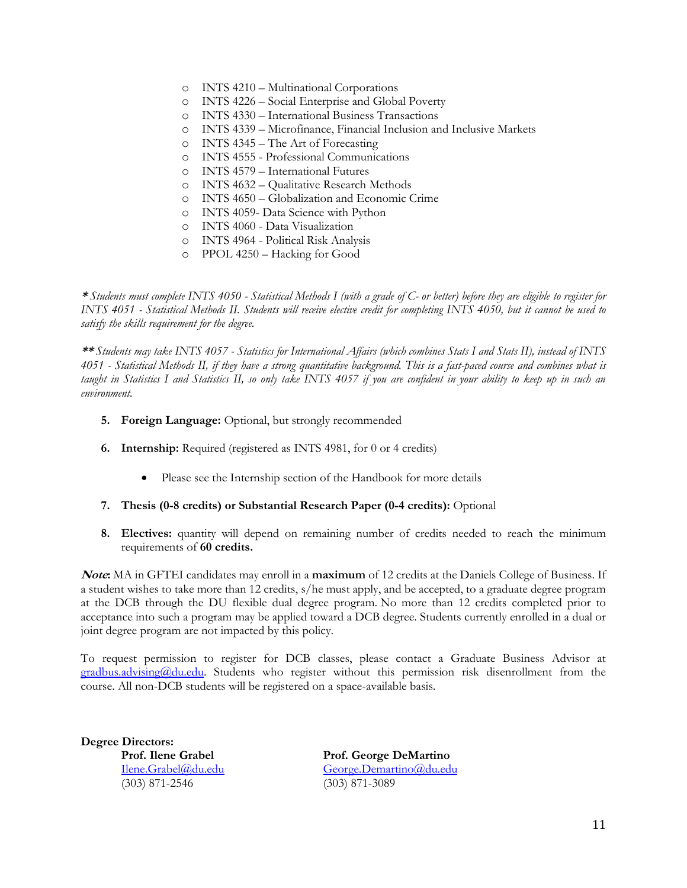- INTS 4210 – Multinational Corporations
- INTS 4226 – Social Enterprise and Global Poverty
- INTS 4330 – International Business Transactions
- INTS 4339 – Microfinance, Financial Inclusion and Inclusive Markets
- INTS 4345 – The Art of Forecasting
- INTS 4555 - Professional Communications
- INTS 4579 – International Futures
- INTS 4632 – Qualitative Research Methods
- INTS 4650 – Globalization and Economic Crime
- INTS 4059- Data Science with Python
- INTS 4060 - Data Visualization
- INTS 4964 - Political Risk Analysis
- PPOL 4250 – Hacking for Good

***\*** Students must complete INTS 4050 - Statistical Methods I (with a grade of C- or better) before they are eligible to register for INTS 4051 - Statistical Methods II. Students will receive elective credit for completing INTS 4050, but it cannot be used to satisfy the skills requirement for the degree.*

***\*\**** Students may take INTS 4057 - Statistics for International Affairs (which combines Stats I and Stats II), instead of INTS 4051 - Statistical Methods II, if they have a strong quantitative background. This is a fast-paced course and combines what is taught in Statistics I and Statistics II, so only take INTS 4057 if you are confident in your ability to keep up in such an environment.*

5. **Foreign Language:** Optional, but strongly recommended

6. **Internship:** Required (registered as INTS 4981, for 0 or 4 credits)

   - Please see the Internship section of the Handbook for more details

7. **Thesis (0-8 credits) or Substantial Research Paper (0-4 credits):** Optional

8. **Electives:** quantity will depend on remaining number of credits needed to reach the minimum requirements of **60 credits.**

***Note*:** MA in GFTEI candidates may enroll in a **maximum** of 12 credits at the Daniels College of Business. If a student wishes to take more than 12 credits, s/he must apply, and be accepted, to a graduate degree program at the DCB through the DU flexible dual degree program. No more than 12 credits completed prior to acceptance into such a program may be applied toward a DCB degree. Students currently enrolled in a dual or joint degree program are not impacted by this policy.

To request permission to register for DCB classes, please contact a Graduate Business Advisor at gradbus.advising@du.edu. Students who register without this permission risk disenrollment from the course. All non-DCB students will be registered on a space-available basis.

**Degree Directors:**

**Prof. Ilene Grabel**
Ilene.Grabel@du.edu
(303) 871-2546

**Prof. George DeMartino**
George.Demartino@du.edu
(303) 871-3089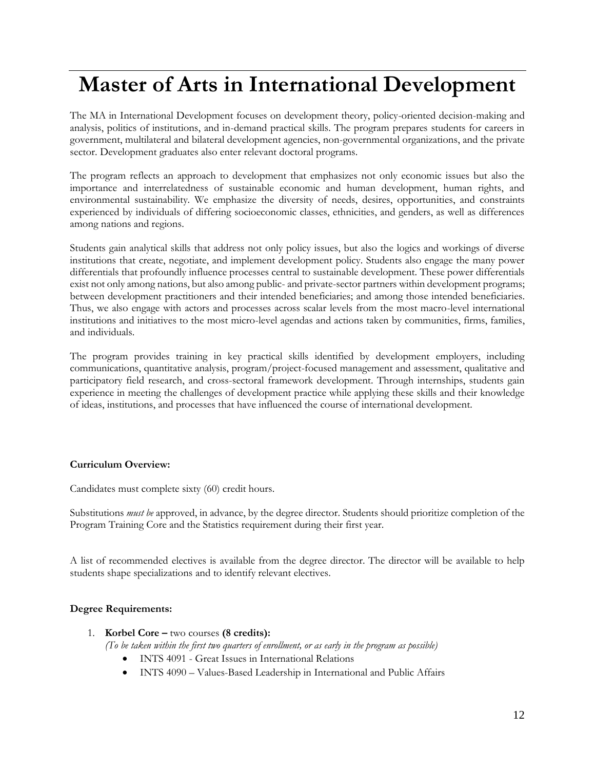# Master of Arts in International Development

The MA in International Development focuses on development theory, policy-oriented decision-making and analysis, politics of institutions, and in-demand practical skills. The program prepares students for careers in government, multilateral and bilateral development agencies, non-governmental organizations, and the private sector. Development graduates also enter relevant doctoral programs.

The program reflects an approach to development that emphasizes not only economic issues but also the importance and interrelatedness of sustainable economic and human development, human rights, and environmental sustainability. We emphasize the diversity of needs, desires, opportunities, and constraints experienced by individuals of differing socioeconomic classes, ethnicities, and genders, as well as differences among nations and regions.

Students gain analytical skills that address not only policy issues, but also the logics and workings of diverse institutions that create, negotiate, and implement development policy. Students also engage the many power differentials that profoundly influence processes central to sustainable development. These power differentials exist not only among nations, but also among public- and private-sector partners within development programs; between development practitioners and their intended beneficiaries; and among those intended beneficiaries. Thus, we also engage with actors and processes across scalar levels from the most macro-level international institutions and initiatives to the most micro-level agendas and actions taken by communities, firms, families, and individuals.

The program provides training in key practical skills identified by development employers, including communications, quantitative analysis, program/project-focused management and assessment, qualitative and participatory field research, and cross-sectoral framework development. Through internships, students gain experience in meeting the challenges of development practice while applying these skills and their knowledge of ideas, institutions, and processes that have influenced the course of international development.

**Curriculum Overview:**

Candidates must complete sixty (60) credit hours.

Substitutions *must be* approved, in advance, by the degree director. Students should prioritize completion of the Program Training Core and the Statistics requirement during their first year.

A list of recommended electives is available from the degree director. The director will be available to help students shape specializations and to identify relevant electives.

**Degree Requirements:**

1. **Korbel Core –** two courses **(8 credits):**
   *(To be taken within the first two quarters of enrollment, or as early in the program as possible)*
   - INTS 4091 - Great Issues in International Relations
   - INTS 4090 – Values-Based Leadership in International and Public Affairs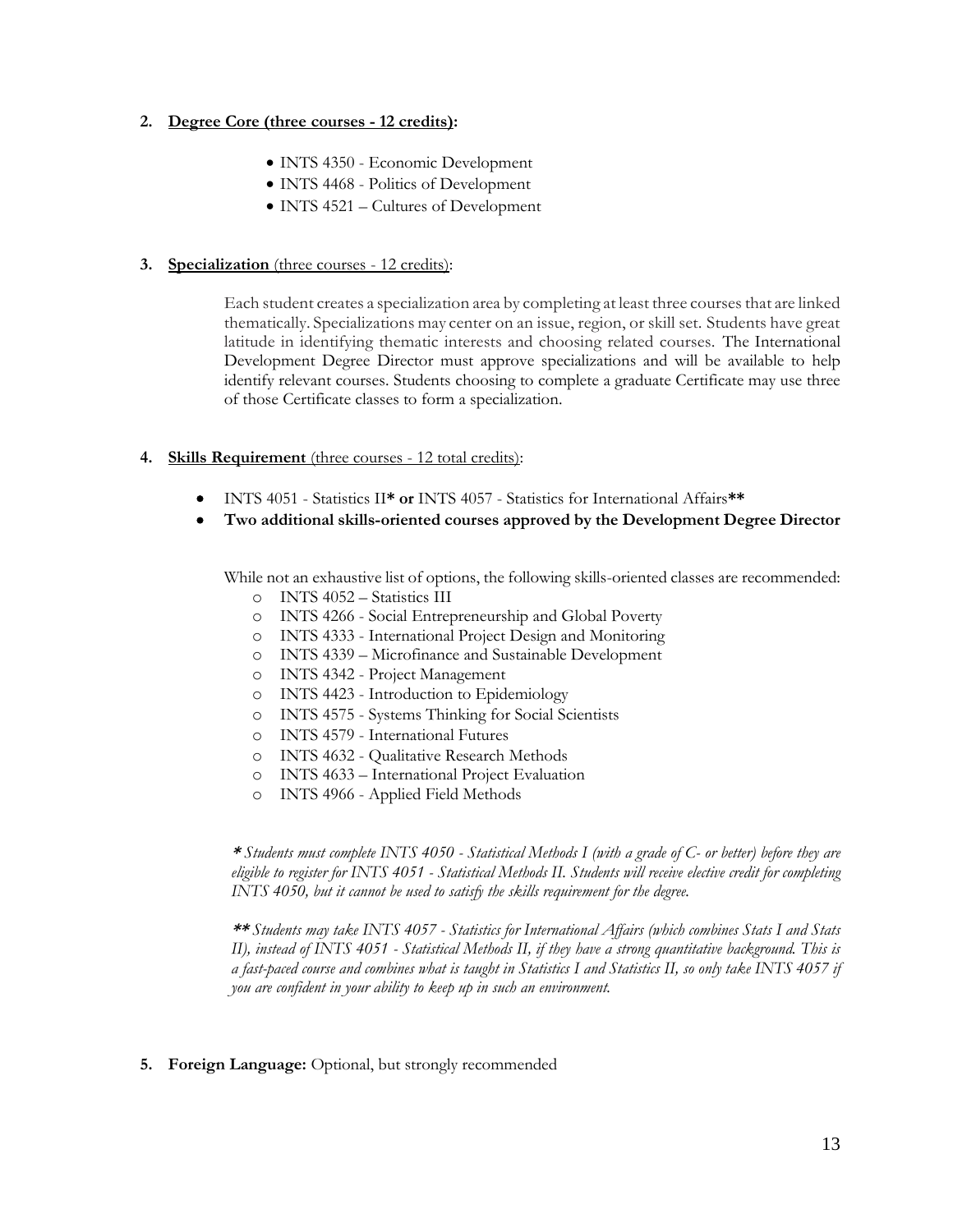2. **Degree Core (three courses - 12 credits):**

    - INTS 4350 - Economic Development
    - INTS 4468 - Politics of Development
    - INTS 4521 – Cultures of Development

3. **Specialization** (three courses - 12 credits):

    Each student creates a specialization area by completing at least three courses that are linked thematically. Specializations may center on an issue, region, or skill set. Students have great latitude in identifying thematic interests and choosing related courses. The International Development Degree Director must approve specializations and will be available to help identify relevant courses. Students choosing to complete a graduate Certificate may use three of those Certificate classes to form a specialization.

4. **Skills Requirement** (three courses - 12 total credits):

    - INTS 4051 - Statistics II* **or** INTS 4057 - Statistics for International Affairs**
    - **Two additional skills-oriented courses approved by the Development Degree Director**

    While not an exhaustive list of options, the following skills-oriented classes are recommended:

    - INTS 4052 – Statistics III
    - INTS 4266 - Social Entrepreneurship and Global Poverty
    - INTS 4333 - International Project Design and Monitoring
    - INTS 4339 – Microfinance and Sustainable Development
    - INTS 4342 - Project Management
    - INTS 4423 - Introduction to Epidemiology
    - INTS 4575 - Systems Thinking for Social Scientists
    - INTS 4579 - International Futures
    - INTS 4632 - Qualitative Research Methods
    - INTS 4633 – International Project Evaluation
    - INTS 4966 - Applied Field Methods

    *** Students must complete INTS 4050 - Statistical Methods I (with a grade of C- or better) before they are eligible to register for INTS 4051 - Statistical Methods II. Students will receive elective credit for completing INTS 4050, but it cannot be used to satisfy the skills requirement for the degree.*

    *** Students may take INTS 4057 - Statistics for International Affairs (which combines Stats I and Stats II), instead of INTS 4051 - Statistical Methods II, if they have a strong quantitative background. This is a fast-paced course and combines what is taught in Statistics I and Statistics II, so only take INTS 4057 if you are confident in your ability to keep up in such an environment.*

5. **Foreign Language:** Optional, but strongly recommended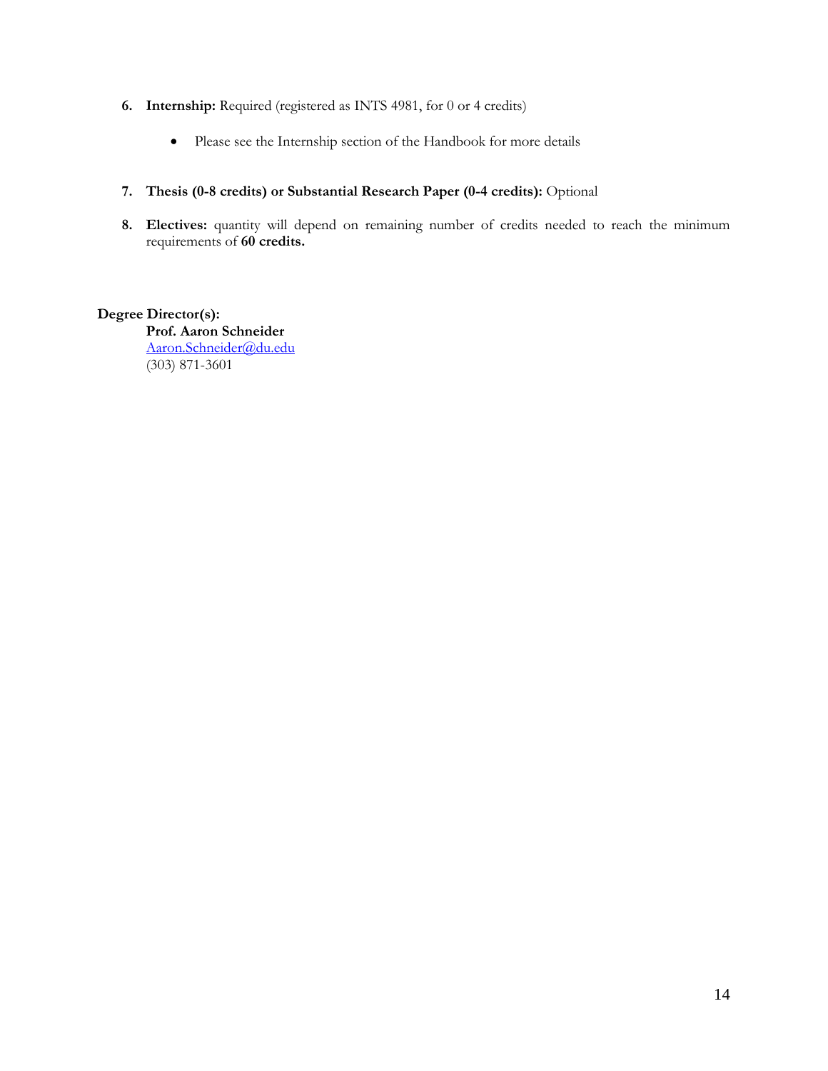6. **Internship:** Required (registered as INTS 4981, for 0 or 4 credits)

    - Please see the Internship section of the Handbook for more details

7. **Thesis (0-8 credits) or Substantial Research Paper (0-4 credits):** Optional

8. **Electives:** quantity will depend on remaining number of credits needed to reach the minimum requirements of **60 credits.**

**Degree Director(s):**

**Prof. Aaron Schneider**
Aaron.Schneider@du.edu
(303) 871-3601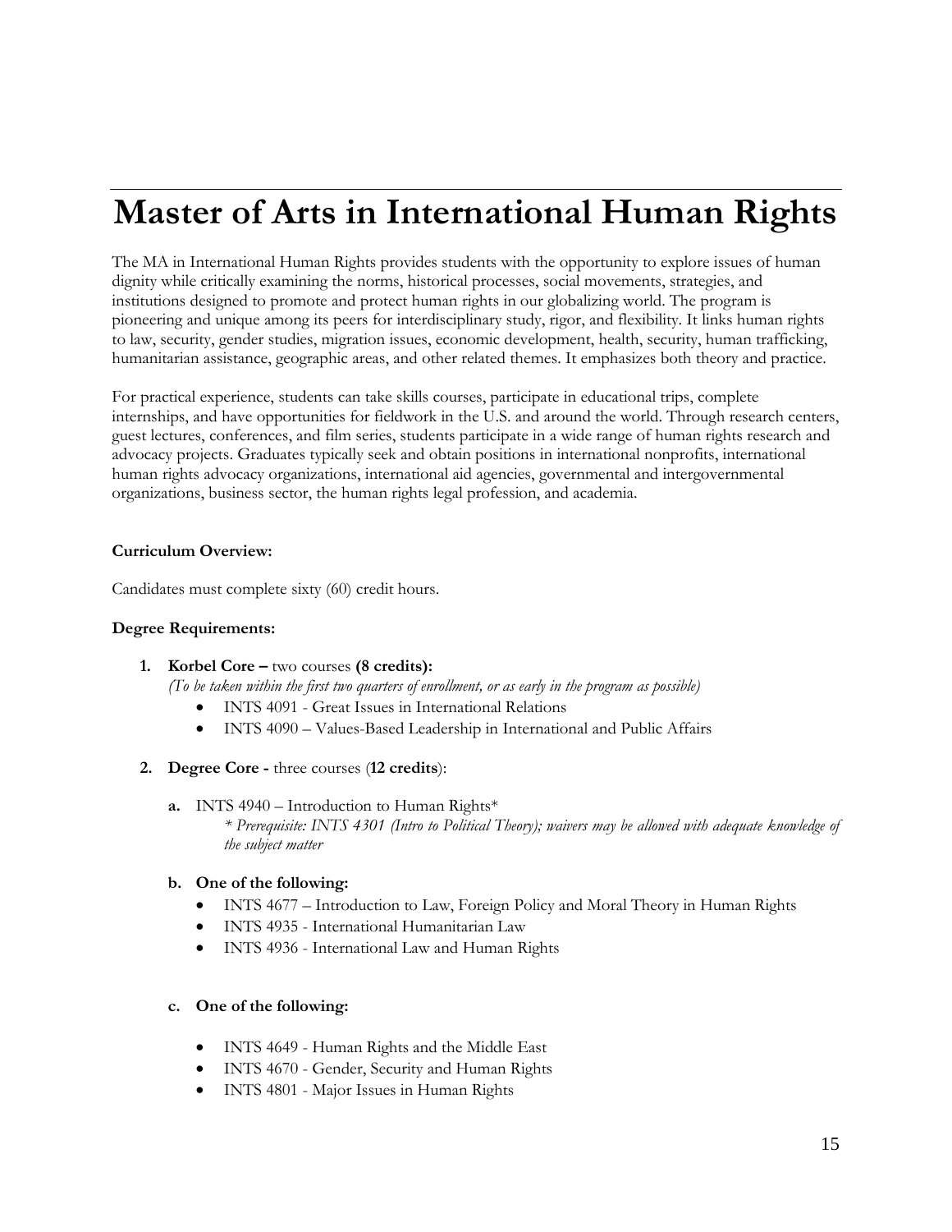# Master of Arts in International Human Rights

The MA in International Human Rights provides students with the opportunity to explore issues of human dignity while critically examining the norms, historical processes, social movements, strategies, and institutions designed to promote and protect human rights in our globalizing world. The program is pioneering and unique among its peers for interdisciplinary study, rigor, and flexibility. It links human rights to law, security, gender studies, migration issues, economic development, health, security, human trafficking, humanitarian assistance, geographic areas, and other related themes. It emphasizes both theory and practice.

For practical experience, students can take skills courses, participate in educational trips, complete internships, and have opportunities for fieldwork in the U.S. and around the world. Through research centers, guest lectures, conferences, and film series, students participate in a wide range of human rights research and advocacy projects. Graduates typically seek and obtain positions in international nonprofits, international human rights advocacy organizations, international aid agencies, governmental and intergovernmental organizations, business sector, the human rights legal profession, and academia.

**Curriculum Overview:**

Candidates must complete sixty (60) credit hours.

**Degree Requirements:**

1. **Korbel Core –** two courses **(8 credits):**
   *(To be taken within the first two quarters of enrollment, or as early in the program as possible)*
   - INTS 4091 - Great Issues in International Relations
   - INTS 4090 – Values-Based Leadership in International and Public Affairs

2. **Degree Core -** three courses (**12 credits**):

   **a.** INTS 4940 – Introduction to Human Rights*
   *\* Prerequisite: INTS 4301 (Intro to Political Theory); waivers may be allowed with adequate knowledge of the subject matter*

   **b. One of the following:**
   - INTS 4677 – Introduction to Law, Foreign Policy and Moral Theory in Human Rights
   - INTS 4935 - International Humanitarian Law
   - INTS 4936 - International Law and Human Rights

   **c. One of the following:**
   - INTS 4649 - Human Rights and the Middle East
   - INTS 4670 - Gender, Security and Human Rights
   - INTS 4801 - Major Issues in Human Rights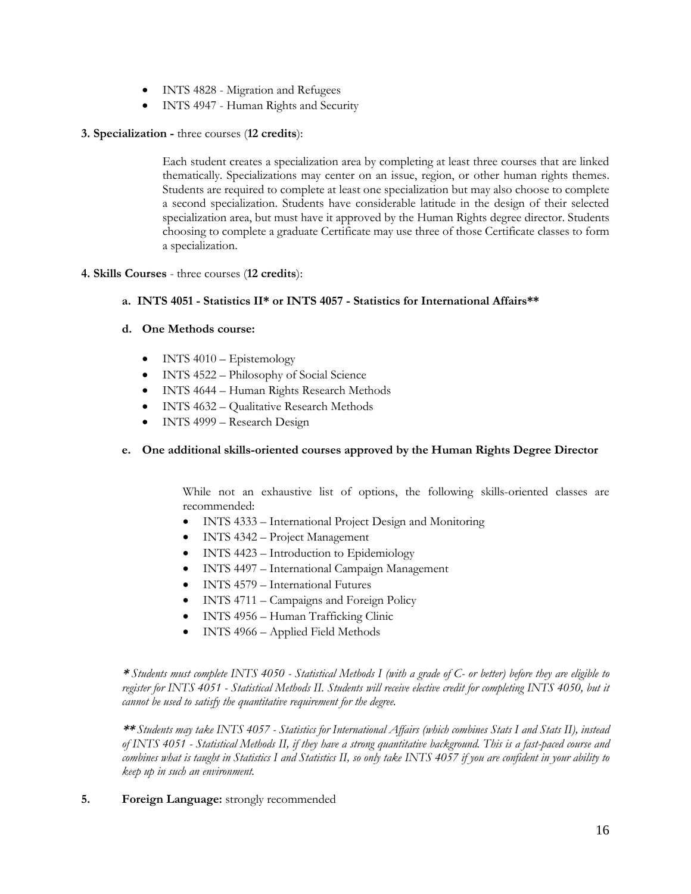- INTS 4828 - Migration and Refugees
- INTS 4947 - Human Rights and Security

**3. Specialization -** three courses (**12 credits**):

Each student creates a specialization area by completing at least three courses that are linked thematically. Specializations may center on an issue, region, or other human rights themes. Students are required to complete at least one specialization but may also choose to complete a second specialization. Students have considerable latitude in the design of their selected specialization area, but must have it approved by the Human Rights degree director. Students choosing to complete a graduate Certificate may use three of those Certificate classes to form a specialization.

**4. Skills Courses** - three courses (**12 credits**):

**a. INTS 4051 - Statistics II* or INTS 4057 - Statistics for International Affairs****

**d. One Methods course:**

- INTS 4010 – Epistemology
- INTS 4522 – Philosophy of Social Science
- INTS 4644 – Human Rights Research Methods
- INTS 4632 – Qualitative Research Methods
- INTS 4999 – Research Design

**e. One additional skills-oriented courses approved by the Human Rights Degree Director**

While not an exhaustive list of options, the following skills-oriented classes are recommended:

- INTS 4333 – International Project Design and Monitoring
- INTS 4342 – Project Management
- INTS 4423 – Introduction to Epidemiology
- INTS 4497 – International Campaign Management
- INTS 4579 – International Futures
- INTS 4711 – Campaigns and Foreign Policy
- INTS 4956 – Human Trafficking Clinic
- INTS 4966 – Applied Field Methods

***** *Students must complete INTS 4050 - Statistical Methods I (with a grade of C- or better) before they are eligible to register for INTS 4051 - Statistical Methods II. Students will receive elective credit for completing INTS 4050, but it cannot be used to satisfy the quantitative requirement for the degree.*

****** *Students may take INTS 4057 - Statistics for International Affairs (which combines Stats I and Stats II), instead of INTS 4051 - Statistical Methods II, if they have a strong quantitative background. This is a fast-paced course and combines what is taught in Statistics I and Statistics II, so only take INTS 4057 if you are confident in your ability to keep up in such an environment.*

**5. Foreign Language:** strongly recommended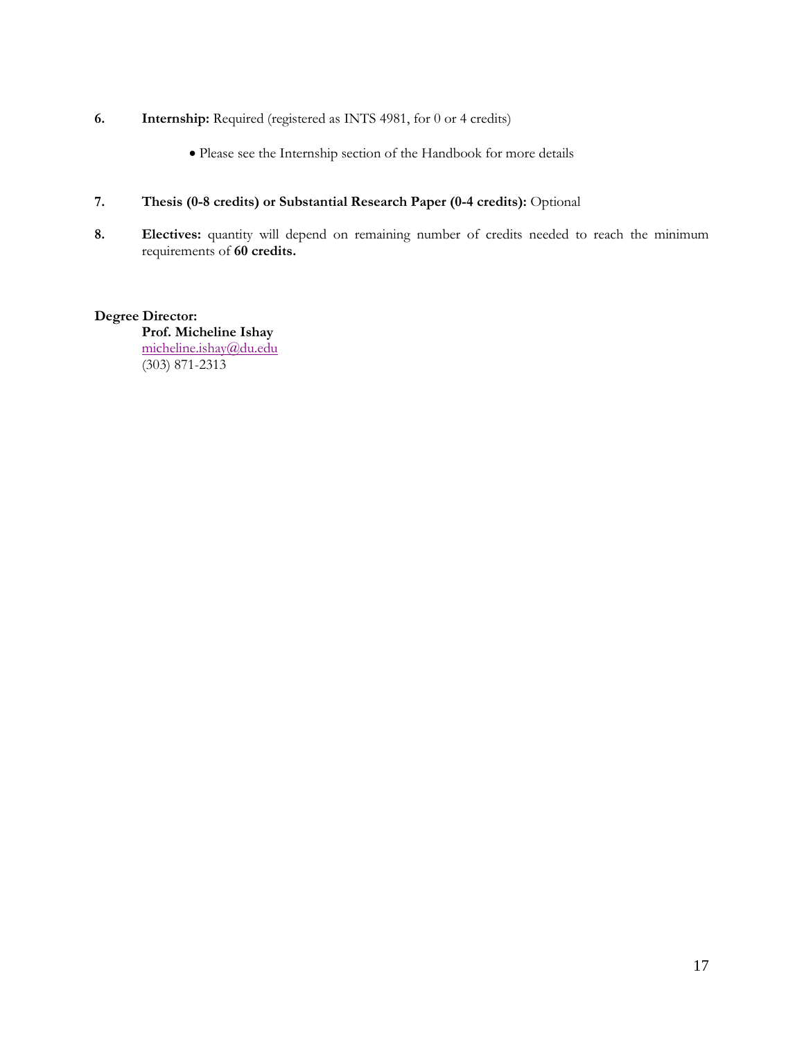6. **Internship:** Required (registered as INTS 4981, for 0 or 4 credits)

    - Please see the Internship section of the Handbook for more details

7. **Thesis (0-8 credits) or Substantial Research Paper (0-4 credits):** Optional

8. **Electives:** quantity will depend on remaining number of credits needed to reach the minimum requirements of **60 credits.**

**Degree Director:**
**Prof. Micheline Ishay**
micheline.ishay@du.edu
(303) 871-2313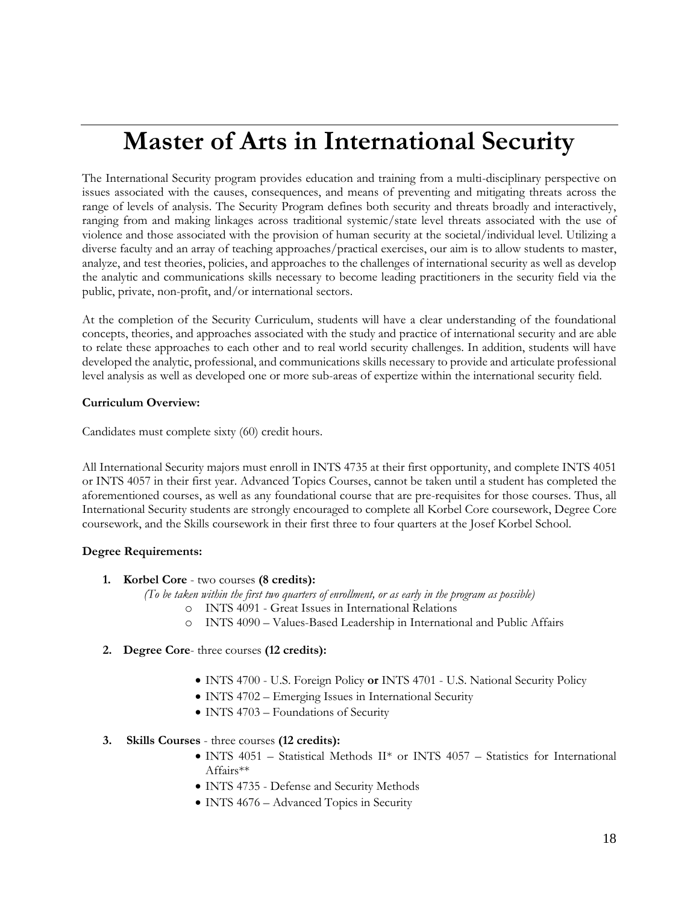# Master of Arts in International Security

The International Security program provides education and training from a multi-disciplinary perspective on issues associated with the causes, consequences, and means of preventing and mitigating threats across the range of levels of analysis. The Security Program defines both security and threats broadly and interactively, ranging from and making linkages across traditional systemic/state level threats associated with the use of violence and those associated with the provision of human security at the societal/individual level. Utilizing a diverse faculty and an array of teaching approaches/practical exercises, our aim is to allow students to master, analyze, and test theories, policies, and approaches to the challenges of international security as well as develop the analytic and communications skills necessary to become leading practitioners in the security field via the public, private, non-profit, and/or international sectors.

At the completion of the Security Curriculum, students will have a clear understanding of the foundational concepts, theories, and approaches associated with the study and practice of international security and are able to relate these approaches to each other and to real world security challenges. In addition, students will have developed the analytic, professional, and communications skills necessary to provide and articulate professional level analysis as well as developed one or more sub-areas of expertize within the international security field.

**Curriculum Overview:**

Candidates must complete sixty (60) credit hours.

All International Security majors must enroll in INTS 4735 at their first opportunity, and complete INTS 4051 or INTS 4057 in their first year. Advanced Topics Courses, cannot be taken until a student has completed the aforementioned courses, as well as any foundational course that are pre-requisites for those courses. Thus, all International Security students are strongly encouraged to complete all Korbel Core coursework, Degree Core coursework, and the Skills coursework in their first three to four quarters at the Josef Korbel School.

**Degree Requirements:**

1. **Korbel Core** - two courses **(8 credits):**
   *(To be taken within the first two quarters of enrollment, or as early in the program as possible)*
   - INTS 4091 - Great Issues in International Relations
   - INTS 4090 – Values-Based Leadership in International and Public Affairs

2. **Degree Core**- three courses **(12 credits):**
   - INTS 4700 - U.S. Foreign Policy **or** INTS 4701 - U.S. National Security Policy
   - INTS 4702 – Emerging Issues in International Security
   - INTS 4703 – Foundations of Security

3. **Skills Courses** - three courses **(12 credits):**
   - INTS 4051 – Statistical Methods II* or INTS 4057 – Statistics for International Affairs**
   - INTS 4735 - Defense and Security Methods
   - INTS 4676 – Advanced Topics in Security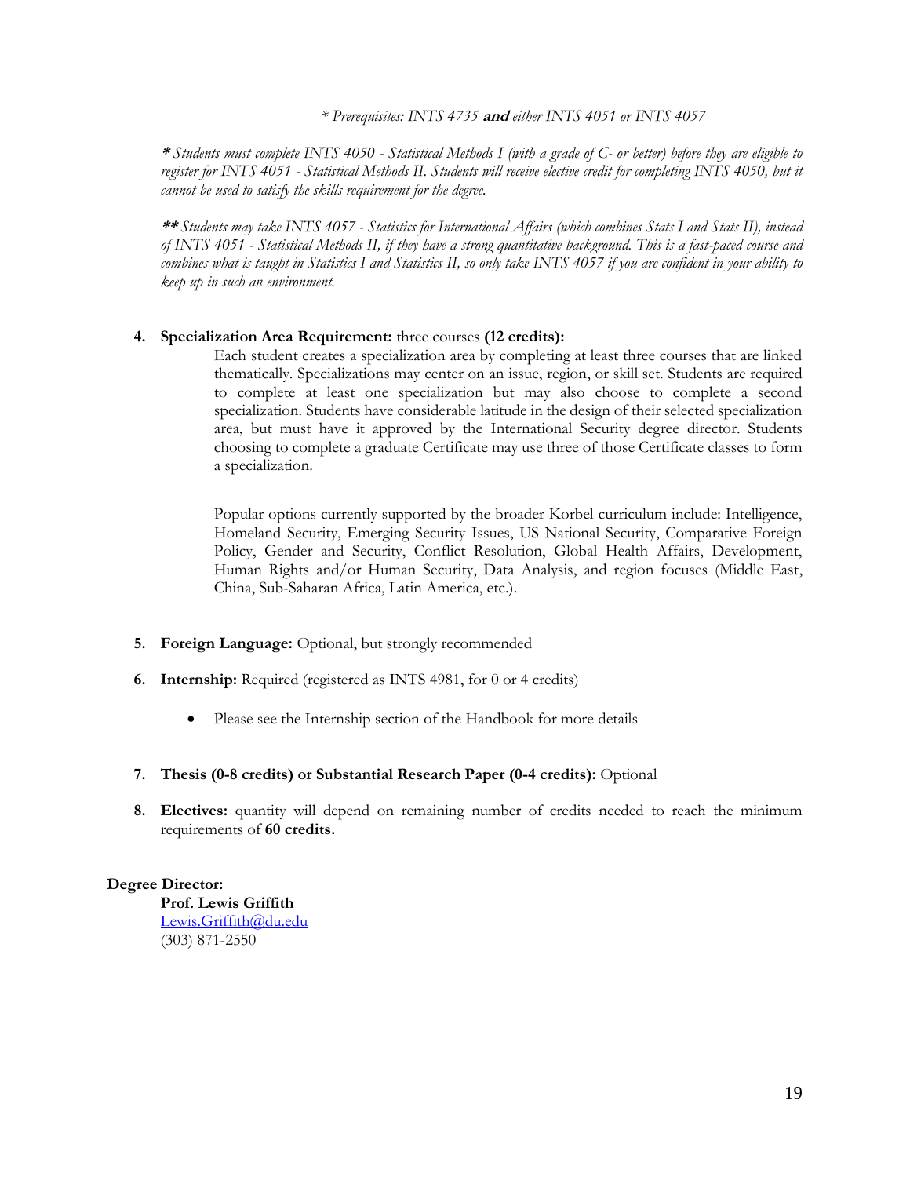*\* Prerequisites: INTS 4735 **and** either INTS 4051 or INTS 4057*

***\**** *Students must complete INTS 4050 - Statistical Methods I (with a grade of C- or better) before they are eligible to register for INTS 4051 - Statistical Methods II. Students will receive elective credit for completing INTS 4050, but it cannot be used to satisfy the skills requirement for the degree.*

***\*\**** *Students may take INTS 4057 - Statistics for International Affairs (which combines Stats I and Stats II), instead of INTS 4051 - Statistical Methods II, if they have a strong quantitative background. This is a fast-paced course and combines what is taught in Statistics I and Statistics II, so only take INTS 4057 if you are confident in your ability to keep up in such an environment.*

4. **Specialization Area Requirement:** three courses **(12 credits):**

   Each student creates a specialization area by completing at least three courses that are linked thematically. Specializations may center on an issue, region, or skill set. Students are required to complete at least one specialization but may also choose to complete a second specialization. Students have considerable latitude in the design of their selected specialization area, but must have it approved by the International Security degree director. Students choosing to complete a graduate Certificate may use three of those Certificate classes to form a specialization.

   Popular options currently supported by the broader Korbel curriculum include: Intelligence, Homeland Security, Emerging Security Issues, US National Security, Comparative Foreign Policy, Gender and Security, Conflict Resolution, Global Health Affairs, Development, Human Rights and/or Human Security, Data Analysis, and region focuses (Middle East, China, Sub-Saharan Africa, Latin America, etc.).

5. **Foreign Language:** Optional, but strongly recommended

6. **Internship:** Required (registered as INTS 4981, for 0 or 4 credits)

   - Please see the Internship section of the Handbook for more details

7. **Thesis (0-8 credits) or Substantial Research Paper (0-4 credits):** Optional

8. **Electives:** quantity will depend on remaining number of credits needed to reach the minimum requirements of **60 credits.**

**Degree Director:**

**Prof. Lewis Griffith**
Lewis.Griffith@du.edu
(303) 871-2550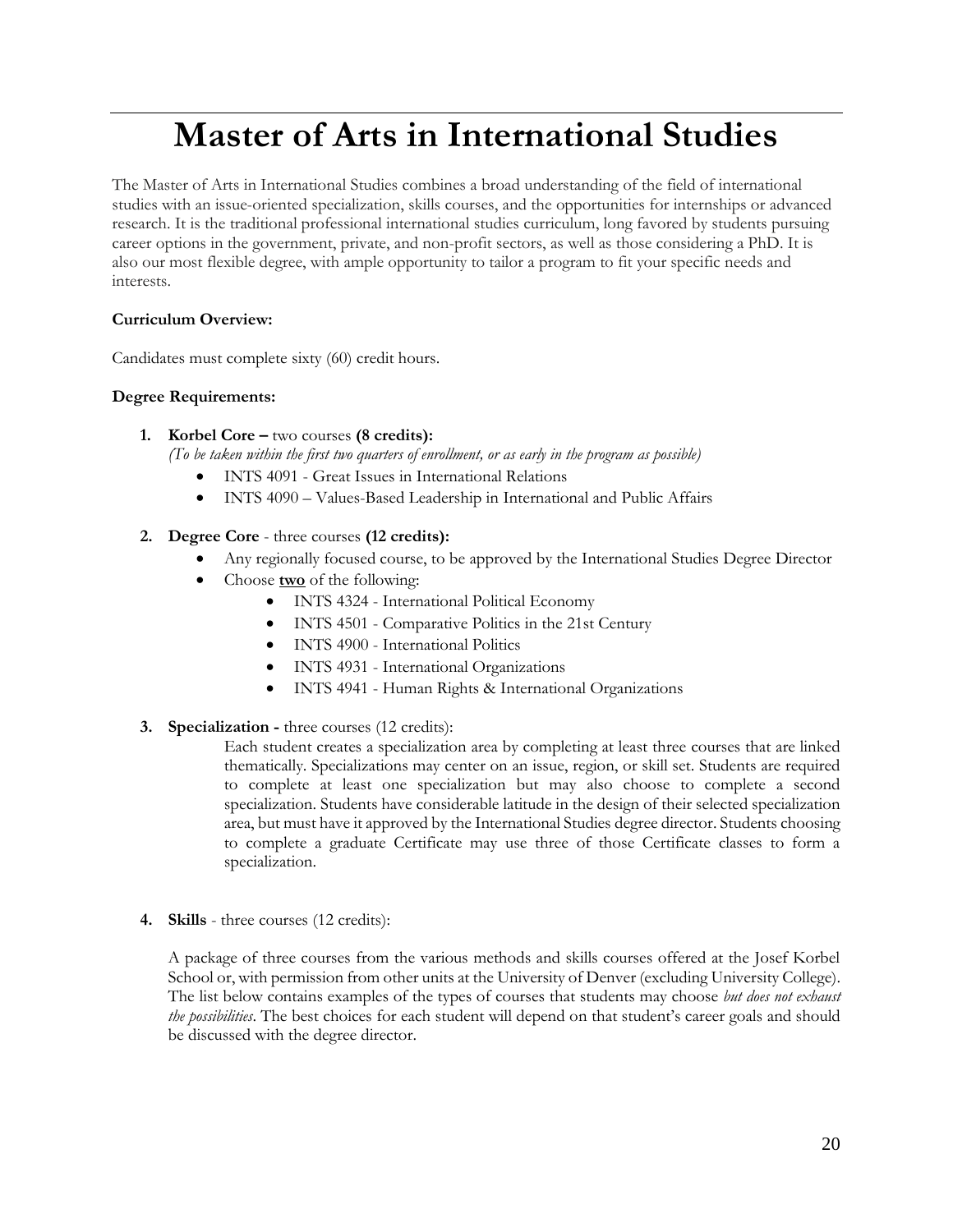# Master of Arts in International Studies

The Master of Arts in International Studies combines a broad understanding of the field of international studies with an issue-oriented specialization, skills courses, and the opportunities for internships or advanced research. It is the traditional professional international studies curriculum, long favored by students pursuing career options in the government, private, and non-profit sectors, as well as those considering a PhD. It is also our most flexible degree, with ample opportunity to tailor a program to fit your specific needs and interests.

**Curriculum Overview:**

Candidates must complete sixty (60) credit hours.

**Degree Requirements:**

1. **Korbel Core –** two courses **(8 credits):**
   *(To be taken within the first two quarters of enrollment, or as early in the program as possible)*
   - INTS 4091 - Great Issues in International Relations
   - INTS 4090 – Values-Based Leadership in International and Public Affairs

2. **Degree Core** - three courses **(12 credits):**
   - Any regionally focused course, to be approved by the International Studies Degree Director
   - Choose **<u>two</u>** of the following:
     - INTS 4324 - International Political Economy
     - INTS 4501 - Comparative Politics in the 21st Century
     - INTS 4900 - International Politics
     - INTS 4931 - International Organizations
     - INTS 4941 - Human Rights & International Organizations

3. **Specialization -** three courses (12 credits):

   Each student creates a specialization area by completing at least three courses that are linked thematically. Specializations may center on an issue, region, or skill set. Students are required to complete at least one specialization but may also choose to complete a second specialization. Students have considerable latitude in the design of their selected specialization area, but must have it approved by the International Studies degree director. Students choosing to complete a graduate Certificate may use three of those Certificate classes to form a specialization.

4. **Skills** - three courses (12 credits):

   A package of three courses from the various methods and skills courses offered at the Josef Korbel School or, with permission from other units at the University of Denver (excluding University College). The list below contains examples of the types of courses that students may choose *but does not exhaust the possibilities*. The best choices for each student will depend on that student's career goals and should be discussed with the degree director.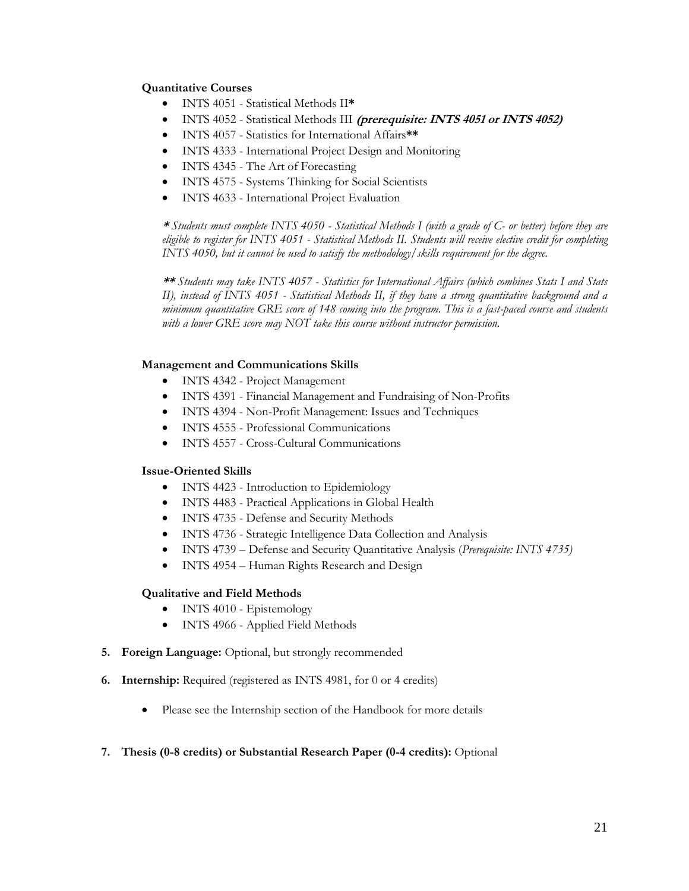**Quantitative Courses**

- INTS 4051 - Statistical Methods II**\***
- INTS 4052 - Statistical Methods III ***(prerequisite: INTS 4051 or INTS 4052)***
- INTS 4057 - Statistics for International Affairs**\*\***
- INTS 4333 - International Project Design and Monitoring
- INTS 4345 - The Art of Forecasting
- INTS 4575 - Systems Thinking for Social Scientists
- INTS 4633 - International Project Evaluation

***\**** *Students must complete INTS 4050 - Statistical Methods I (with a grade of C- or better) before they are eligible to register for INTS 4051 - Statistical Methods II. Students will receive elective credit for completing INTS 4050, but it cannot be used to satisfy the methodology/skills requirement for the degree.*

***\*\**** *Students may take INTS 4057 - Statistics for International Affairs (which combines Stats I and Stats II), instead of INTS 4051 - Statistical Methods II, if they have a strong quantitative background and a minimum quantitative GRE score of 148 coming into the program. This is a fast-paced course and students with a lower GRE score may NOT take this course without instructor permission.*

**Management and Communications Skills**

- INTS 4342 - Project Management
- INTS 4391 - Financial Management and Fundraising of Non-Profits
- INTS 4394 - Non-Profit Management: Issues and Techniques
- INTS 4555 - Professional Communications
- INTS 4557 - Cross-Cultural Communications

**Issue-Oriented Skills**

- INTS 4423 - Introduction to Epidemiology
- INTS 4483 - Practical Applications in Global Health
- INTS 4735 - Defense and Security Methods
- INTS 4736 - Strategic Intelligence Data Collection and Analysis
- INTS 4739 – Defense and Security Quantitative Analysis (*Prerequisite: INTS 4735)*
- INTS 4954 – Human Rights Research and Design

**Qualitative and Field Methods**

- INTS 4010 - Epistemology
- INTS 4966 - Applied Field Methods

5. **Foreign Language:** Optional, but strongly recommended

6. **Internship:** Required (registered as INTS 4981, for 0 or 4 credits)

   - Please see the Internship section of the Handbook for more details

7. **Thesis (0-8 credits) or Substantial Research Paper (0-4 credits):** Optional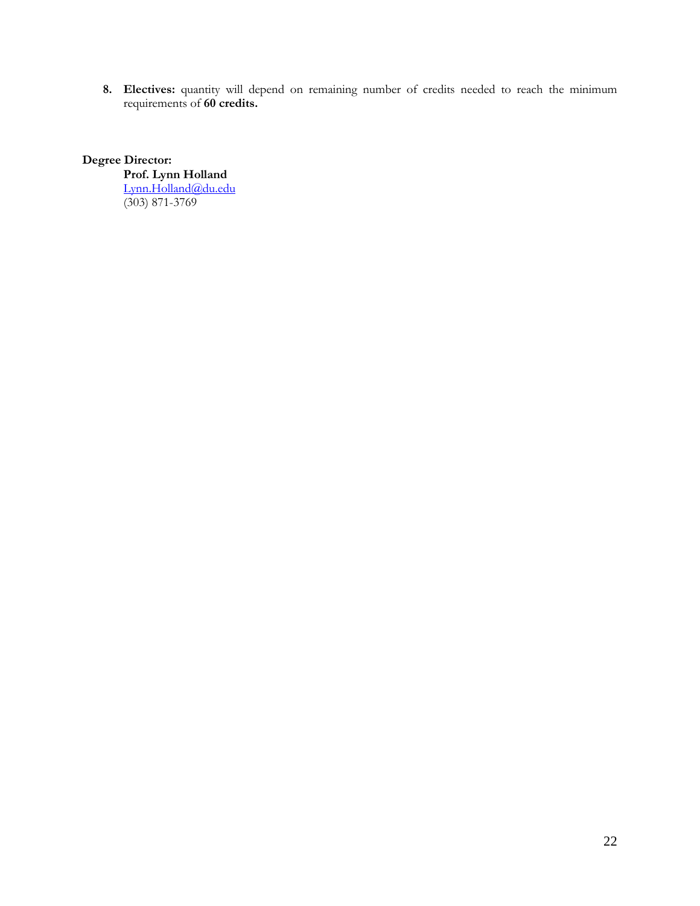8. **Electives:** quantity will depend on remaining number of credits needed to reach the minimum requirements of **60 credits.**

**Degree Director:**

**Prof. Lynn Holland**
Lynn.Holland@du.edu
(303) 871-3769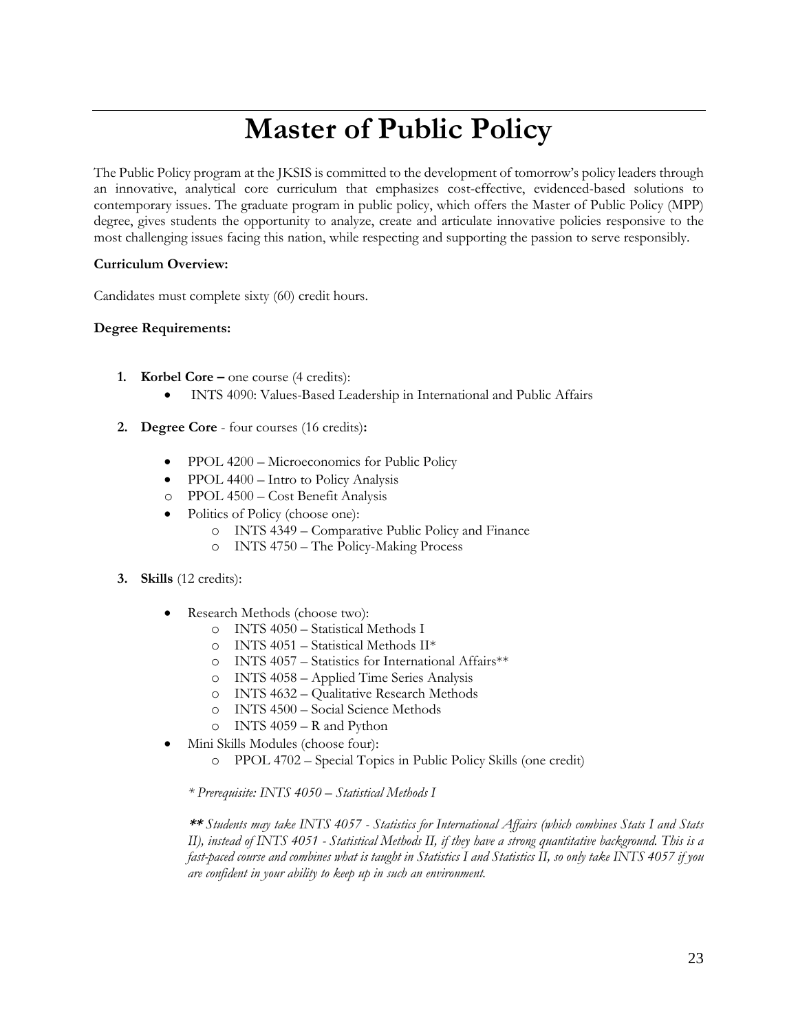# Master of Public Policy

The Public Policy program at the JKSIS is committed to the development of tomorrow's policy leaders through an innovative, analytical core curriculum that emphasizes cost-effective, evidenced-based solutions to contemporary issues. The graduate program in public policy, which offers the Master of Public Policy (MPP) degree, gives students the opportunity to analyze, create and articulate innovative policies responsive to the most challenging issues facing this nation, while respecting and supporting the passion to serve responsibly.

**Curriculum Overview:**

Candidates must complete sixty (60) credit hours.

**Degree Requirements:**

1. **Korbel Core –** one course (4 credits):
   - INTS 4090: Values-Based Leadership in International and Public Affairs

2. **Degree Core** - four courses (16 credits)**:**
   - PPOL 4200 – Microeconomics for Public Policy
   - PPOL 4400 – Intro to Policy Analysis
   - PPOL 4500 – Cost Benefit Analysis
   - Politics of Policy (choose one):
     - INTS 4349 – Comparative Public Policy and Finance
     - INTS 4750 – The Policy-Making Process

3. **Skills** (12 credits):
   - Research Methods (choose two):
     - INTS 4050 – Statistical Methods I
     - INTS 4051 – Statistical Methods II*
     - INTS 4057 – Statistics for International Affairs**
     - INTS 4058 – Applied Time Series Analysis
     - INTS 4632 – Qualitative Research Methods
     - INTS 4500 – Social Science Methods
     - INTS 4059 – R and Python
   - Mini Skills Modules (choose four):
     - PPOL 4702 – Special Topics in Public Policy Skills (one credit)

   *\* Prerequisite: INTS 4050 – Statistical Methods I*

   ***\*\* Students may take INTS 4057 - Statistics for International Affairs (which combines Stats I and Stats II), instead of INTS 4051 - Statistical Methods II, if they have a strong quantitative background. This is a fast-paced course and combines what is taught in Statistics I and Statistics II, so only take INTS 4057 if you are confident in your ability to keep up in such an environment.***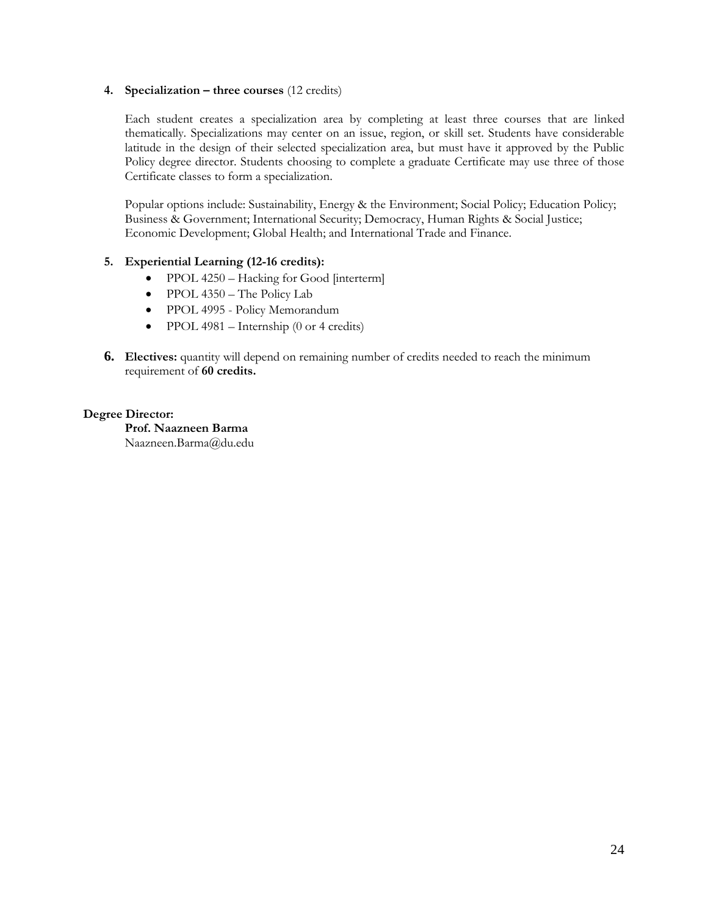4. **Specialization – three courses** (12 credits)

   Each student creates a specialization area by completing at least three courses that are linked thematically. Specializations may center on an issue, region, or skill set. Students have considerable latitude in the design of their selected specialization area, but must have it approved by the Public Policy degree director. Students choosing to complete a graduate Certificate may use three of those Certificate classes to form a specialization.

   Popular options include: Sustainability, Energy & the Environment; Social Policy; Education Policy; Business & Government; International Security; Democracy, Human Rights & Social Justice; Economic Development; Global Health; and International Trade and Finance.

5. **Experiential Learning (12-16 credits):**
   - PPOL 4250 – Hacking for Good [interterm]
   - PPOL 4350 – The Policy Lab
   - PPOL 4995 - Policy Memorandum
   - PPOL 4981 – Internship (0 or 4 credits)

6. **Electives:** quantity will depend on remaining number of credits needed to reach the minimum requirement of **60 credits.**

**Degree Director:**

**Prof. Naazneen Barma**
Naazneen.Barma@du.edu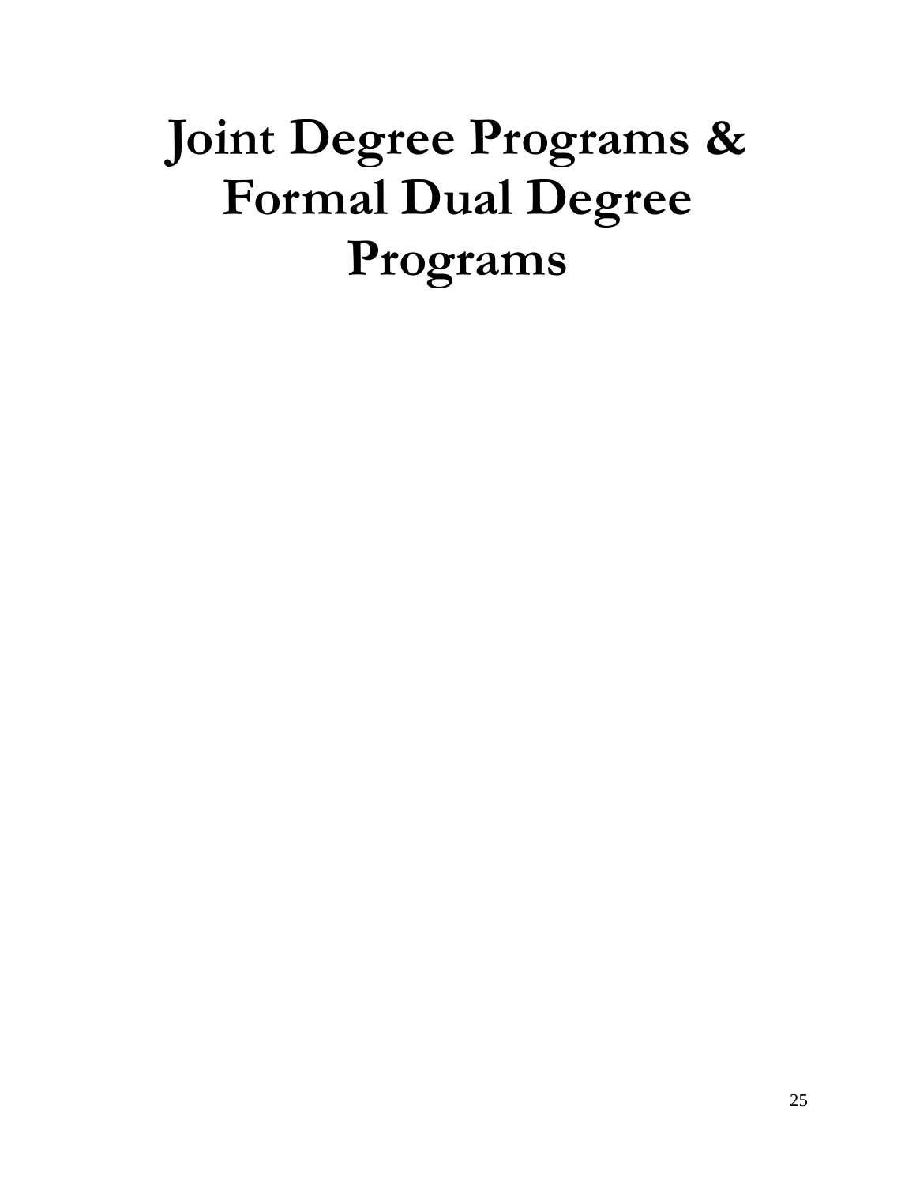# Joint Degree Programs & Formal Dual Degree Programs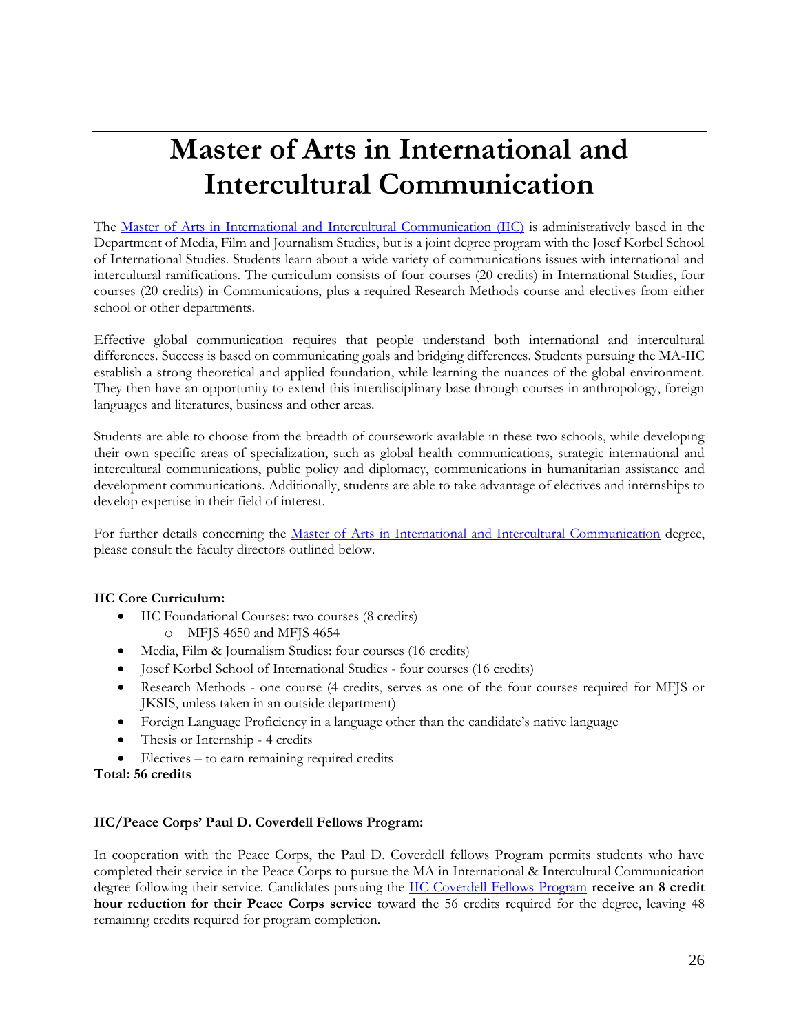# Master of Arts in International and Intercultural Communication

The Master of Arts in International and Intercultural Communication (IIC) is administratively based in the Department of Media, Film and Journalism Studies, but is a joint degree program with the Josef Korbel School of International Studies. Students learn about a wide variety of communications issues with international and intercultural ramifications. The curriculum consists of four courses (20 credits) in International Studies, four courses (20 credits) in Communications, plus a required Research Methods course and electives from either school or other departments.

Effective global communication requires that people understand both international and intercultural differences. Success is based on communicating goals and bridging differences. Students pursuing the MA-IIC establish a strong theoretical and applied foundation, while learning the nuances of the global environment. They then have an opportunity to extend this interdisciplinary base through courses in anthropology, foreign languages and literatures, business and other areas.

Students are able to choose from the breadth of coursework available in these two schools, while developing their own specific areas of specialization, such as global health communications, strategic international and intercultural communications, public policy and diplomacy, communications in humanitarian assistance and development communications. Additionally, students are able to take advantage of electives and internships to develop expertise in their field of interest.

For further details concerning the Master of Arts in International and Intercultural Communication degree, please consult the faculty directors outlined below.

**IIC Core Curriculum:**

- IIC Foundational Courses: two courses (8 credits)
  - MFJS 4650 and MFJS 4654
- Media, Film & Journalism Studies: four courses (16 credits)
- Josef Korbel School of International Studies - four courses (16 credits)
- Research Methods - one course (4 credits, serves as one of the four courses required for MFJS or JKSIS, unless taken in an outside department)
- Foreign Language Proficiency in a language other than the candidate's native language
- Thesis or Internship - 4 credits
- Electives – to earn remaining required credits

**Total: 56 credits**

**IIC/Peace Corps' Paul D. Coverdell Fellows Program:**

In cooperation with the Peace Corps, the Paul D. Coverdell fellows Program permits students who have completed their service in the Peace Corps to pursue the MA in International & Intercultural Communication degree following their service. Candidates pursuing the IIC Coverdell Fellows Program **receive an 8 credit hour reduction for their Peace Corps service** toward the 56 credits required for the degree, leaving 48 remaining credits required for program completion.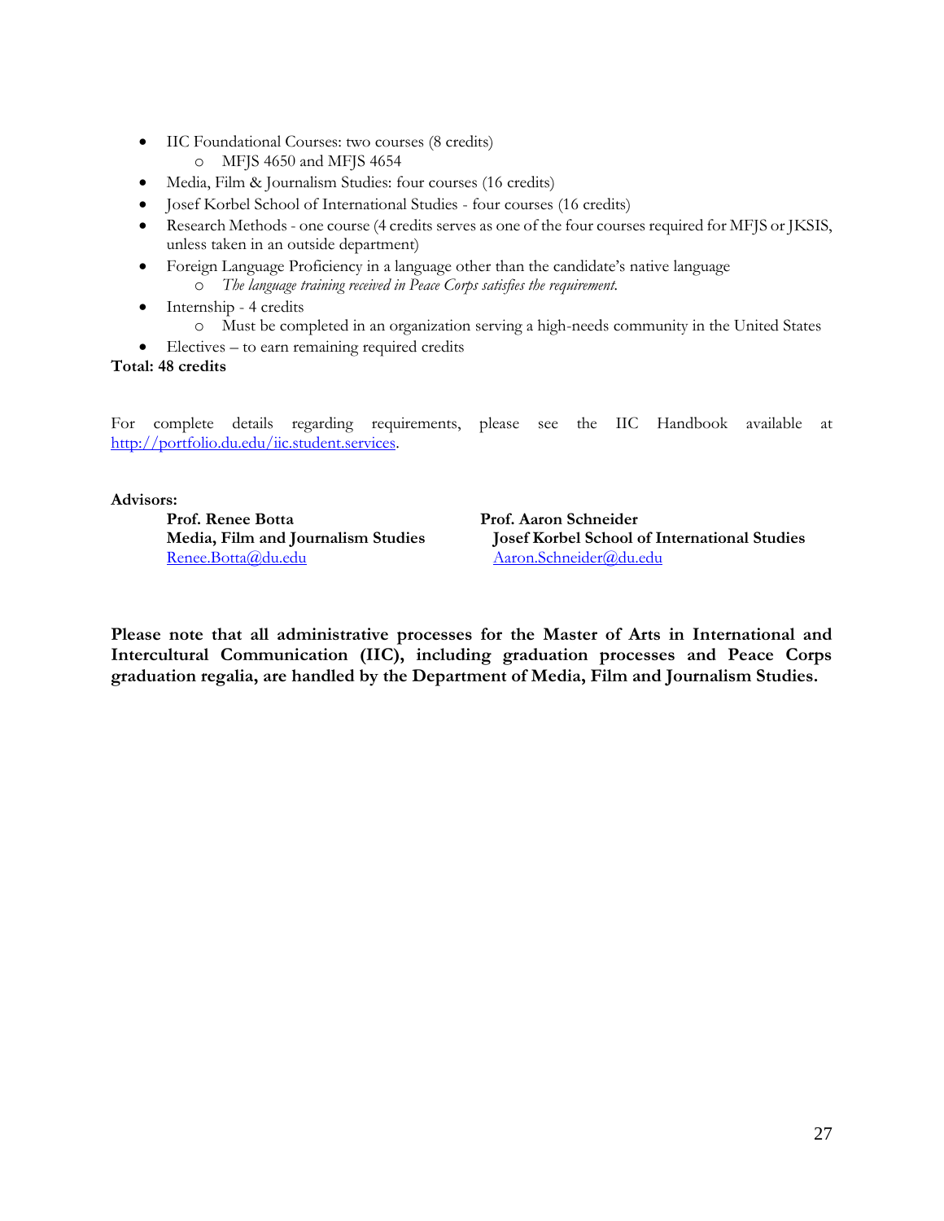- IIC Foundational Courses: two courses (8 credits)
    - MFJS 4650 and MFJS 4654
- Media, Film & Journalism Studies: four courses (16 credits)
- Josef Korbel School of International Studies - four courses (16 credits)
- Research Methods - one course (4 credits serves as one of the four courses required for MFJS or JKSIS, unless taken in an outside department)
- Foreign Language Proficiency in a language other than the candidate's native language
    - *The language training received in Peace Corps satisfies the requirement.*
- Internship - 4 credits
    - Must be completed in an organization serving a high-needs community in the United States
- Electives – to earn remaining required credits

**Total: 48 credits**

For complete details regarding requirements, please see the IIC Handbook available at http://portfolio.du.edu/iic.student.services.

**Advisors:**

**Prof. Renee Botta**
**Media, Film and Journalism Studies**
Renee.Botta@du.edu

**Prof. Aaron Schneider**
**Josef Korbel School of International Studies**
Aaron.Schneider@du.edu

**Please note that all administrative processes for the Master of Arts in International and Intercultural Communication (IIC), including graduation processes and Peace Corps graduation regalia, are handled by the Department of Media, Film and Journalism Studies.**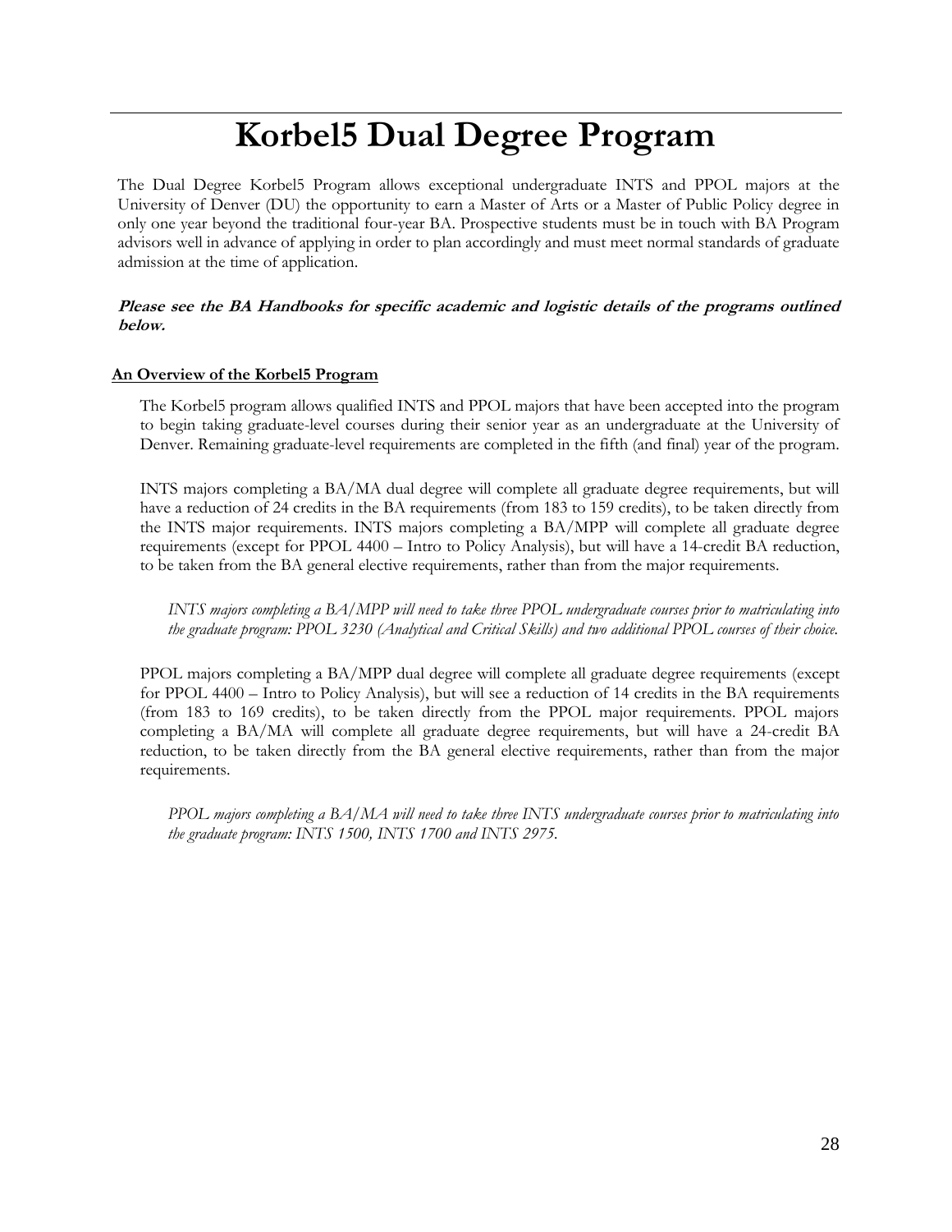# Korbel5 Dual Degree Program

The Dual Degree Korbel5 Program allows exceptional undergraduate INTS and PPOL majors at the University of Denver (DU) the opportunity to earn a Master of Arts or a Master of Public Policy degree in only one year beyond the traditional four-year BA. Prospective students must be in touch with BA Program advisors well in advance of applying in order to plan accordingly and must meet normal standards of graduate admission at the time of application.

***Please see the BA Handbooks for specific academic and logistic details of the programs outlined below.***

**An Overview of the Korbel5 Program**

The Korbel5 program allows qualified INTS and PPOL majors that have been accepted into the program to begin taking graduate-level courses during their senior year as an undergraduate at the University of Denver. Remaining graduate-level requirements are completed in the fifth (and final) year of the program.

INTS majors completing a BA/MA dual degree will complete all graduate degree requirements, but will have a reduction of 24 credits in the BA requirements (from 183 to 159 credits), to be taken directly from the INTS major requirements. INTS majors completing a BA/MPP will complete all graduate degree requirements (except for PPOL 4400 – Intro to Policy Analysis), but will have a 14-credit BA reduction, to be taken from the BA general elective requirements, rather than from the major requirements.

*INTS majors completing a BA/MPP will need to take three PPOL undergraduate courses prior to matriculating into the graduate program: PPOL 3230 (Analytical and Critical Skills) and two additional PPOL courses of their choice.*

PPOL majors completing a BA/MPP dual degree will complete all graduate degree requirements (except for PPOL 4400 – Intro to Policy Analysis), but will see a reduction of 14 credits in the BA requirements (from 183 to 169 credits), to be taken directly from the PPOL major requirements. PPOL majors completing a BA/MA will complete all graduate degree requirements, but will have a 24-credit BA reduction, to be taken directly from the BA general elective requirements, rather than from the major requirements.

*PPOL majors completing a BA/MA will need to take three INTS undergraduate courses prior to matriculating into the graduate program: INTS 1500, INTS 1700 and INTS 2975.*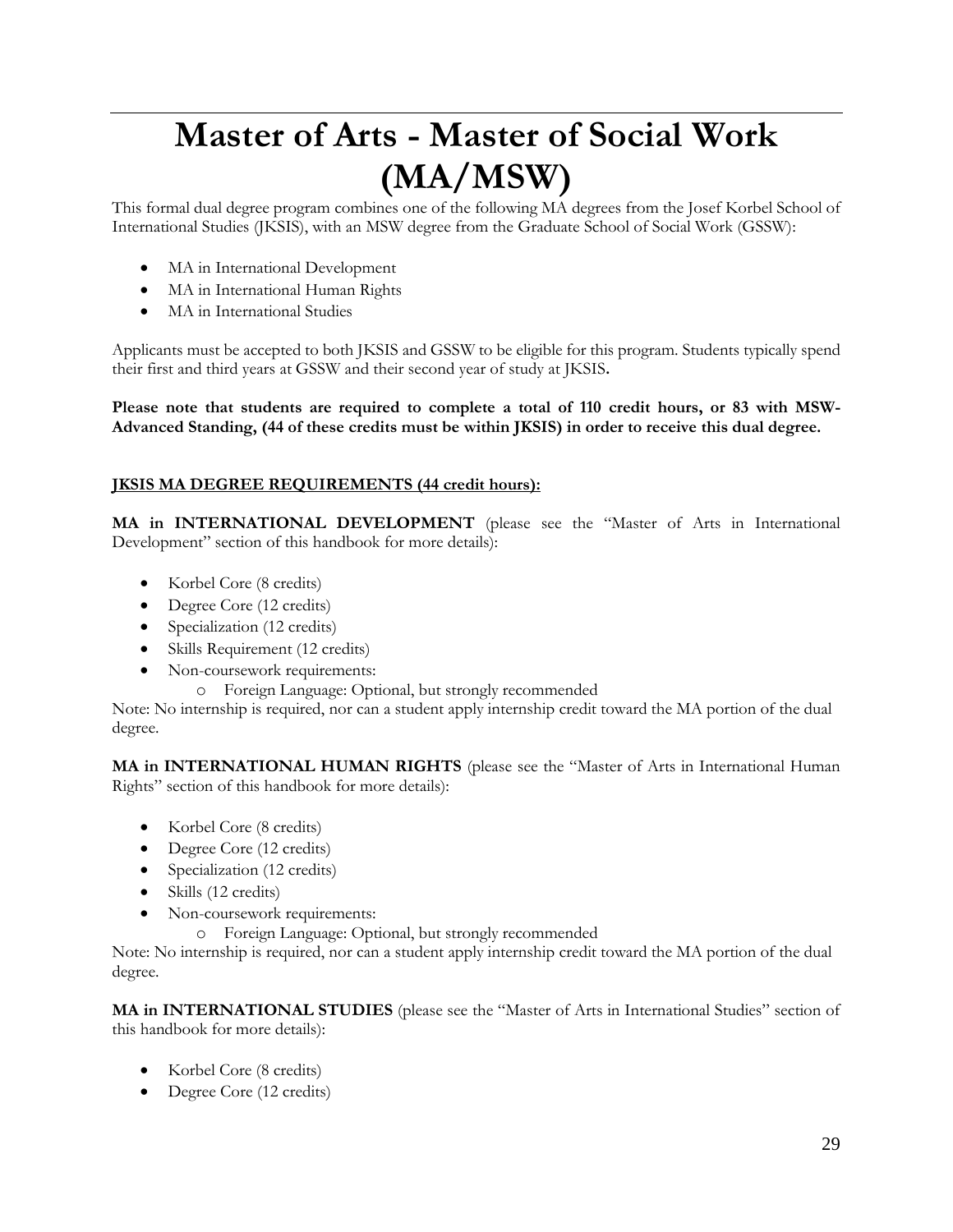# Master of Arts - Master of Social Work (MA/MSW)

This formal dual degree program combines one of the following MA degrees from the Josef Korbel School of International Studies (JKSIS), with an MSW degree from the Graduate School of Social Work (GSSW):

- MA in International Development
- MA in International Human Rights
- MA in International Studies

Applicants must be accepted to both JKSIS and GSSW to be eligible for this program. Students typically spend their first and third years at GSSW and their second year of study at JKSIS**.**

**Please note that students are required to complete a total of 110 credit hours, or 83 with MSW-Advanced Standing, (44 of these credits must be within JKSIS) in order to receive this dual degree.**

**JKSIS MA DEGREE REQUIREMENTS (44 credit hours):**

**MA in INTERNATIONAL DEVELOPMENT** (please see the "Master of Arts in International Development" section of this handbook for more details):

- Korbel Core (8 credits)
- Degree Core (12 credits)
- Specialization (12 credits)
- Skills Requirement (12 credits)
- Non-coursework requirements:
  - Foreign Language: Optional, but strongly recommended

Note: No internship is required, nor can a student apply internship credit toward the MA portion of the dual degree.

**MA in INTERNATIONAL HUMAN RIGHTS** (please see the "Master of Arts in International Human Rights" section of this handbook for more details):

- Korbel Core (8 credits)
- Degree Core (12 credits)
- Specialization (12 credits)
- Skills (12 credits)
- Non-coursework requirements:
  - Foreign Language: Optional, but strongly recommended

Note: No internship is required, nor can a student apply internship credit toward the MA portion of the dual degree.

**MA in INTERNATIONAL STUDIES** (please see the "Master of Arts in International Studies" section of this handbook for more details):

- Korbel Core (8 credits)
- Degree Core (12 credits)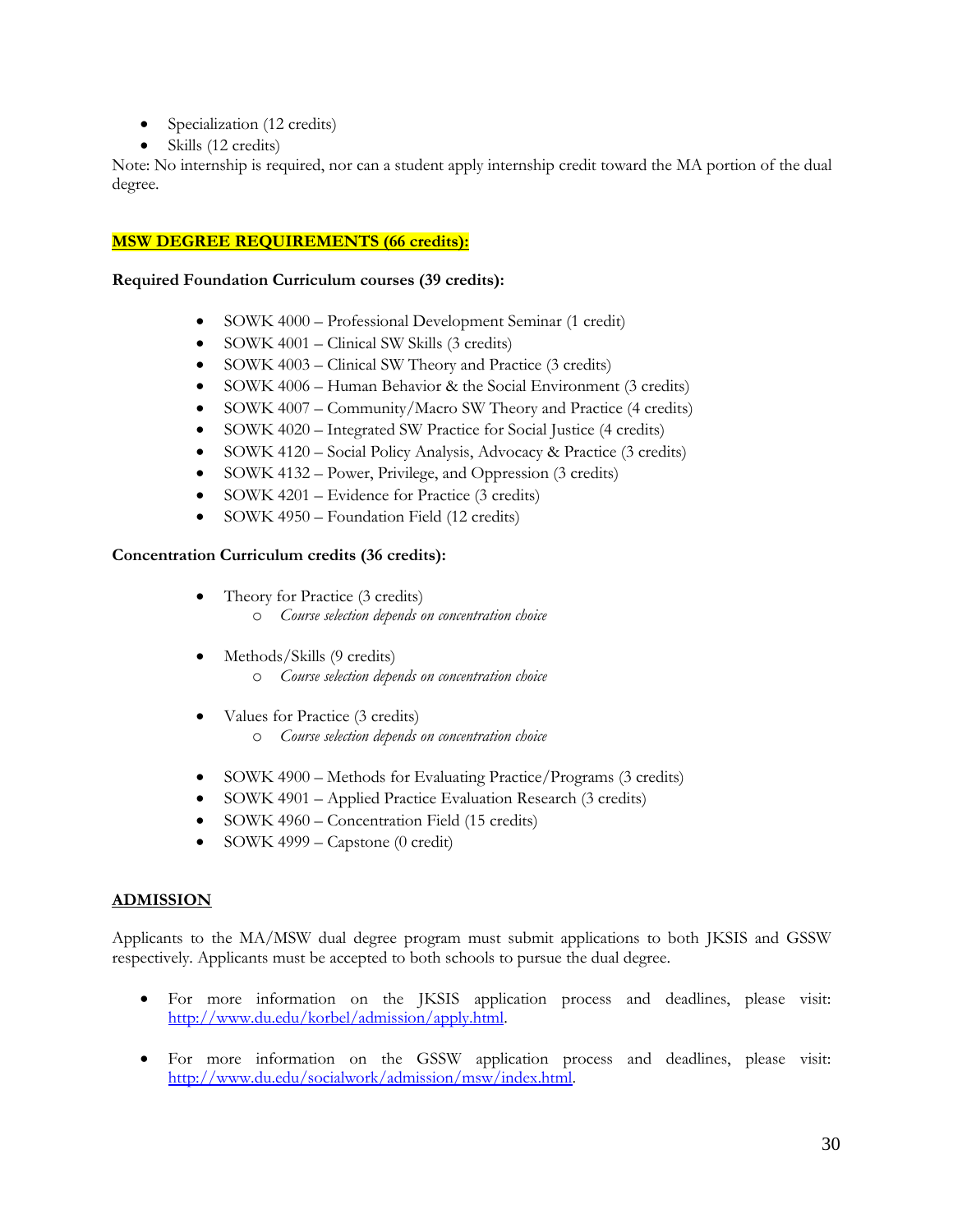- Specialization (12 credits)
- Skills (12 credits)

Note: No internship is required, nor can a student apply internship credit toward the MA portion of the dual degree.

## MSW DEGREE REQUIREMENTS (66 credits):

**Required Foundation Curriculum courses (39 credits):**

- SOWK 4000 – Professional Development Seminar (1 credit)
- SOWK 4001 – Clinical SW Skills (3 credits)
- SOWK 4003 – Clinical SW Theory and Practice (3 credits)
- SOWK 4006 – Human Behavior & the Social Environment (3 credits)
- SOWK 4007 – Community/Macro SW Theory and Practice (4 credits)
- SOWK 4020 – Integrated SW Practice for Social Justice (4 credits)
- SOWK 4120 – Social Policy Analysis, Advocacy & Practice (3 credits)
- SOWK 4132 – Power, Privilege, and Oppression (3 credits)
- SOWK 4201 – Evidence for Practice (3 credits)
- SOWK 4950 – Foundation Field (12 credits)

**Concentration Curriculum credits (36 credits):**

- Theory for Practice (3 credits)
  - *Course selection depends on concentration choice*
- Methods/Skills (9 credits)
  - *Course selection depends on concentration choice*
- Values for Practice (3 credits)
  - *Course selection depends on concentration choice*
- SOWK 4900 – Methods for Evaluating Practice/Programs (3 credits)
- SOWK 4901 – Applied Practice Evaluation Research (3 credits)
- SOWK 4960 – Concentration Field (15 credits)
- SOWK 4999 – Capstone (0 credit)

## ADMISSION

Applicants to the MA/MSW dual degree program must submit applications to both JKSIS and GSSW respectively. Applicants must be accepted to both schools to pursue the dual degree.

- For more information on the JKSIS application process and deadlines, please visit: http://www.du.edu/korbel/admission/apply.html.
- For more information on the GSSW application process and deadlines, please visit: http://www.du.edu/socialwork/admission/msw/index.html.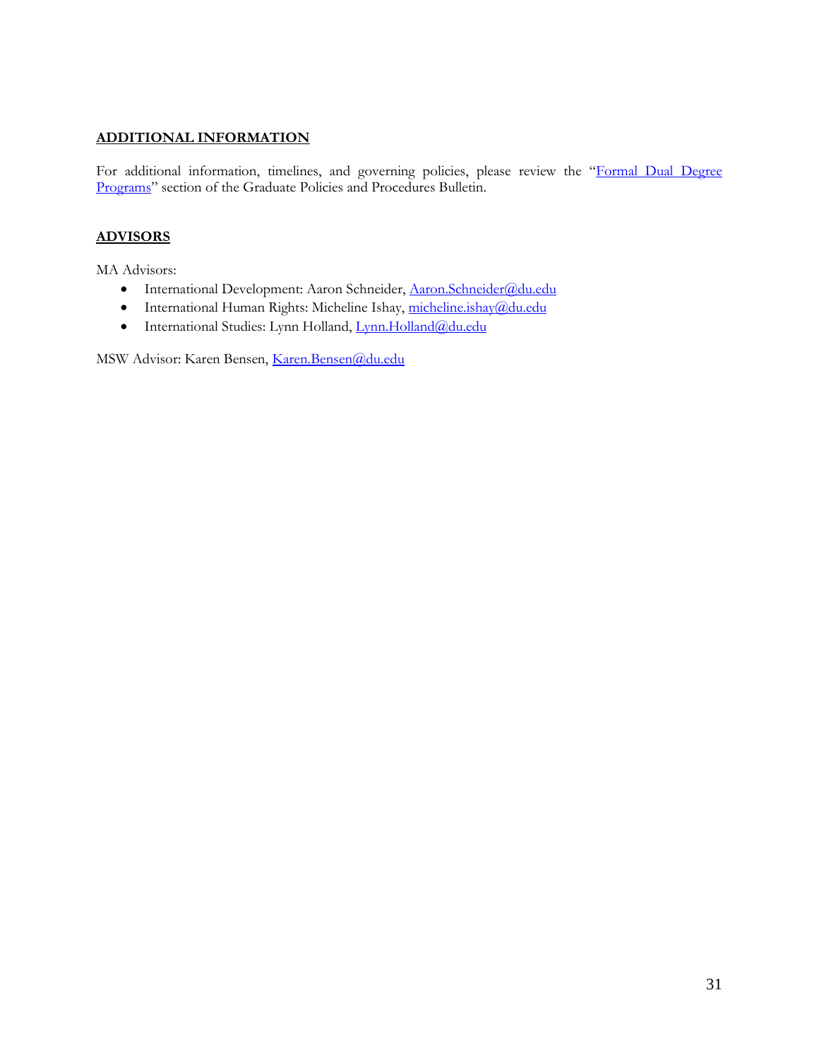## ADDITIONAL INFORMATION

For additional information, timelines, and governing policies, please review the "Formal Dual Degree Programs" section of the Graduate Policies and Procedures Bulletin.

## ADVISORS

MA Advisors:

- International Development: Aaron Schneider, Aaron.Schneider@du.edu
- International Human Rights: Micheline Ishay, micheline.ishay@du.edu
- International Studies: Lynn Holland, Lynn.Holland@du.edu

MSW Advisor: Karen Bensen, Karen.Bensen@du.edu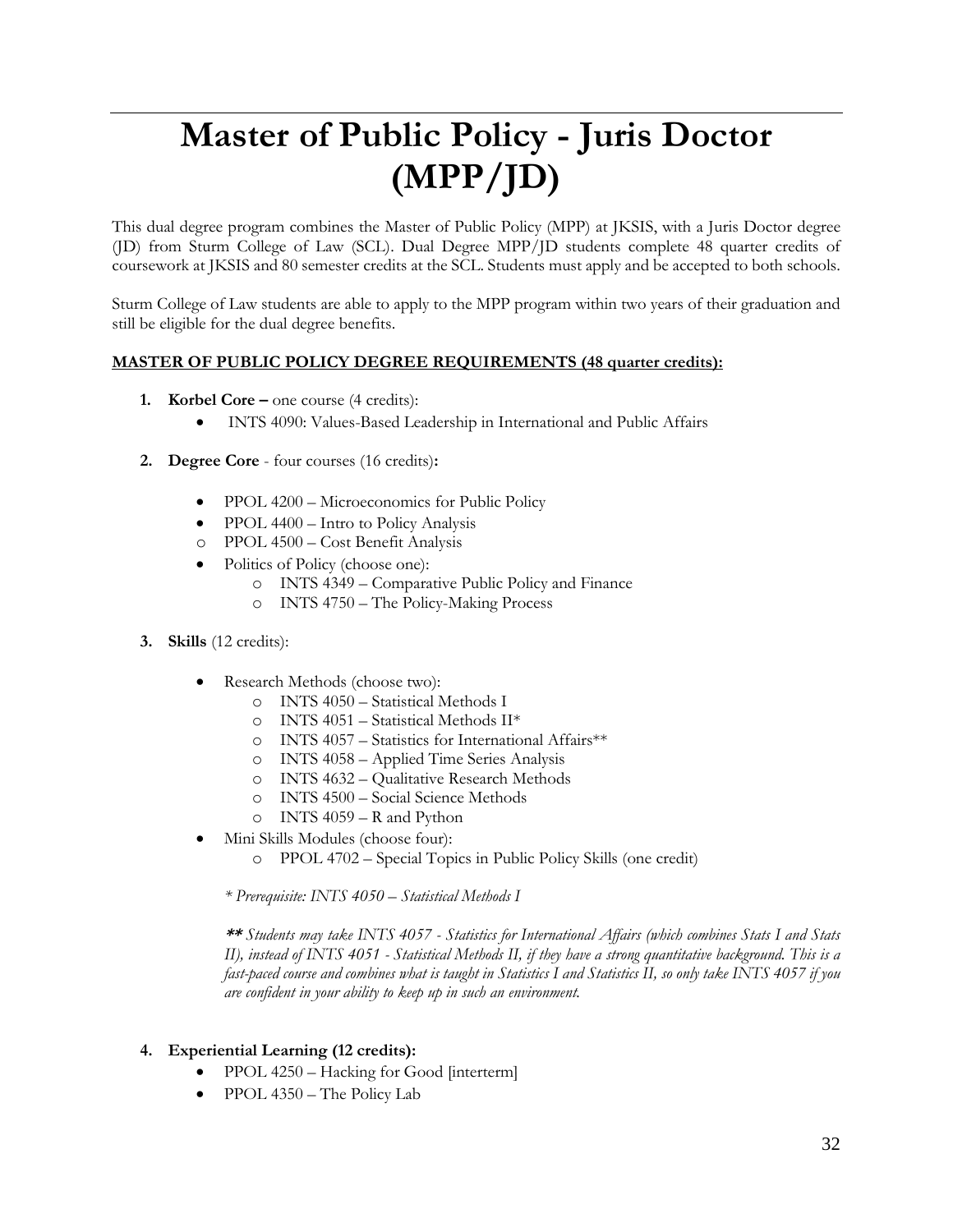# Master of Public Policy - Juris Doctor (MPP/JD)

This dual degree program combines the Master of Public Policy (MPP) at JKSIS, with a Juris Doctor degree (JD) from Sturm College of Law (SCL). Dual Degree MPP/JD students complete 48 quarter credits of coursework at JKSIS and 80 semester credits at the SCL. Students must apply and be accepted to both schools.

Sturm College of Law students are able to apply to the MPP program within two years of their graduation and still be eligible for the dual degree benefits.

**MASTER OF PUBLIC POLICY DEGREE REQUIREMENTS (48 quarter credits):**

1. **Korbel Core –** one course (4 credits):
   - INTS 4090: Values-Based Leadership in International and Public Affairs

2. **Degree Core** - four courses (16 credits)**:**
   - PPOL 4200 – Microeconomics for Public Policy
   - PPOL 4400 – Intro to Policy Analysis
   - PPOL 4500 – Cost Benefit Analysis
   - Politics of Policy (choose one):
     - INTS 4349 – Comparative Public Policy and Finance
     - INTS 4750 – The Policy-Making Process

3. **Skills** (12 credits):
   - Research Methods (choose two):
     - INTS 4050 – Statistical Methods I
     - INTS 4051 – Statistical Methods II*
     - INTS 4057 – Statistics for International Affairs**
     - INTS 4058 – Applied Time Series Analysis
     - INTS 4632 – Qualitative Research Methods
     - INTS 4500 – Social Science Methods
     - INTS 4059 – R and Python
   - Mini Skills Modules (choose four):
     - PPOL 4702 – Special Topics in Public Policy Skills (one credit)

   *\* Prerequisite: INTS 4050 – Statistical Methods I*

   ***\*\* Students may take INTS 4057 - Statistics for International Affairs (which combines Stats I and Stats II), instead of INTS 4051 - Statistical Methods II, if they have a strong quantitative background. This is a fast-paced course and combines what is taught in Statistics I and Statistics II, so only take INTS 4057 if you are confident in your ability to keep up in such an environment.***

4. **Experiential Learning (12 credits):**
   - PPOL 4250 – Hacking for Good [interterm]
   - PPOL 4350 – The Policy Lab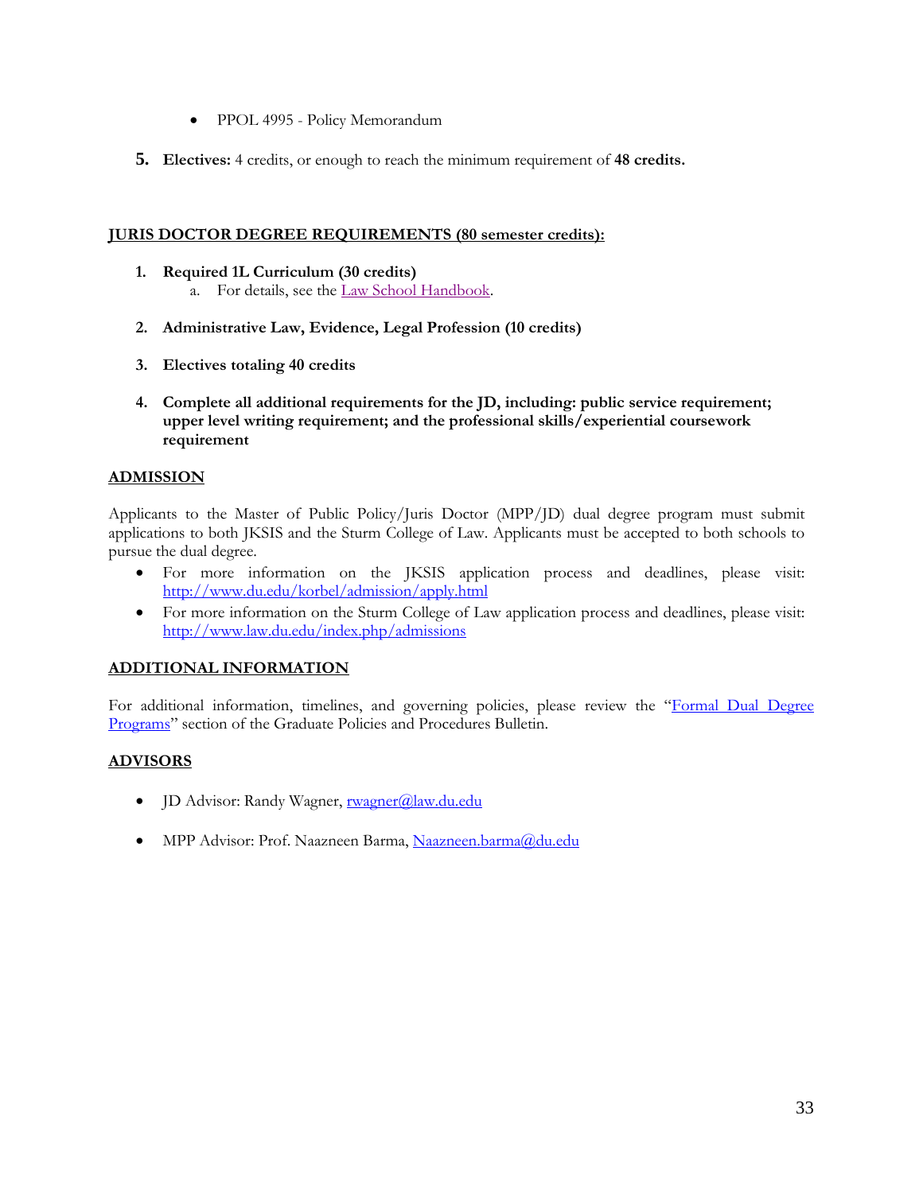- PPOL 4995 - Policy Memorandum

5. **Electives:** 4 credits, or enough to reach the minimum requirement of **48 credits.**

## JURIS DOCTOR DEGREE REQUIREMENTS (80 semester credits):

1. **Required 1L Curriculum (30 credits)**
   a. For details, see the [Law School Handbook](Law School Handbook).

2. **Administrative Law, Evidence, Legal Profession (10 credits)**

3. **Electives totaling 40 credits**

4. **Complete all additional requirements for the JD, including: public service requirement; upper level writing requirement; and the professional skills/experiential coursework requirement**

## ADMISSION

Applicants to the Master of Public Policy/Juris Doctor (MPP/JD) dual degree program must submit applications to both JKSIS and the Sturm College of Law. Applicants must be accepted to both schools to pursue the dual degree.

- For more information on the JKSIS application process and deadlines, please visit: http://www.du.edu/korbel/admission/apply.html
- For more information on the Sturm College of Law application process and deadlines, please visit: http://www.law.du.edu/index.php/admissions

## ADDITIONAL INFORMATION

For additional information, timelines, and governing policies, please review the "Formal Dual Degree Programs" section of the Graduate Policies and Procedures Bulletin.

## ADVISORS

- JD Advisor: Randy Wagner, rwagner@law.du.edu

- MPP Advisor: Prof. Naazneen Barma, Naazneen.barma@du.edu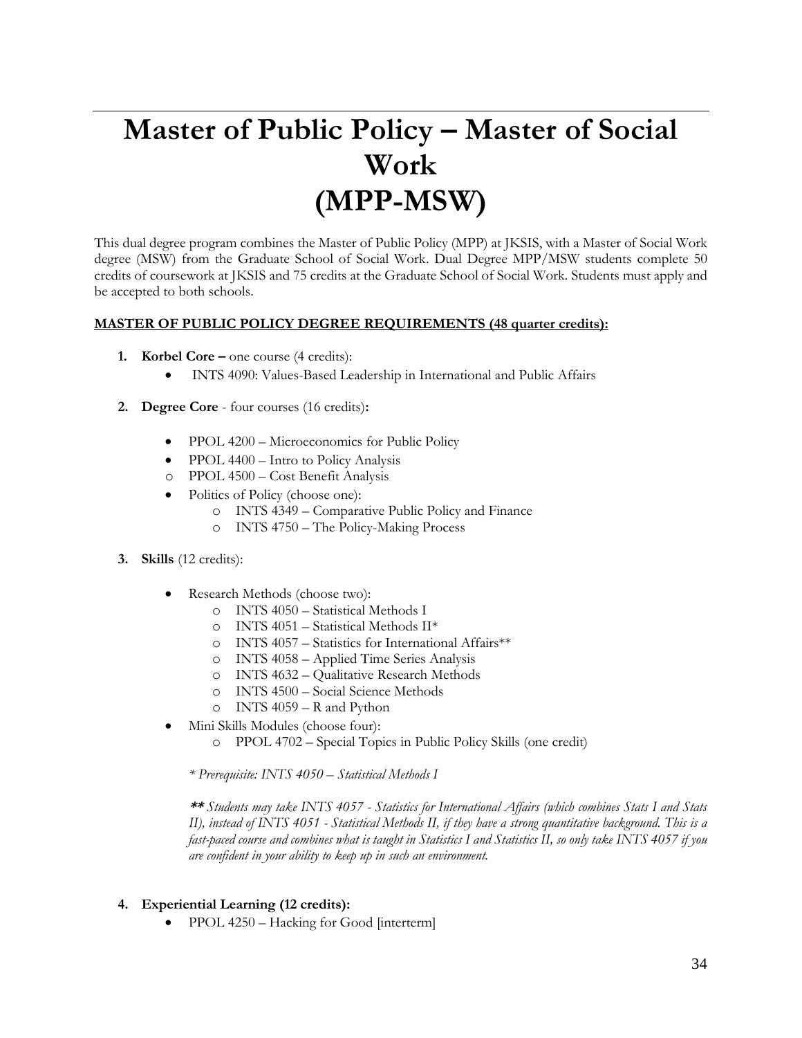# Master of Public Policy – Master of Social Work (MPP-MSW)

This dual degree program combines the Master of Public Policy (MPP) at JKSIS, with a Master of Social Work degree (MSW) from the Graduate School of Social Work. Dual Degree MPP/MSW students complete 50 credits of coursework at JKSIS and 75 credits at the Graduate School of Social Work. Students must apply and be accepted to both schools.

**MASTER OF PUBLIC POLICY DEGREE REQUIREMENTS (48 quarter credits):**

1. **Korbel Core –** one course (4 credits):
   - INTS 4090: Values-Based Leadership in International and Public Affairs

2. **Degree Core** - four courses (16 credits)**:**
   - PPOL 4200 – Microeconomics for Public Policy
   - PPOL 4400 – Intro to Policy Analysis
   - PPOL 4500 – Cost Benefit Analysis
   - Politics of Policy (choose one):
     - INTS 4349 – Comparative Public Policy and Finance
     - INTS 4750 – The Policy-Making Process

3. **Skills** (12 credits):
   - Research Methods (choose two):
     - INTS 4050 – Statistical Methods I
     - INTS 4051 – Statistical Methods II*
     - INTS 4057 – Statistics for International Affairs**
     - INTS 4058 – Applied Time Series Analysis
     - INTS 4632 – Qualitative Research Methods
     - INTS 4500 – Social Science Methods
     - INTS 4059 – R and Python
   - Mini Skills Modules (choose four):
     - PPOL 4702 – Special Topics in Public Policy Skills (one credit)

   *\* Prerequisite: INTS 4050 – Statistical Methods I*

   ***\*\* Students may take INTS 4057 - Statistics for International Affairs (which combines Stats I and Stats II), instead of INTS 4051 - Statistical Methods II, if they have a strong quantitative background. This is a fast-paced course and combines what is taught in Statistics I and Statistics II, so only take INTS 4057 if you are confident in your ability to keep up in such an environment.***

4. **Experiential Learning (12 credits):**
   - PPOL 4250 – Hacking for Good [interterm]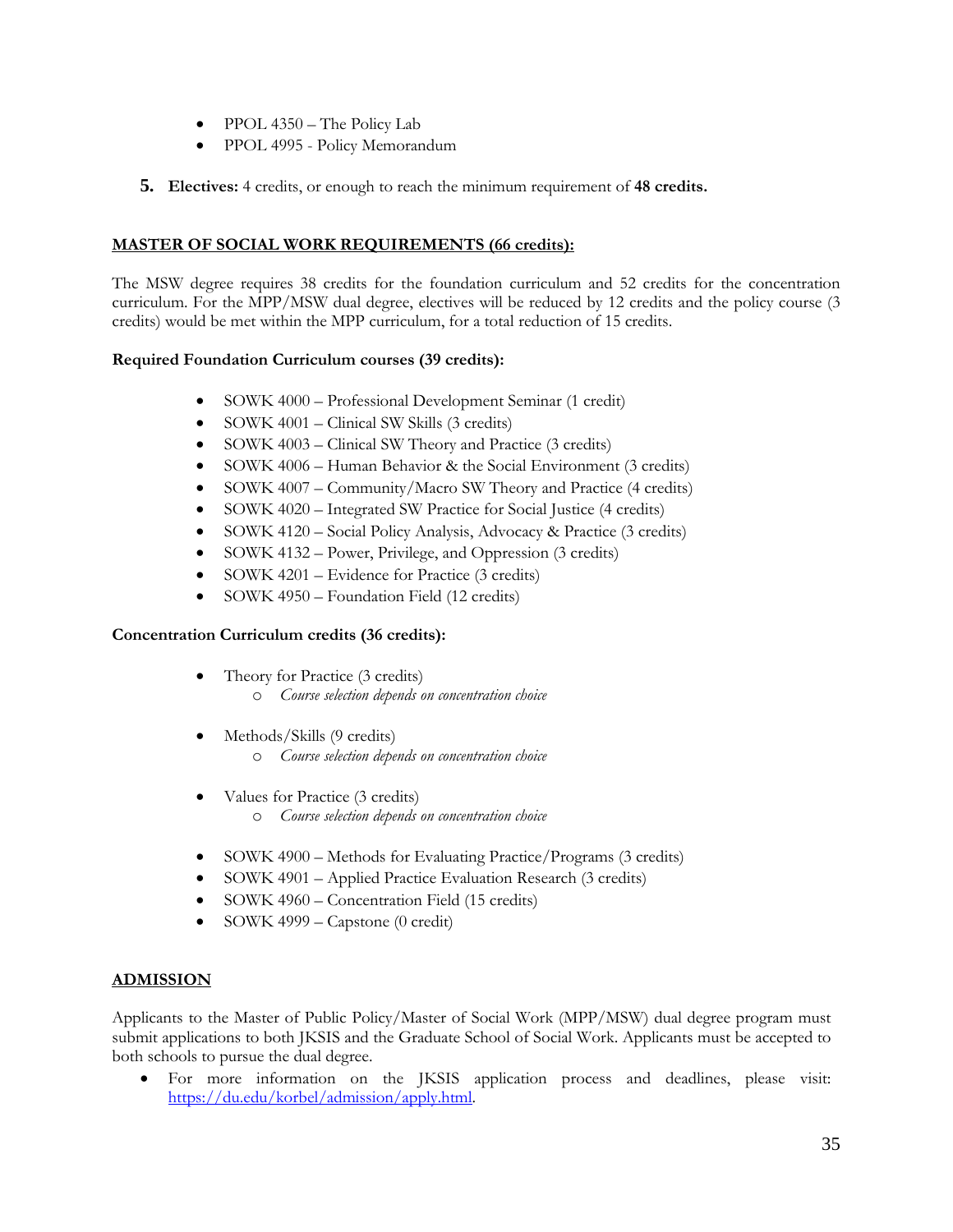- PPOL 4350 – The Policy Lab
- PPOL 4995 - Policy Memorandum

5. **Electives:** 4 credits, or enough to reach the minimum requirement of **48 credits.**

## MASTER OF SOCIAL WORK REQUIREMENTS (66 credits):

The MSW degree requires 38 credits for the foundation curriculum and 52 credits for the concentration curriculum. For the MPP/MSW dual degree, electives will be reduced by 12 credits and the policy course (3 credits) would be met within the MPP curriculum, for a total reduction of 15 credits.

**Required Foundation Curriculum courses (39 credits):**

- SOWK 4000 – Professional Development Seminar (1 credit)
- SOWK 4001 – Clinical SW Skills (3 credits)
- SOWK 4003 – Clinical SW Theory and Practice (3 credits)
- SOWK 4006 – Human Behavior & the Social Environment (3 credits)
- SOWK 4007 – Community/Macro SW Theory and Practice (4 credits)
- SOWK 4020 – Integrated SW Practice for Social Justice (4 credits)
- SOWK 4120 – Social Policy Analysis, Advocacy & Practice (3 credits)
- SOWK 4132 – Power, Privilege, and Oppression (3 credits)
- SOWK 4201 – Evidence for Practice (3 credits)
- SOWK 4950 – Foundation Field (12 credits)

**Concentration Curriculum credits (36 credits):**

- Theory for Practice (3 credits)
  - *Course selection depends on concentration choice*
- Methods/Skills (9 credits)
  - *Course selection depends on concentration choice*
- Values for Practice (3 credits)
  - *Course selection depends on concentration choice*
- SOWK 4900 – Methods for Evaluating Practice/Programs (3 credits)
- SOWK 4901 – Applied Practice Evaluation Research (3 credits)
- SOWK 4960 – Concentration Field (15 credits)
- SOWK 4999 – Capstone (0 credit)

## ADMISSION

Applicants to the Master of Public Policy/Master of Social Work (MPP/MSW) dual degree program must submit applications to both JKSIS and the Graduate School of Social Work. Applicants must be accepted to both schools to pursue the dual degree.

- For more information on the JKSIS application process and deadlines, please visit: https://du.edu/korbel/admission/apply.html.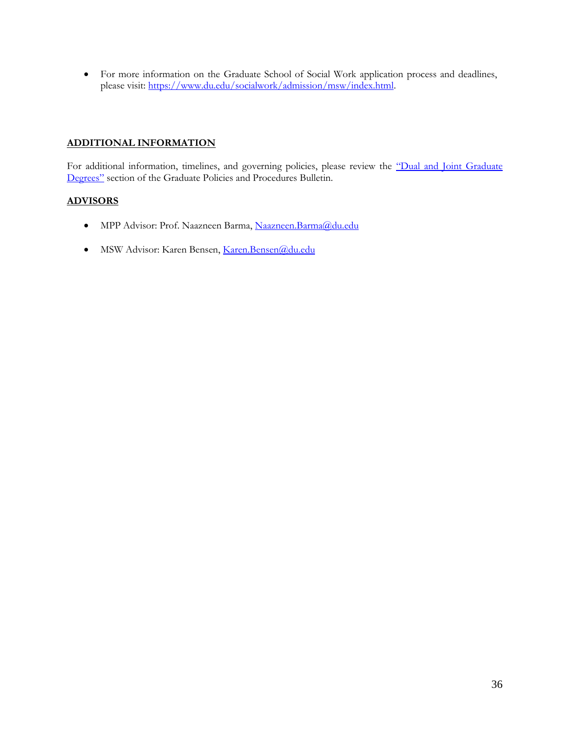- For more information on the Graduate School of Social Work application process and deadlines, please visit: [https://www.du.edu/socialwork/admission/msw/index.html](https://www.du.edu/socialwork/admission/msw/index.html).

## ADDITIONAL INFORMATION

For additional information, timelines, and governing policies, please review the "Dual and Joint Graduate Degrees" section of the Graduate Policies and Procedures Bulletin.

## ADVISORS

- MPP Advisor: Prof. Naazneen Barma, Naazneen.Barma@du.edu
- MSW Advisor: Karen Bensen, Karen.Bensen@du.edu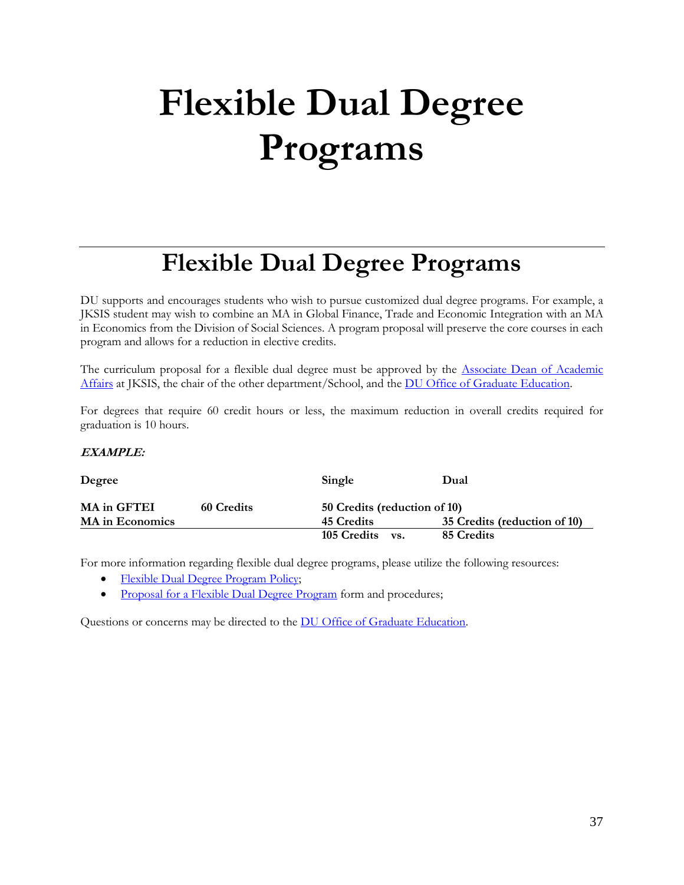# Flexible Dual Degree Programs

## Flexible Dual Degree Programs

DU supports and encourages students who wish to pursue customized dual degree programs. For example, a JKSIS student may wish to combine an MA in Global Finance, Trade and Economic Integration with an MA in Economics from the Division of Social Sciences. A program proposal will preserve the core courses in each program and allows for a reduction in elective credits.

The curriculum proposal for a flexible dual degree must be approved by the Associate Dean of Academic Affairs at JKSIS, the chair of the other department/School, and the DU Office of Graduate Education.

For degrees that require 60 credit hours or less, the maximum reduction in overall credits required for graduation is 10 hours.

***EXAMPLE:***

| **Degree** | | **Single** | **Dual** |
|---|---|---|---|
| **MA in GFTEI** | **60 Credits** | **50 Credits (reduction of 10)** | |
| **MA in Economics** | | **45 Credits** | **35 Credits (reduction of 10)** |
| | | **105 Credits vs.** | **85 Credits** |

For more information regarding flexible dual degree programs, please utilize the following resources:

- Flexible Dual Degree Program Policy;
- Proposal for a Flexible Dual Degree Program form and procedures;

Questions or concerns may be directed to the DU Office of Graduate Education.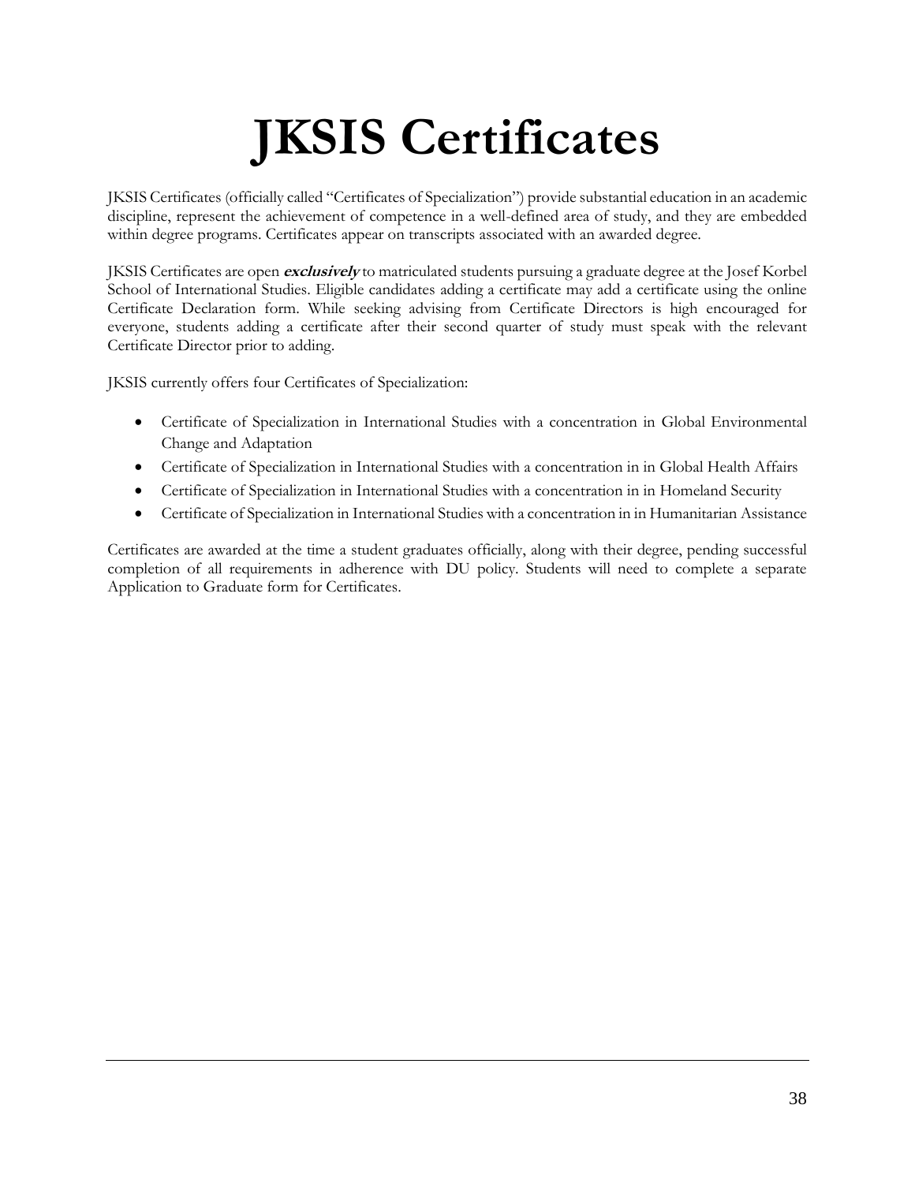# JKSIS Certificates

JKSIS Certificates (officially called "Certificates of Specialization") provide substantial education in an academic discipline, represent the achievement of competence in a well-defined area of study, and they are embedded within degree programs. Certificates appear on transcripts associated with an awarded degree.

JKSIS Certificates are open ***exclusively*** to matriculated students pursuing a graduate degree at the Josef Korbel School of International Studies. Eligible candidates adding a certificate may add a certificate using the online Certificate Declaration form. While seeking advising from Certificate Directors is high encouraged for everyone, students adding a certificate after their second quarter of study must speak with the relevant Certificate Director prior to adding.

JKSIS currently offers four Certificates of Specialization:

- Certificate of Specialization in International Studies with a concentration in Global Environmental Change and Adaptation
- Certificate of Specialization in International Studies with a concentration in in Global Health Affairs
- Certificate of Specialization in International Studies with a concentration in in Homeland Security
- Certificate of Specialization in International Studies with a concentration in in Humanitarian Assistance

Certificates are awarded at the time a student graduates officially, along with their degree, pending successful completion of all requirements in adherence with DU policy. Students will need to complete a separate Application to Graduate form for Certificates.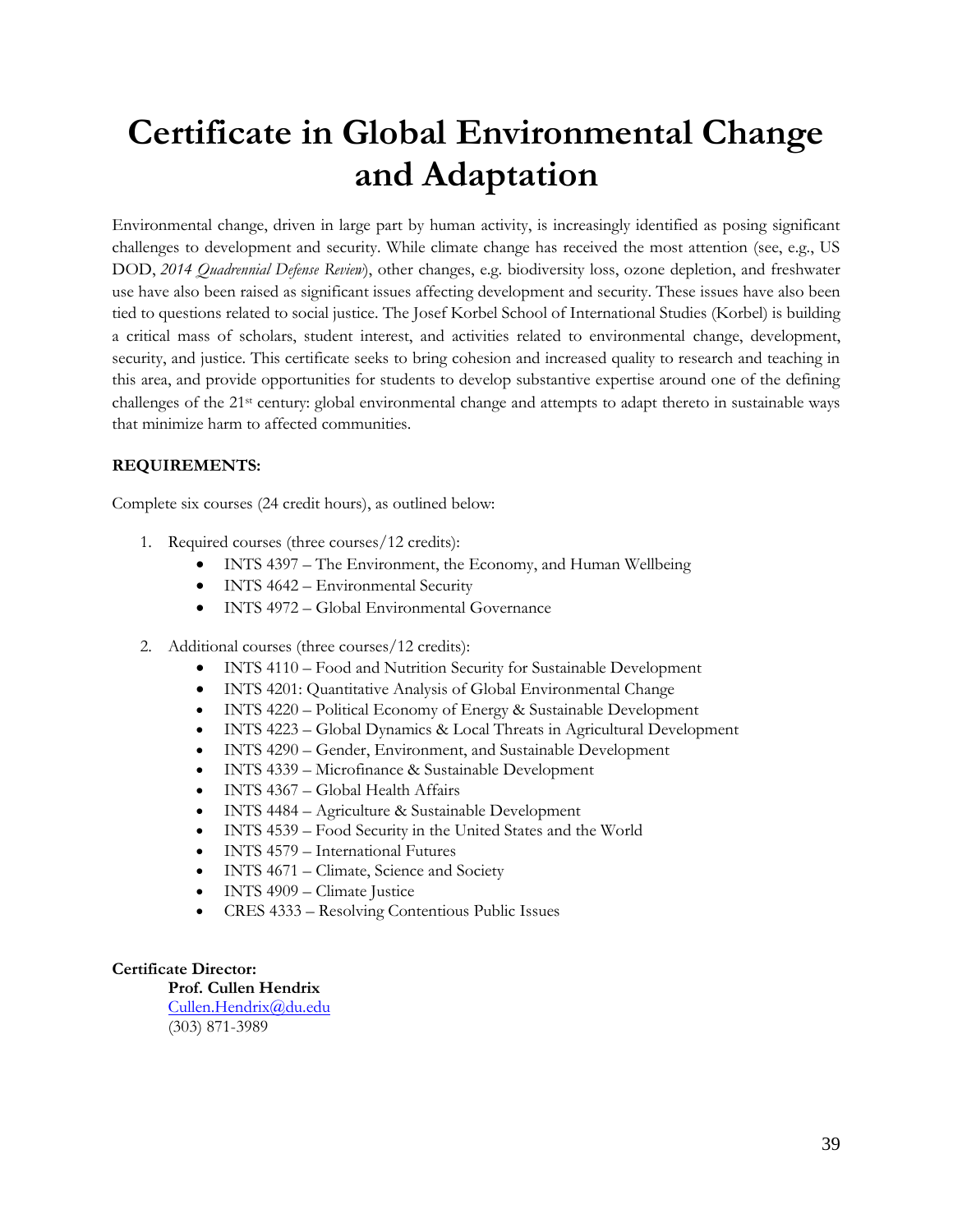# Certificate in Global Environmental Change and Adaptation

Environmental change, driven in large part by human activity, is increasingly identified as posing significant challenges to development and security. While climate change has received the most attention (see, e.g., US DOD, *2014 Quadrennial Defense Review*), other changes, e.g. biodiversity loss, ozone depletion, and freshwater use have also been raised as significant issues affecting development and security. These issues have also been tied to questions related to social justice. The Josef Korbel School of International Studies (Korbel) is building a critical mass of scholars, student interest, and activities related to environmental change, development, security, and justice. This certificate seeks to bring cohesion and increased quality to research and teaching in this area, and provide opportunities for students to develop substantive expertise around one of the defining challenges of the 21st century: global environmental change and attempts to adapt thereto in sustainable ways that minimize harm to affected communities.

**REQUIREMENTS:**

Complete six courses (24 credit hours), as outlined below:

1. Required courses (three courses/12 credits):
   - INTS 4397 – The Environment, the Economy, and Human Wellbeing
   - INTS 4642 – Environmental Security
   - INTS 4972 – Global Environmental Governance
2. Additional courses (three courses/12 credits):
   - INTS 4110 – Food and Nutrition Security for Sustainable Development
   - INTS 4201: Quantitative Analysis of Global Environmental Change
   - INTS 4220 – Political Economy of Energy & Sustainable Development
   - INTS 4223 – Global Dynamics & Local Threats in Agricultural Development
   - INTS 4290 – Gender, Environment, and Sustainable Development
   - INTS 4339 – Microfinance & Sustainable Development
   - INTS 4367 – Global Health Affairs
   - INTS 4484 – Agriculture & Sustainable Development
   - INTS 4539 – Food Security in the United States and the World
   - INTS 4579 – International Futures
   - INTS 4671 – Climate, Science and Society
   - INTS 4909 – Climate Justice
   - CRES 4333 – Resolving Contentious Public Issues

**Certificate Director:**

**Prof. Cullen Hendrix**
Cullen.Hendrix@du.edu
(303) 871-3989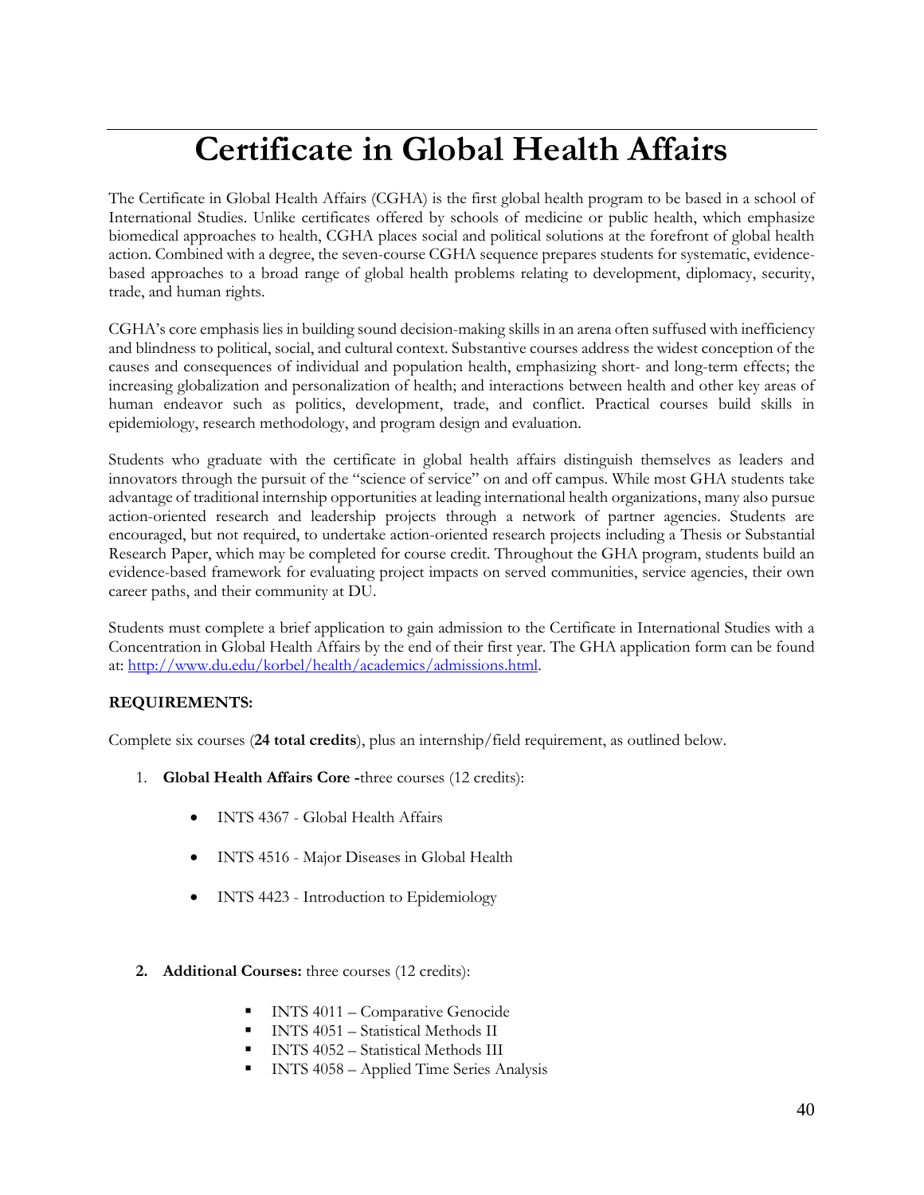# Certificate in Global Health Affairs

The Certificate in Global Health Affairs (CGHA) is the first global health program to be based in a school of International Studies. Unlike certificates offered by schools of medicine or public health, which emphasize biomedical approaches to health, CGHA places social and political solutions at the forefront of global health action. Combined with a degree, the seven-course CGHA sequence prepares students for systematic, evidence-based approaches to a broad range of global health problems relating to development, diplomacy, security, trade, and human rights.

CGHA's core emphasis lies in building sound decision-making skills in an arena often suffused with inefficiency and blindness to political, social, and cultural context. Substantive courses address the widest conception of the causes and consequences of individual and population health, emphasizing short- and long-term effects; the increasing globalization and personalization of health; and interactions between health and other key areas of human endeavor such as politics, development, trade, and conflict. Practical courses build skills in epidemiology, research methodology, and program design and evaluation.

Students who graduate with the certificate in global health affairs distinguish themselves as leaders and innovators through the pursuit of the "science of service" on and off campus. While most GHA students take advantage of traditional internship opportunities at leading international health organizations, many also pursue action-oriented research and leadership projects through a network of partner agencies. Students are encouraged, but not required, to undertake action-oriented research projects including a Thesis or Substantial Research Paper, which may be completed for course credit. Throughout the GHA program, students build an evidence-based framework for evaluating project impacts on served communities, service agencies, their own career paths, and their community at DU.

Students must complete a brief application to gain admission to the Certificate in International Studies with a Concentration in Global Health Affairs by the end of their first year. The GHA application form can be found at: [http://www.du.edu/korbel/health/academics/admissions.html](http://www.du.edu/korbel/health/academics/admissions.html).

**REQUIREMENTS:**

Complete six courses (**24 total credits**), plus an internship/field requirement, as outlined below.

1. **Global Health Affairs Core -** three courses (12 credits):
   - INTS 4367 - Global Health Affairs
   - INTS 4516 - Major Diseases in Global Health
   - INTS 4423 - Introduction to Epidemiology

2. **Additional Courses:** three courses (12 credits):
   - INTS 4011 – Comparative Genocide
   - INTS 4051 – Statistical Methods II
   - INTS 4052 – Statistical Methods III
   - INTS 4058 – Applied Time Series Analysis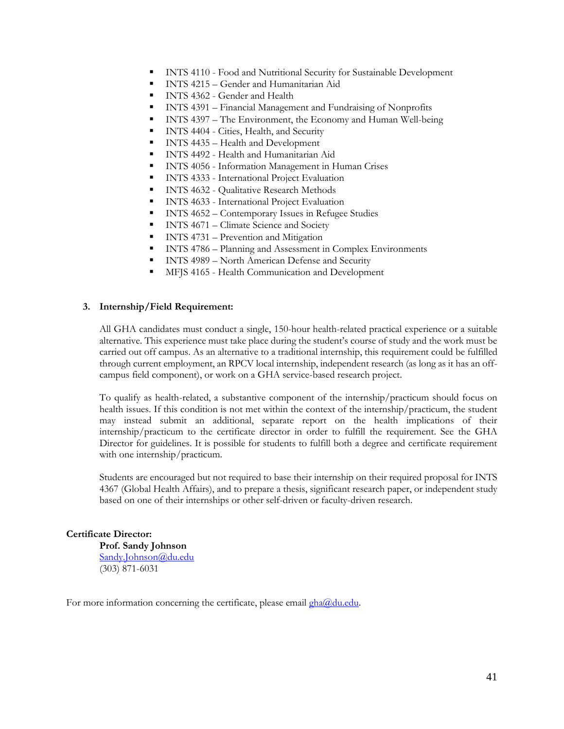- INTS 4110 - Food and Nutritional Security for Sustainable Development
- INTS 4215 – Gender and Humanitarian Aid
- INTS 4362 - Gender and Health
- INTS 4391 – Financial Management and Fundraising of Nonprofits
- INTS 4397 – The Environment, the Economy and Human Well-being
- INTS 4404 - Cities, Health, and Security
- INTS 4435 – Health and Development
- INTS 4492 - Health and Humanitarian Aid
- INTS 4056 - Information Management in Human Crises
- INTS 4333 - International Project Evaluation
- INTS 4632 - Qualitative Research Methods
- INTS 4633 - International Project Evaluation
- INTS 4652 – Contemporary Issues in Refugee Studies
- INTS 4671 – Climate Science and Society
- INTS 4731 – Prevention and Mitigation
- INTS 4786 – Planning and Assessment in Complex Environments
- INTS 4989 – North American Defense and Security
- MFJS 4165 - Health Communication and Development

**3. Internship/Field Requirement:**

All GHA candidates must conduct a single, 150-hour health-related practical experience or a suitable alternative. This experience must take place during the student's course of study and the work must be carried out off campus. As an alternative to a traditional internship, this requirement could be fulfilled through current employment, an RPCV local internship, independent research (as long as it has an off-campus field component), or work on a GHA service-based research project.

To qualify as health-related, a substantive component of the internship/practicum should focus on health issues. If this condition is not met within the context of the internship/practicum, the student may instead submit an additional, separate report on the health implications of their internship/practicum to the certificate director in order to fulfill the requirement. See the GHA Director for guidelines. It is possible for students to fulfill both a degree and certificate requirement with one internship/practicum.

Students are encouraged but not required to base their internship on their required proposal for INTS 4367 (Global Health Affairs), and to prepare a thesis, significant research paper, or independent study based on one of their internships or other self-driven or faculty-driven research.

**Certificate Director:**

**Prof. Sandy Johnson**
Sandy.Johnson@du.edu
(303) 871-6031

For more information concerning the certificate, please email gha@du.edu.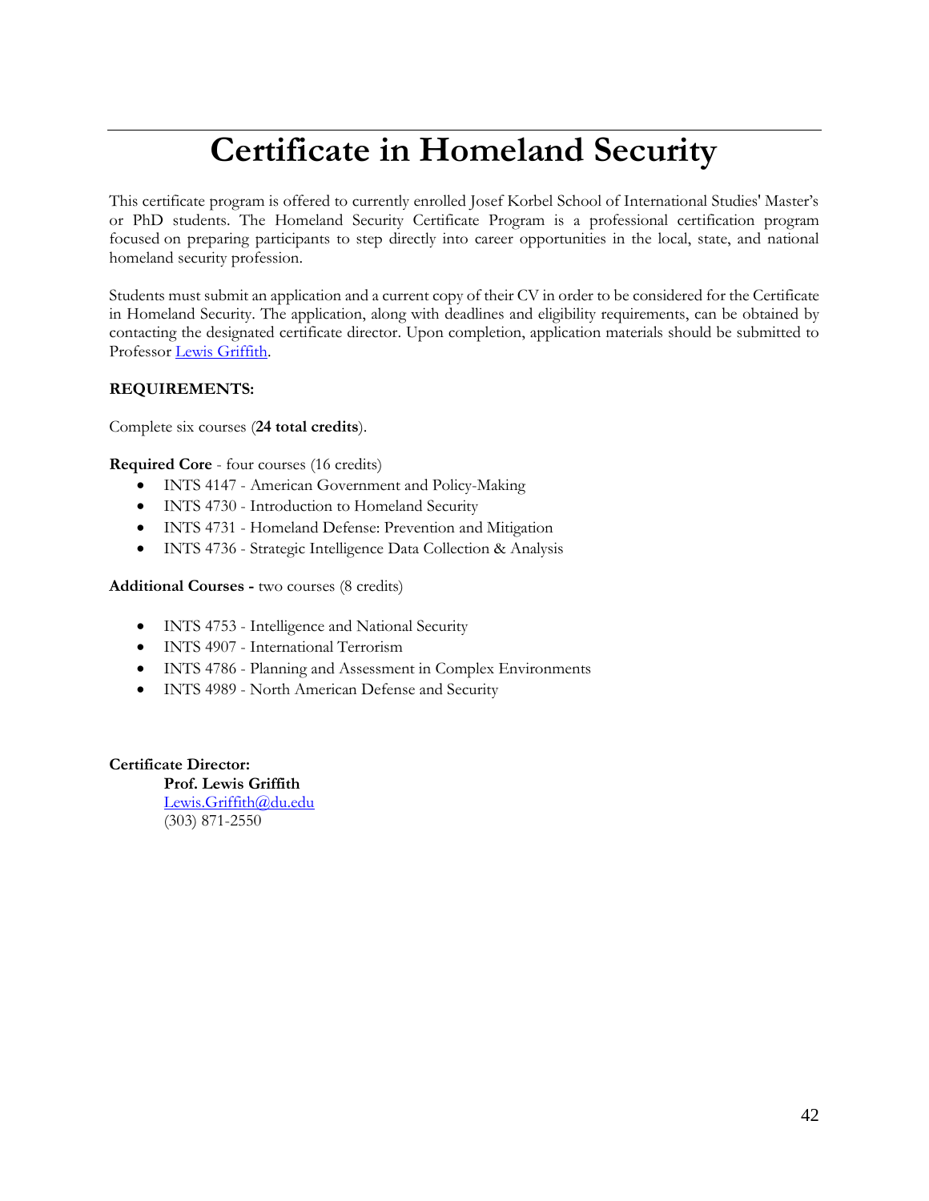# Certificate in Homeland Security

This certificate program is offered to currently enrolled Josef Korbel School of International Studies' Master's or PhD students. The Homeland Security Certificate Program is a professional certification program focused on preparing participants to step directly into career opportunities in the local, state, and national homeland security profession.

Students must submit an application and a current copy of their CV in order to be considered for the Certificate in Homeland Security. The application, along with deadlines and eligibility requirements, can be obtained by contacting the designated certificate director. Upon completion, application materials should be submitted to Professor Lewis Griffith.

**REQUIREMENTS:**

Complete six courses (**24 total credits**).

**Required Core** - four courses (16 credits)

- INTS 4147 - American Government and Policy-Making
- INTS 4730 - Introduction to Homeland Security
- INTS 4731 - Homeland Defense: Prevention and Mitigation
- INTS 4736 - Strategic Intelligence Data Collection & Analysis

**Additional Courses -** two courses (8 credits)

- INTS 4753 - Intelligence and National Security
- INTS 4907 - International Terrorism
- INTS 4786 - Planning and Assessment in Complex Environments
- INTS 4989 - North American Defense and Security

**Certificate Director:**

**Prof. Lewis Griffith**
Lewis.Griffith@du.edu
(303) 871-2550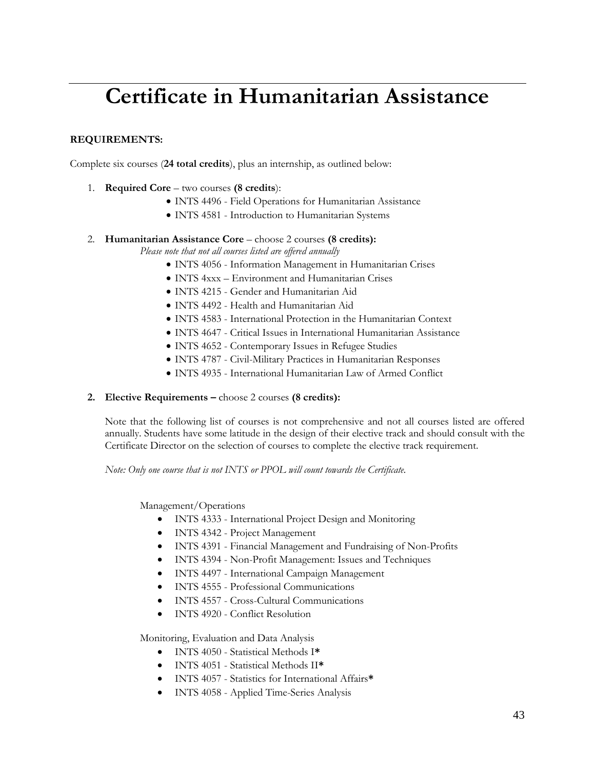# Certificate in Humanitarian Assistance

**REQUIREMENTS:**

Complete six courses (**24 total credits**), plus an internship, as outlined below:

1. **Required Core** – two courses **(8 credits)**:
   - INTS 4496 - Field Operations for Humanitarian Assistance
   - INTS 4581 - Introduction to Humanitarian Systems

2. **Humanitarian Assistance Core** – choose 2 courses **(8 credits):**

   *Please note that not all courses listed are offered annually*

   - INTS 4056 - Information Management in Humanitarian Crises
   - INTS 4xxx – Environment and Humanitarian Crises
   - INTS 4215 - Gender and Humanitarian Aid
   - INTS 4492 - Health and Humanitarian Aid
   - INTS 4583 - International Protection in the Humanitarian Context
   - INTS 4647 - Critical Issues in International Humanitarian Assistance
   - INTS 4652 - Contemporary Issues in Refugee Studies
   - INTS 4787 - Civil-Military Practices in Humanitarian Responses
   - INTS 4935 - International Humanitarian Law of Armed Conflict

**2. Elective Requirements –** choose 2 courses **(8 credits):**

Note that the following list of courses is not comprehensive and not all courses listed are offered annually. Students have some latitude in the design of their elective track and should consult with the Certificate Director on the selection of courses to complete the elective track requirement.

*Note: Only one course that is not INTS or PPOL will count towards the Certificate.*

Management/Operations

- INTS 4333 - International Project Design and Monitoring
- INTS 4342 - Project Management
- INTS 4391 - Financial Management and Fundraising of Non-Profits
- INTS 4394 - Non-Profit Management: Issues and Techniques
- INTS 4497 - International Campaign Management
- INTS 4555 - Professional Communications
- INTS 4557 - Cross-Cultural Communications
- INTS 4920 - Conflict Resolution

Monitoring, Evaluation and Data Analysis

- INTS 4050 - Statistical Methods I**\***
- INTS 4051 - Statistical Methods II**\***
- INTS 4057 - Statistics for International Affairs**\***
- INTS 4058 - Applied Time-Series Analysis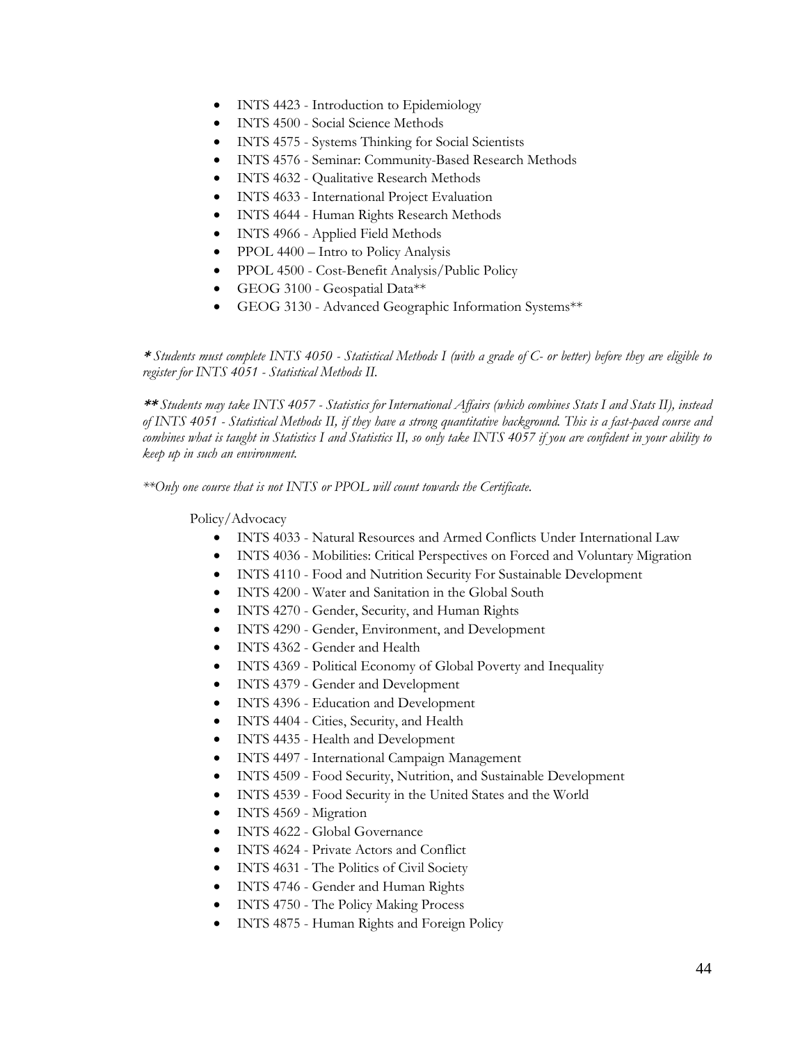- INTS 4423 - Introduction to Epidemiology
- INTS 4500 - Social Science Methods
- INTS 4575 - Systems Thinking for Social Scientists
- INTS 4576 - Seminar: Community-Based Research Methods
- INTS 4632 - Qualitative Research Methods
- INTS 4633 - International Project Evaluation
- INTS 4644 - Human Rights Research Methods
- INTS 4966 - Applied Field Methods
- PPOL 4400 – Intro to Policy Analysis
- PPOL 4500 - Cost-Benefit Analysis/Public Policy
- GEOG 3100 - Geospatial Data**
- GEOG 3130 - Advanced Geographic Information Systems**

***** *Students must complete INTS 4050 - Statistical Methods I (with a grade of C- or better) before they are eligible to register for INTS 4051 - Statistical Methods II.*

****** *Students may take INTS 4057 - Statistics for International Affairs (which combines Stats I and Stats II), instead of INTS 4051 - Statistical Methods II, if they have a strong quantitative background. This is a fast-paced course and combines what is taught in Statistics I and Statistics II, so only take INTS 4057 if you are confident in your ability to keep up in such an environment.*

*\*\*Only one course that is not INTS or PPOL will count towards the Certificate.*

Policy/Advocacy

- INTS 4033 - Natural Resources and Armed Conflicts Under International Law
- INTS 4036 - Mobilities: Critical Perspectives on Forced and Voluntary Migration
- INTS 4110 - Food and Nutrition Security For Sustainable Development
- INTS 4200 - Water and Sanitation in the Global South
- INTS 4270 - Gender, Security, and Human Rights
- INTS 4290 - Gender, Environment, and Development
- INTS 4362 - Gender and Health
- INTS 4369 - Political Economy of Global Poverty and Inequality
- INTS 4379 - Gender and Development
- INTS 4396 - Education and Development
- INTS 4404 - Cities, Security, and Health
- INTS 4435 - Health and Development
- INTS 4497 - International Campaign Management
- INTS 4509 - Food Security, Nutrition, and Sustainable Development
- INTS 4539 - Food Security in the United States and the World
- INTS 4569 - Migration
- INTS 4622 - Global Governance
- INTS 4624 - Private Actors and Conflict
- INTS 4631 - The Politics of Civil Society
- INTS 4746 - Gender and Human Rights
- INTS 4750 - The Policy Making Process
- INTS 4875 - Human Rights and Foreign Policy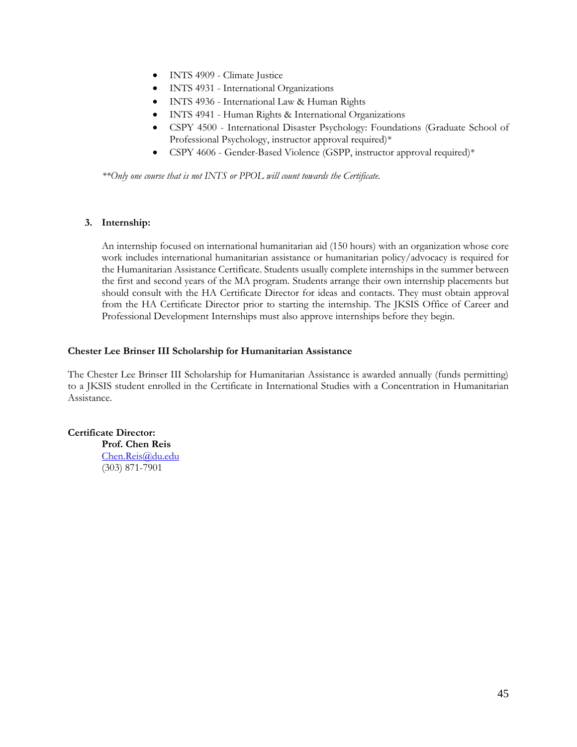- INTS 4909 - Climate Justice
- INTS 4931 - International Organizations
- INTS 4936 - International Law & Human Rights
- INTS 4941 - Human Rights & International Organizations
- CSPY 4500 - International Disaster Psychology: Foundations (Graduate School of Professional Psychology, instructor approval required)*
- CSPY 4606 - Gender-Based Violence (GSPP, instructor approval required)*

*\*\*Only one course that is not INTS or PPOL will count towards the Certificate.*

3. **Internship:**

An internship focused on international humanitarian aid (150 hours) with an organization whose core work includes international humanitarian assistance or humanitarian policy/advocacy is required for the Humanitarian Assistance Certificate. Students usually complete internships in the summer between the first and second years of the MA program. Students arrange their own internship placements but should consult with the HA Certificate Director for ideas and contacts. They must obtain approval from the HA Certificate Director prior to starting the internship. The JKSIS Office of Career and Professional Development Internships must also approve internships before they begin.

**Chester Lee Brinser III Scholarship for Humanitarian Assistance**

The Chester Lee Brinser III Scholarship for Humanitarian Assistance is awarded annually (funds permitting) to a JKSIS student enrolled in the Certificate in International Studies with a Concentration in Humanitarian Assistance.

**Certificate Director:**

**Prof. Chen Reis**
Chen.Reis@du.edu
(303) 871-7901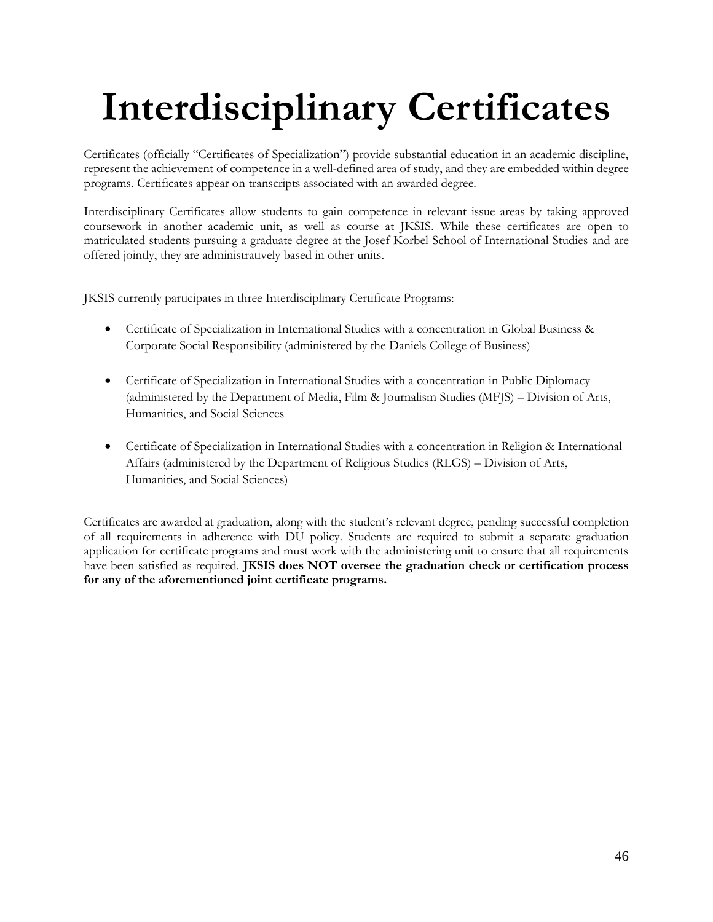# Interdisciplinary Certificates

Certificates (officially "Certificates of Specialization") provide substantial education in an academic discipline, represent the achievement of competence in a well-defined area of study, and they are embedded within degree programs. Certificates appear on transcripts associated with an awarded degree.

Interdisciplinary Certificates allow students to gain competence in relevant issue areas by taking approved coursework in another academic unit, as well as course at JKSIS. While these certificates are open to matriculated students pursuing a graduate degree at the Josef Korbel School of International Studies and are offered jointly, they are administratively based in other units.

JKSIS currently participates in three Interdisciplinary Certificate Programs:

- Certificate of Specialization in International Studies with a concentration in Global Business & Corporate Social Responsibility (administered by the Daniels College of Business)
- Certificate of Specialization in International Studies with a concentration in Public Diplomacy (administered by the Department of Media, Film & Journalism Studies (MFJS) – Division of Arts, Humanities, and Social Sciences
- Certificate of Specialization in International Studies with a concentration in Religion & International Affairs (administered by the Department of Religious Studies (RLGS) – Division of Arts, Humanities, and Social Sciences)

Certificates are awarded at graduation, along with the student's relevant degree, pending successful completion of all requirements in adherence with DU policy. Students are required to submit a separate graduation application for certificate programs and must work with the administering unit to ensure that all requirements have been satisfied as required. **JKSIS does NOT oversee the graduation check or certification process for any of the aforementioned joint certificate programs.**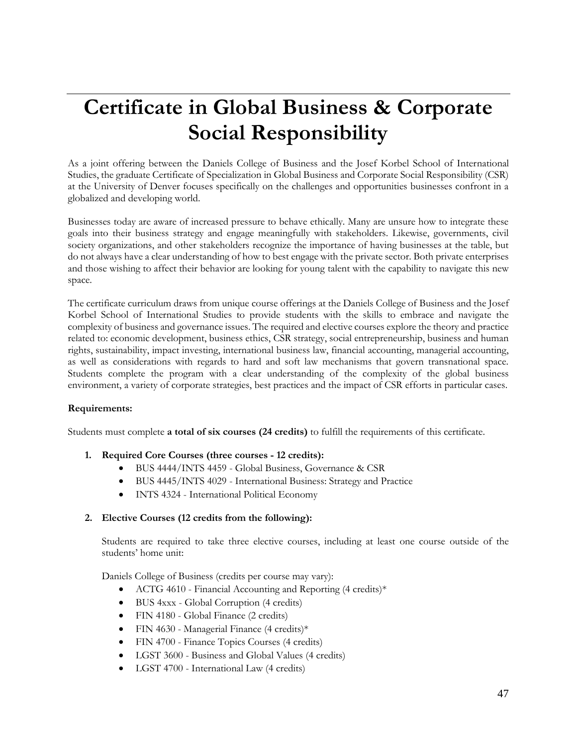# Certificate in Global Business & Corporate Social Responsibility

As a joint offering between the Daniels College of Business and the Josef Korbel School of International Studies, the graduate Certificate of Specialization in Global Business and Corporate Social Responsibility (CSR) at the University of Denver focuses specifically on the challenges and opportunities businesses confront in a globalized and developing world.

Businesses today are aware of increased pressure to behave ethically. Many are unsure how to integrate these goals into their business strategy and engage meaningfully with stakeholders. Likewise, governments, civil society organizations, and other stakeholders recognize the importance of having businesses at the table, but do not always have a clear understanding of how to best engage with the private sector. Both private enterprises and those wishing to affect their behavior are looking for young talent with the capability to navigate this new space.

The certificate curriculum draws from unique course offerings at the Daniels College of Business and the Josef Korbel School of International Studies to provide students with the skills to embrace and navigate the complexity of business and governance issues. The required and elective courses explore the theory and practice related to: economic development, business ethics, CSR strategy, social entrepreneurship, business and human rights, sustainability, impact investing, international business law, financial accounting, managerial accounting, as well as considerations with regards to hard and soft law mechanisms that govern transnational space. Students complete the program with a clear understanding of the complexity of the global business environment, a variety of corporate strategies, best practices and the impact of CSR efforts in particular cases.

**Requirements:**

Students must complete **a total of six courses (24 credits)** to fulfill the requirements of this certificate.

1. **Required Core Courses (three courses - 12 credits):**
   - BUS 4444/INTS 4459 - Global Business, Governance & CSR
   - BUS 4445/INTS 4029 - International Business: Strategy and Practice
   - INTS 4324 - International Political Economy

2. **Elective Courses (12 credits from the following):**

   Students are required to take three elective courses, including at least one course outside of the students' home unit:

   Daniels College of Business (credits per course may vary):
   - ACTG 4610 - Financial Accounting and Reporting (4 credits)*
   - BUS 4xxx - Global Corruption (4 credits)
   - FIN 4180 - Global Finance (2 credits)
   - FIN 4630 - Managerial Finance (4 credits)*
   - FIN 4700 - Finance Topics Courses (4 credits)
   - LGST 3600 - Business and Global Values (4 credits)
   - LGST 4700 - International Law (4 credits)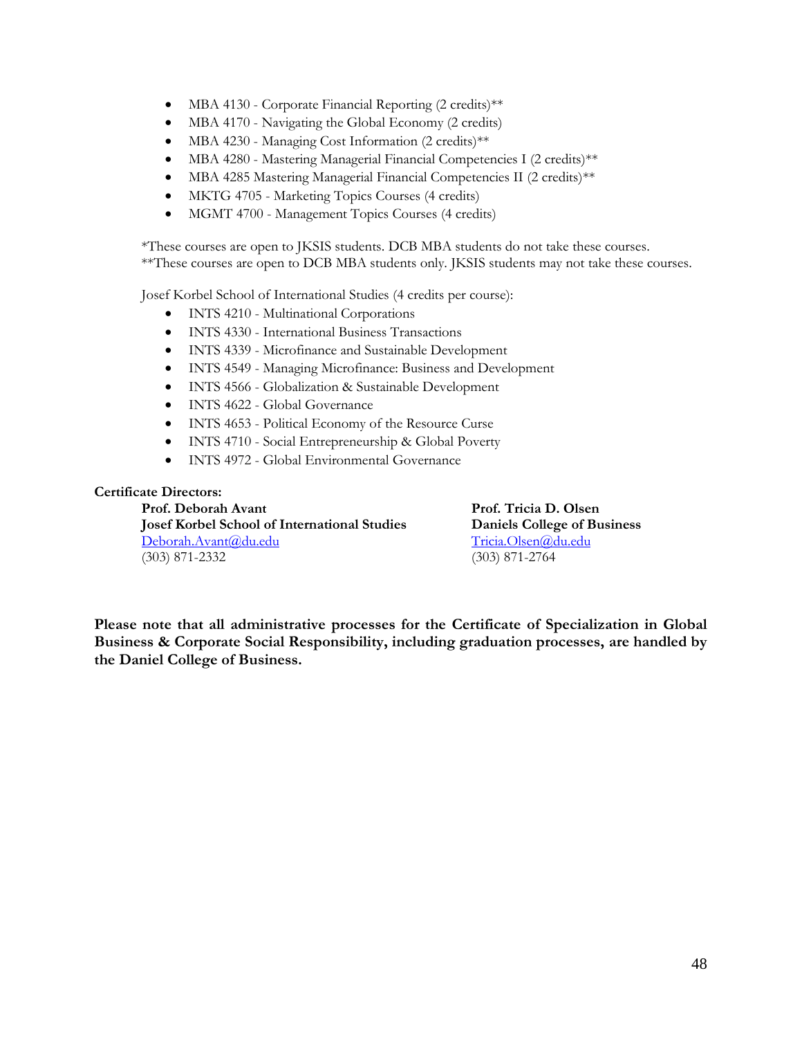- MBA 4130 - Corporate Financial Reporting (2 credits)**
- MBA 4170 - Navigating the Global Economy (2 credits)
- MBA 4230 - Managing Cost Information (2 credits)**
- MBA 4280 - Mastering Managerial Financial Competencies I (2 credits)**
- MBA 4285 Mastering Managerial Financial Competencies II (2 credits)**
- MKTG 4705 - Marketing Topics Courses (4 credits)
- MGMT 4700 - Management Topics Courses (4 credits)

*These courses are open to JKSIS students. DCB MBA students do not take these courses.
**These courses are open to DCB MBA students only. JKSIS students may not take these courses.

Josef Korbel School of International Studies (4 credits per course):

- INTS 4210 - Multinational Corporations
- INTS 4330 - International Business Transactions
- INTS 4339 - Microfinance and Sustainable Development
- INTS 4549 - Managing Microfinance: Business and Development
- INTS 4566 - Globalization & Sustainable Development
- INTS 4622 - Global Governance
- INTS 4653 - Political Economy of the Resource Curse
- INTS 4710 - Social Entrepreneurship & Global Poverty
- INTS 4972 - Global Environmental Governance

**Certificate Directors:**

**Prof. Deborah Avant**
**Josef Korbel School of International Studies**
Deborah.Avant@du.edu
(303) 871-2332

**Prof. Tricia D. Olsen**
**Daniels College of Business**
Tricia.Olsen@du.edu
(303) 871-2764

**Please note that all administrative processes for the Certificate of Specialization in Global Business & Corporate Social Responsibility, including graduation processes, are handled by the Daniel College of Business.**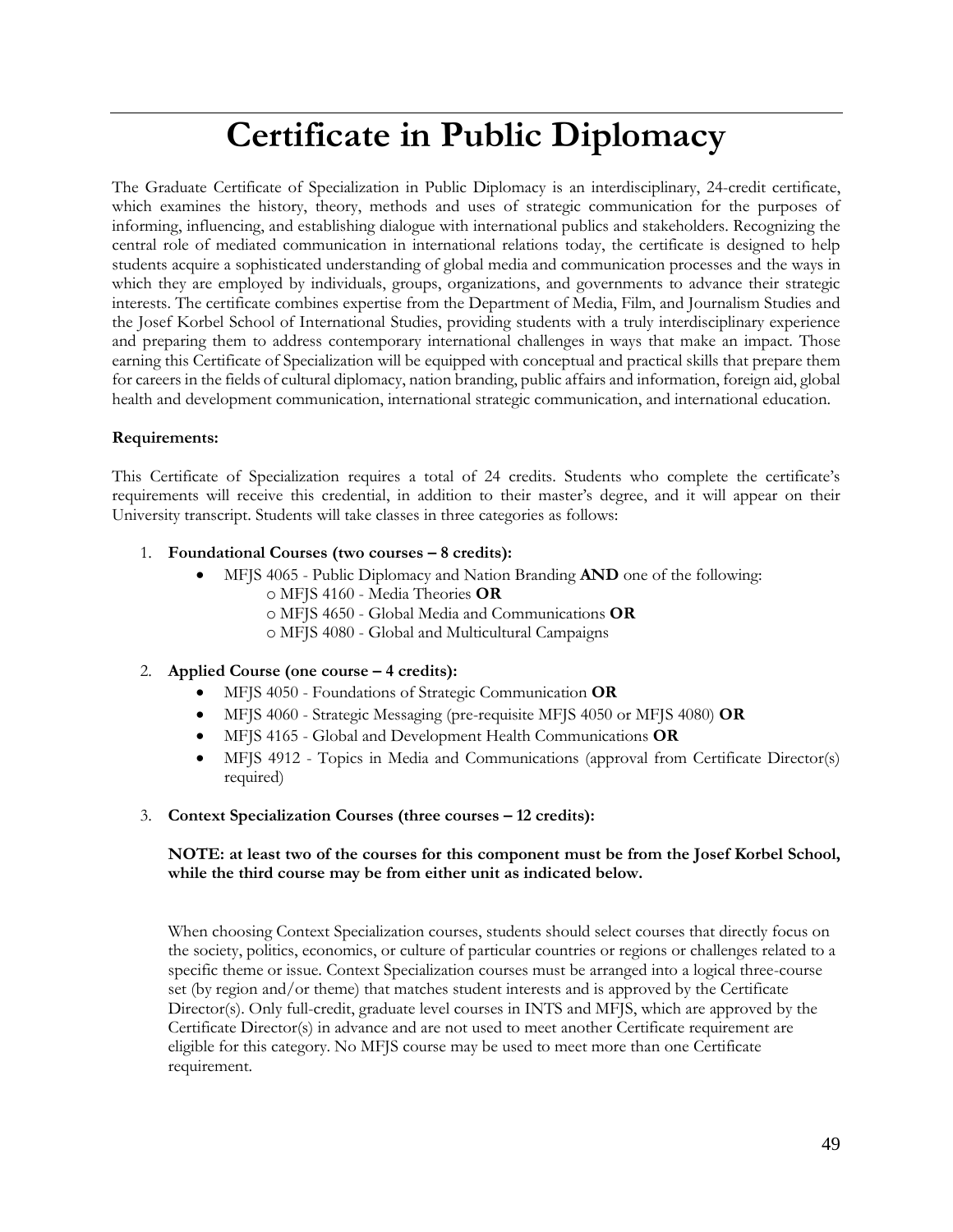# Certificate in Public Diplomacy

The Graduate Certificate of Specialization in Public Diplomacy is an interdisciplinary, 24-credit certificate, which examines the history, theory, methods and uses of strategic communication for the purposes of informing, influencing, and establishing dialogue with international publics and stakeholders. Recognizing the central role of mediated communication in international relations today, the certificate is designed to help students acquire a sophisticated understanding of global media and communication processes and the ways in which they are employed by individuals, groups, organizations, and governments to advance their strategic interests. The certificate combines expertise from the Department of Media, Film, and Journalism Studies and the Josef Korbel School of International Studies, providing students with a truly interdisciplinary experience and preparing them to address contemporary international challenges in ways that make an impact. Those earning this Certificate of Specialization will be equipped with conceptual and practical skills that prepare them for careers in the fields of cultural diplomacy, nation branding, public affairs and information, foreign aid, global health and development communication, international strategic communication, and international education.

**Requirements:**

This Certificate of Specialization requires a total of 24 credits. Students who complete the certificate's requirements will receive this credential, in addition to their master's degree, and it will appear on their University transcript. Students will take classes in three categories as follows:

1. **Foundational Courses (two courses – 8 credits):**
   - MFJS 4065 - Public Diplomacy and Nation Branding **AND** one of the following:
     - MFJS 4160 - Media Theories **OR**
     - MFJS 4650 - Global Media and Communications **OR**
     - MFJS 4080 - Global and Multicultural Campaigns

2. **Applied Course (one course – 4 credits):**
   - MFJS 4050 - Foundations of Strategic Communication **OR**
   - MFJS 4060 - Strategic Messaging (pre-requisite MFJS 4050 or MFJS 4080) **OR**
   - MFJS 4165 - Global and Development Health Communications **OR**
   - MFJS 4912 - Topics in Media and Communications (approval from Certificate Director(s) required)

3. **Context Specialization Courses (three courses – 12 credits):**

   **NOTE: at least two of the courses for this component must be from the Josef Korbel School, while the third course may be from either unit as indicated below.**

   When choosing Context Specialization courses, students should select courses that directly focus on the society, politics, economics, or culture of particular countries or regions or challenges related to a specific theme or issue. Context Specialization courses must be arranged into a logical three-course set (by region and/or theme) that matches student interests and is approved by the Certificate Director(s). Only full-credit, graduate level courses in INTS and MFJS, which are approved by the Certificate Director(s) in advance and are not used to meet another Certificate requirement are eligible for this category. No MFJS course may be used to meet more than one Certificate requirement.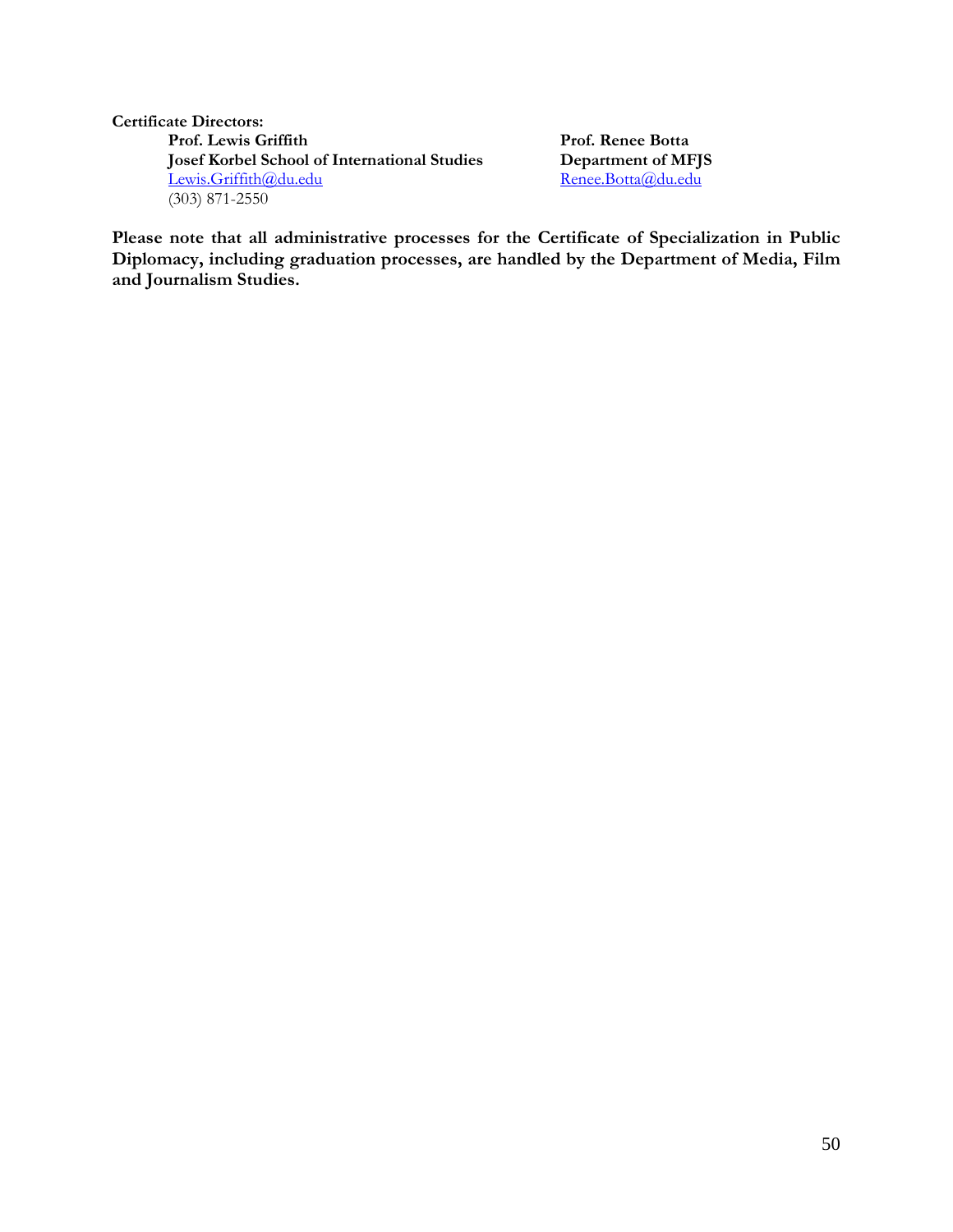**Certificate Directors:**

**Prof. Lewis Griffith**
**Josef Korbel School of International Studies**
Lewis.Griffith@du.edu
(303) 871-2550

**Prof. Renee Botta**
**Department of MFJS**
Renee.Botta@du.edu

**Please note that all administrative processes for the Certificate of Specialization in Public Diplomacy, including graduation processes, are handled by the Department of Media, Film and Journalism Studies.**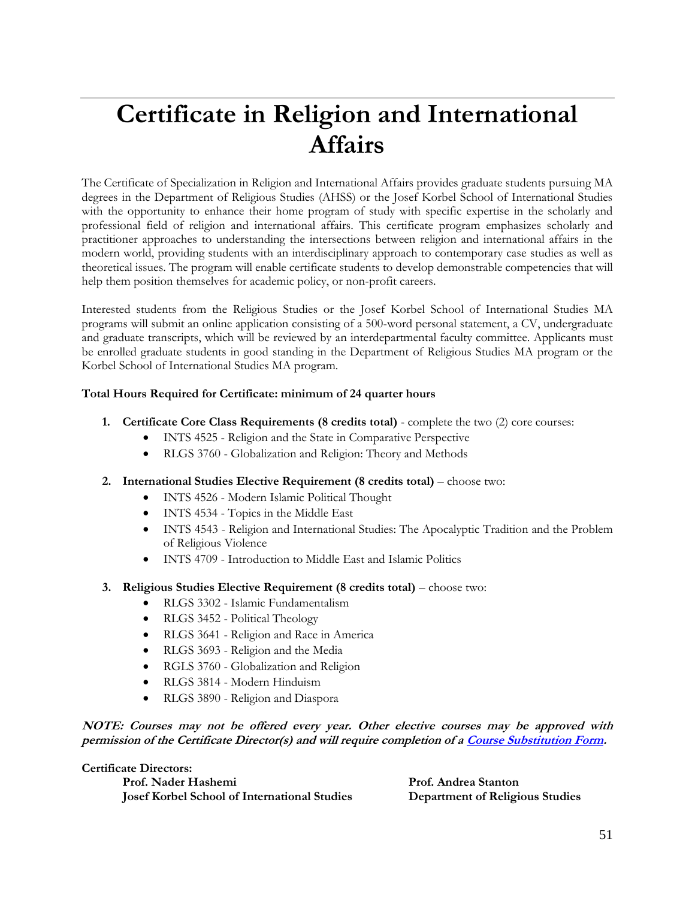# Certificate in Religion and International Affairs

The Certificate of Specialization in Religion and International Affairs provides graduate students pursuing MA degrees in the Department of Religious Studies (AHSS) or the Josef Korbel School of International Studies with the opportunity to enhance their home program of study with specific expertise in the scholarly and professional field of religion and international affairs. This certificate program emphasizes scholarly and practitioner approaches to understanding the intersections between religion and international affairs in the modern world, providing students with an interdisciplinary approach to contemporary case studies as well as theoretical issues. The program will enable certificate students to develop demonstrable competencies that will help them position themselves for academic policy, or non-profit careers.

Interested students from the Religious Studies or the Josef Korbel School of International Studies MA programs will submit an online application consisting of a 500-word personal statement, a CV, undergraduate and graduate transcripts, which will be reviewed by an interdepartmental faculty committee. Applicants must be enrolled graduate students in good standing in the Department of Religious Studies MA program or the Korbel School of International Studies MA program.

**Total Hours Required for Certificate: minimum of 24 quarter hours**

1. **Certificate Core Class Requirements (8 credits total)** - complete the two (2) core courses:
   - INTS 4525 - Religion and the State in Comparative Perspective
   - RLGS 3760 - Globalization and Religion: Theory and Methods
2. **International Studies Elective Requirement (8 credits total)** – choose two:
   - INTS 4526 - Modern Islamic Political Thought
   - INTS 4534 - Topics in the Middle East
   - INTS 4543 - Religion and International Studies: The Apocalyptic Tradition and the Problem of Religious Violence
   - INTS 4709 - Introduction to Middle East and Islamic Politics
3. **Religious Studies Elective Requirement (8 credits total)** – choose two:
   - RLGS 3302 - Islamic Fundamentalism
   - RLGS 3452 - Political Theology
   - RLGS 3641 - Religion and Race in America
   - RLGS 3693 - Religion and the Media
   - RGLS 3760 - Globalization and Religion
   - RLGS 3814 - Modern Hinduism
   - RLGS 3890 - Religion and Diaspora

***NOTE: Courses may not be offered every year. Other elective courses may be approved with permission of the Certificate Director(s) and will require completion of a Course Substitution Form.***

**Certificate Directors:**

**Prof. Nader Hashemi**
**Josef Korbel School of International Studies**

**Prof. Andrea Stanton**
**Department of Religious Studies**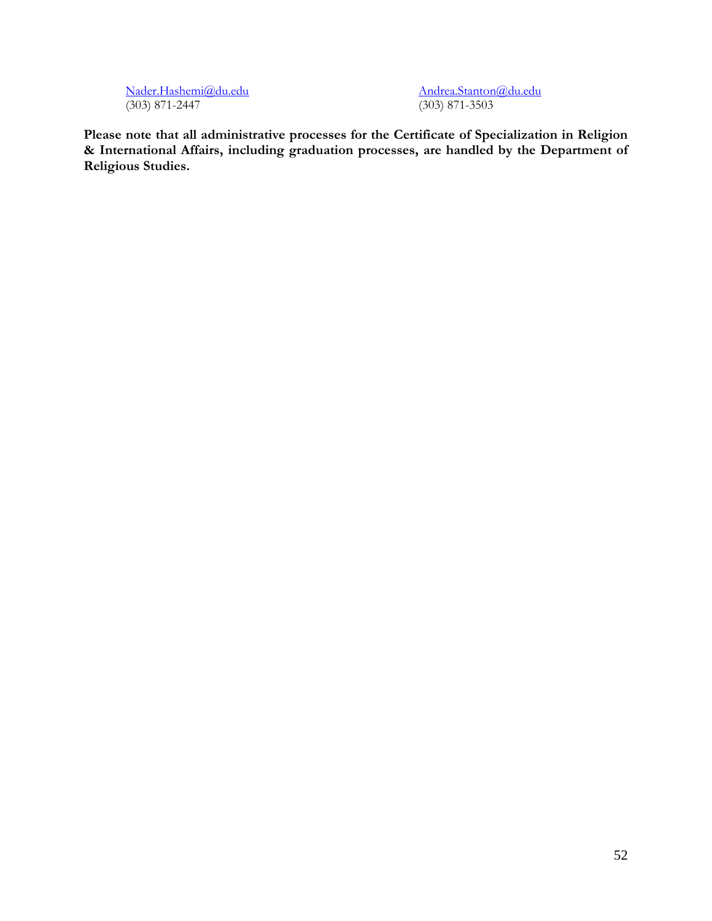Nader.Hashemi@du.edu
(303) 871-2447

Andrea.Stanton@du.edu
(303) 871-3503

**Please note that all administrative processes for the Certificate of Specialization in Religion & International Affairs, including graduation processes, are handled by the Department of Religious Studies.**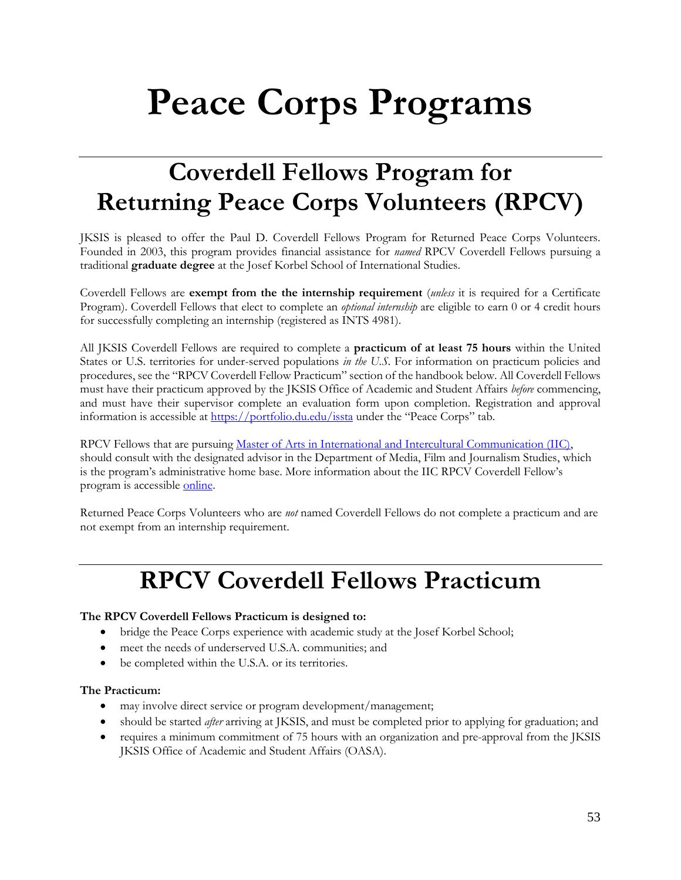# Peace Corps Programs

## Coverdell Fellows Program for Returning Peace Corps Volunteers (RPCV)

JKSIS is pleased to offer the Paul D. Coverdell Fellows Program for Returned Peace Corps Volunteers. Founded in 2003, this program provides financial assistance for *named* RPCV Coverdell Fellows pursuing a traditional **graduate degree** at the Josef Korbel School of International Studies.

Coverdell Fellows are **exempt from the the internship requirement** (*unless* it is required for a Certificate Program). Coverdell Fellows that elect to complete an *optional internship* are eligible to earn 0 or 4 credit hours for successfully completing an internship (registered as INTS 4981).

All JKSIS Coverdell Fellows are required to complete a **practicum of at least 75 hours** within the United States or U.S. territories for under-served populations *in the U.S*. For information on practicum policies and procedures, see the "RPCV Coverdell Fellow Practicum" section of the handbook below. All Coverdell Fellows must have their practicum approved by the JKSIS Office of Academic and Student Affairs *before* commencing, and must have their supervisor complete an evaluation form upon completion. Registration and approval information is accessible at https://portfolio.du.edu/issta under the "Peace Corps" tab.

RPCV Fellows that are pursuing Master of Arts in International and Intercultural Communication (IIC), should consult with the designated advisor in the Department of Media, Film and Journalism Studies, which is the program's administrative home base. More information about the IIC RPCV Coverdell Fellow's program is accessible online.

Returned Peace Corps Volunteers who are *not* named Coverdell Fellows do not complete a practicum and are not exempt from an internship requirement.

## RPCV Coverdell Fellows Practicum

**The RPCV Coverdell Fellows Practicum is designed to:**

- bridge the Peace Corps experience with academic study at the Josef Korbel School;
- meet the needs of underserved U.S.A. communities; and
- be completed within the U.S.A. or its territories.

**The Practicum:**

- may involve direct service or program development/management;
- should be started *after* arriving at JKSIS, and must be completed prior to applying for graduation; and
- requires a minimum commitment of 75 hours with an organization and pre-approval from the JKSIS JKSIS Office of Academic and Student Affairs (OASA).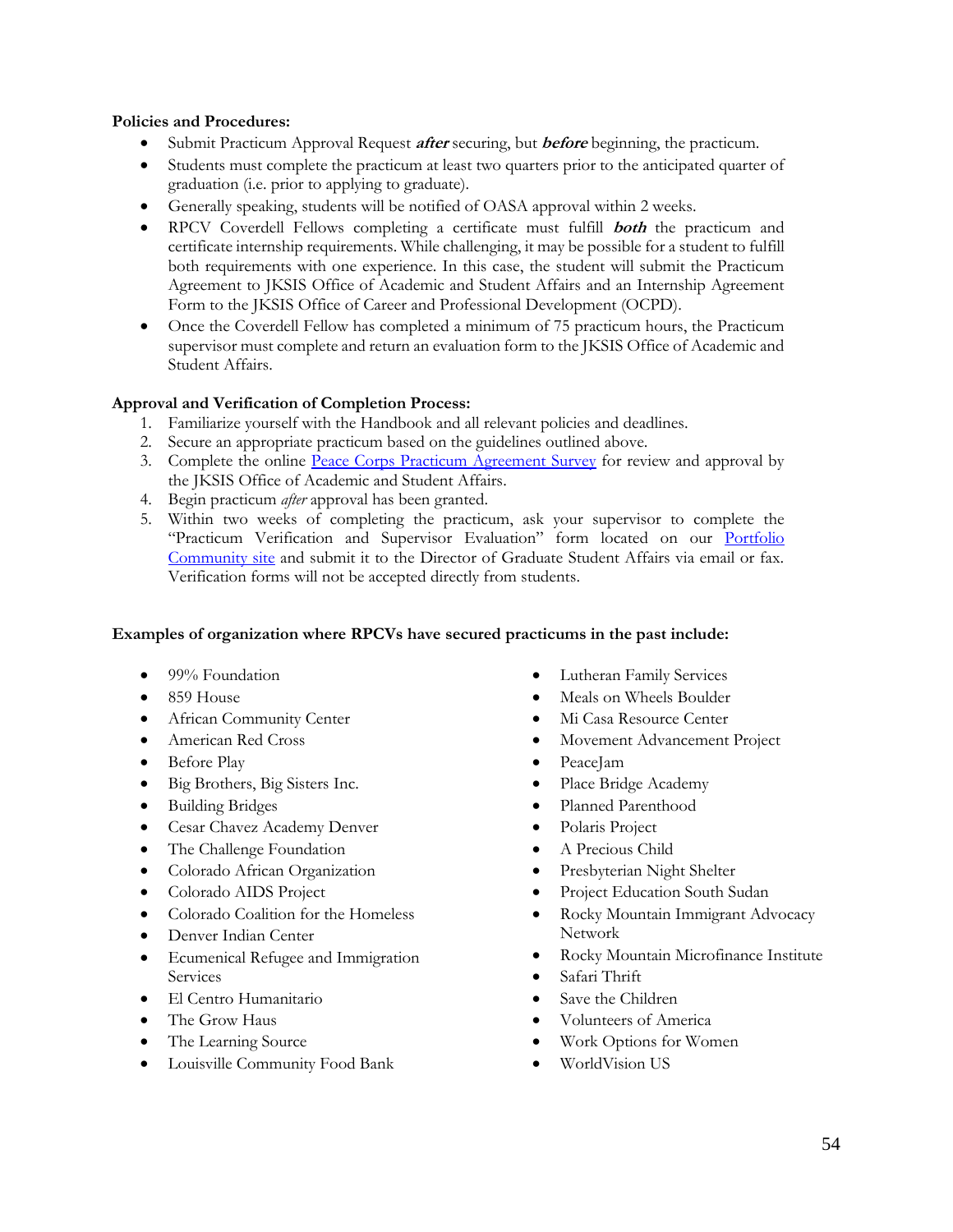**Policies and Procedures:**

- Submit Practicum Approval Request ***after*** securing, but ***before*** beginning, the practicum.
- Students must complete the practicum at least two quarters prior to the anticipated quarter of graduation (i.e. prior to applying to graduate).
- Generally speaking, students will be notified of OASA approval within 2 weeks.
- RPCV Coverdell Fellows completing a certificate must fulfill ***both*** the practicum and certificate internship requirements. While challenging, it may be possible for a student to fulfill both requirements with one experience. In this case, the student will submit the Practicum Agreement to JKSIS Office of Academic and Student Affairs and an Internship Agreement Form to the JKSIS Office of Career and Professional Development (OCPD).
- Once the Coverdell Fellow has completed a minimum of 75 practicum hours, the Practicum supervisor must complete and return an evaluation form to the JKSIS Office of Academic and Student Affairs.

**Approval and Verification of Completion Process:**

1. Familiarize yourself with the Handbook and all relevant policies and deadlines.
2. Secure an appropriate practicum based on the guidelines outlined above.
3. Complete the online Peace Corps Practicum Agreement Survey for review and approval by the JKSIS Office of Academic and Student Affairs.
4. Begin practicum *after* approval has been granted.
5. Within two weeks of completing the practicum, ask your supervisor to complete the "Practicum Verification and Supervisor Evaluation" form located on our Portfolio Community site and submit it to the Director of Graduate Student Affairs via email or fax. Verification forms will not be accepted directly from students.

**Examples of organization where RPCVs have secured practicums in the past include:**

- 99% Foundation
- 859 House
- African Community Center
- American Red Cross
- Before Play
- Big Brothers, Big Sisters Inc.
- Building Bridges
- Cesar Chavez Academy Denver
- The Challenge Foundation
- Colorado African Organization
- Colorado AIDS Project
- Colorado Coalition for the Homeless
- Denver Indian Center
- Ecumenical Refugee and Immigration Services
- El Centro Humanitario
- The Grow Haus
- The Learning Source
- Louisville Community Food Bank
- Lutheran Family Services
- Meals on Wheels Boulder
- Mi Casa Resource Center
- Movement Advancement Project
- PeaceJam
- Place Bridge Academy
- Planned Parenthood
- Polaris Project
- A Precious Child
- Presbyterian Night Shelter
- Project Education South Sudan
- Rocky Mountain Immigrant Advocacy Network
- Rocky Mountain Microfinance Institute
- Safari Thrift
- Save the Children
- Volunteers of America
- Work Options for Women
- WorldVision US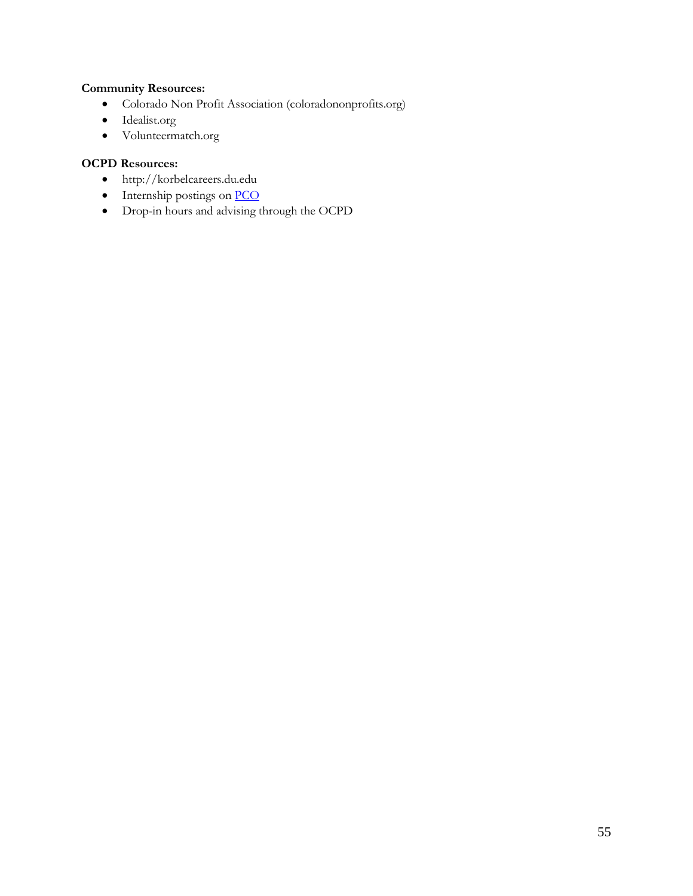**Community Resources:**

- Colorado Non Profit Association (coloradononprofits.org)
- Idealist.org
- Volunteermatch.org

**OCPD Resources:**

- http://korbelcareers.du.edu
- Internship postings on PCO
- Drop-in hours and advising through the OCPD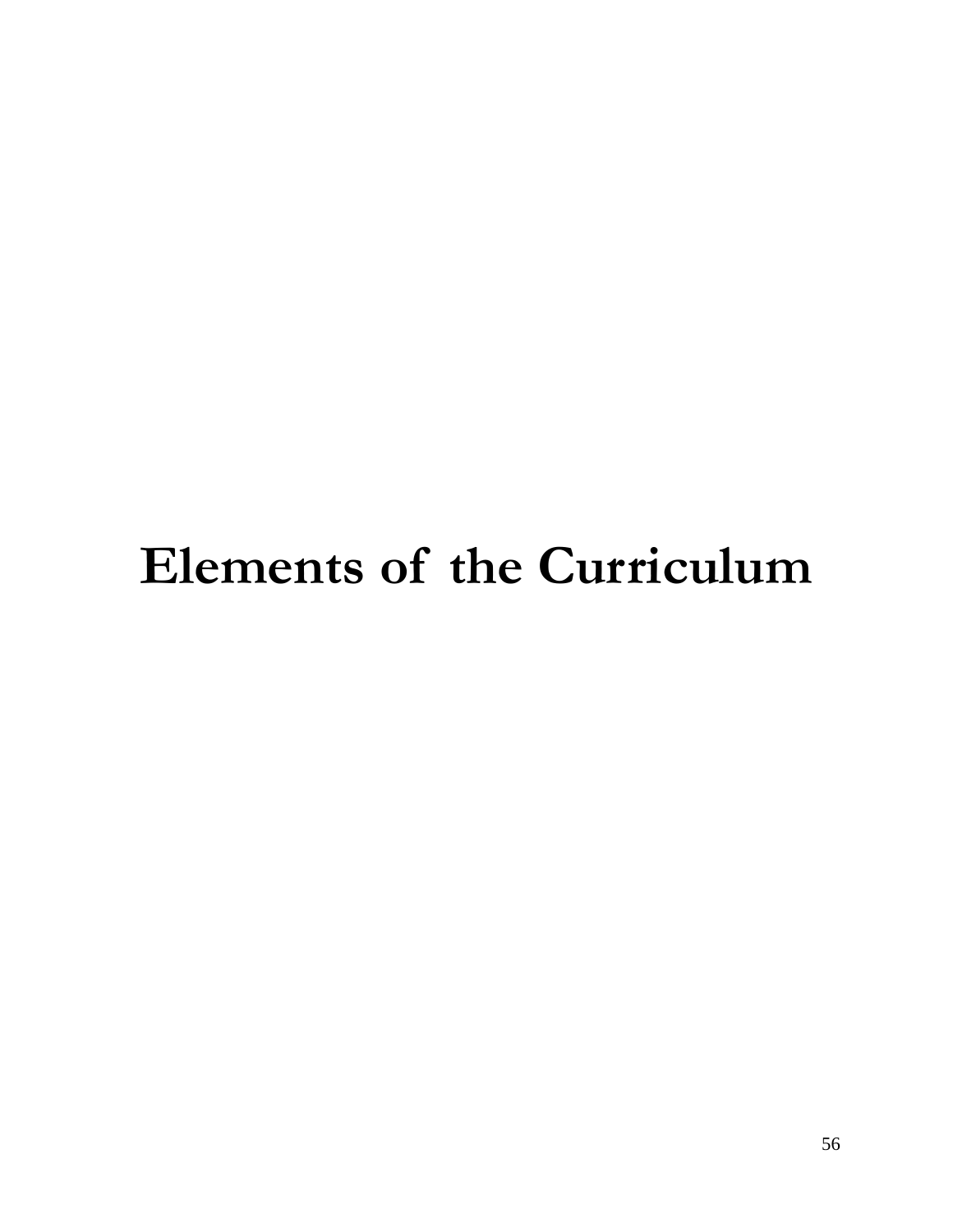# Elements of the Curriculum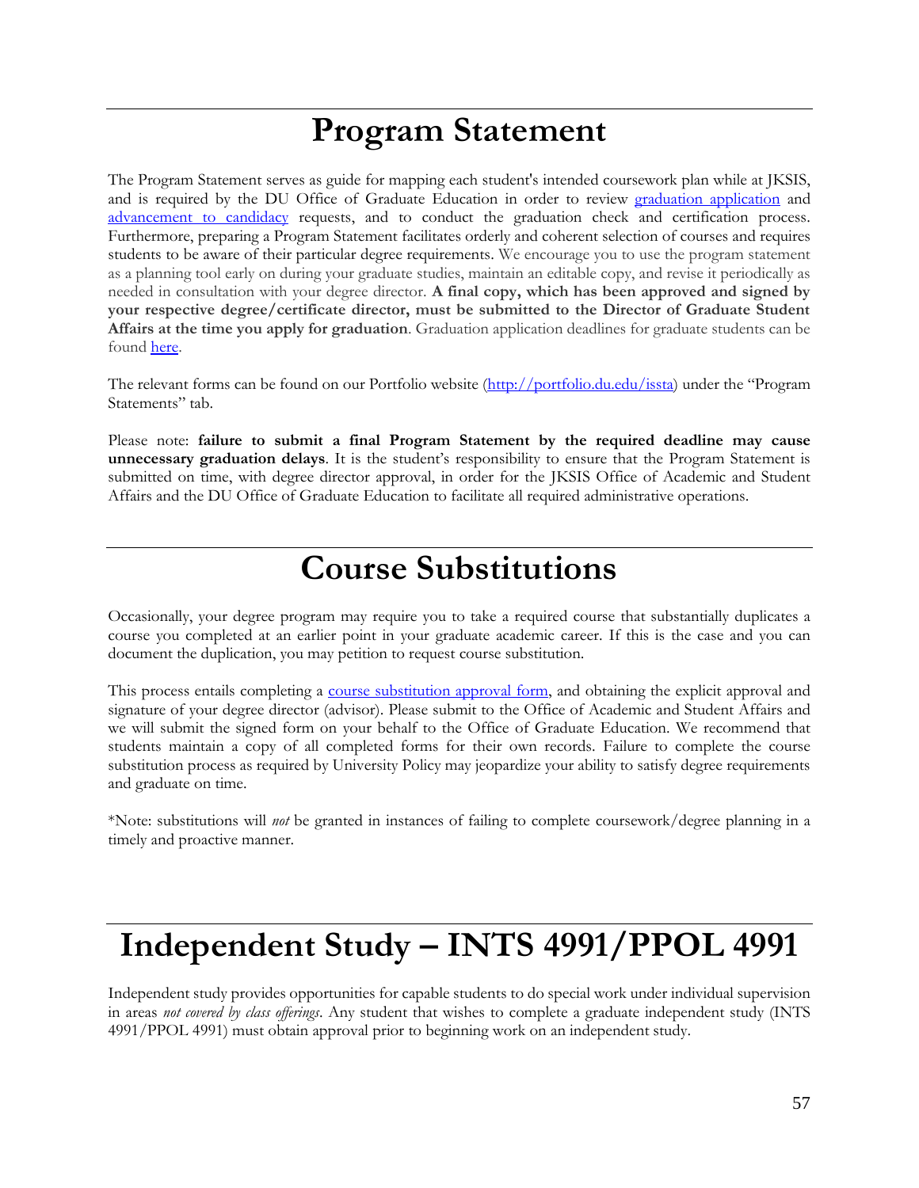# Program Statement

The Program Statement serves as guide for mapping each student's intended coursework plan while at JKSIS, and is required by the DU Office of Graduate Education in order to review graduation application and advancement to candidacy requests, and to conduct the graduation check and certification process. Furthermore, preparing a Program Statement facilitates orderly and coherent selection of courses and requires students to be aware of their particular degree requirements. We encourage you to use the program statement as a planning tool early on during your graduate studies, maintain an editable copy, and revise it periodically as needed in consultation with your degree director. **A final copy, which has been approved and signed by your respective degree/certificate director, must be submitted to the Director of Graduate Student Affairs at the time you apply for graduation**. Graduation application deadlines for graduate students can be found here.

The relevant forms can be found on our Portfolio website (http://portfolio.du.edu/issta) under the "Program Statements" tab.

Please note: **failure to submit a final Program Statement by the required deadline may cause unnecessary graduation delays**. It is the student's responsibility to ensure that the Program Statement is submitted on time, with degree director approval, in order for the JKSIS Office of Academic and Student Affairs and the DU Office of Graduate Education to facilitate all required administrative operations.

# Course Substitutions

Occasionally, your degree program may require you to take a required course that substantially duplicates a course you completed at an earlier point in your graduate academic career. If this is the case and you can document the duplication, you may petition to request course substitution.

This process entails completing a course substitution approval form, and obtaining the explicit approval and signature of your degree director (advisor). Please submit to the Office of Academic and Student Affairs and we will submit the signed form on your behalf to the Office of Graduate Education. We recommend that students maintain a copy of all completed forms for their own records. Failure to complete the course substitution process as required by University Policy may jeopardize your ability to satisfy degree requirements and graduate on time.

*Note: substitutions will *not* be granted in instances of failing to complete coursework/degree planning in a timely and proactive manner.

# Independent Study – INTS 4991/PPOL 4991

Independent study provides opportunities for capable students to do special work under individual supervision in areas *not covered by class offerings*. Any student that wishes to complete a graduate independent study (INTS 4991/PPOL 4991) must obtain approval prior to beginning work on an independent study.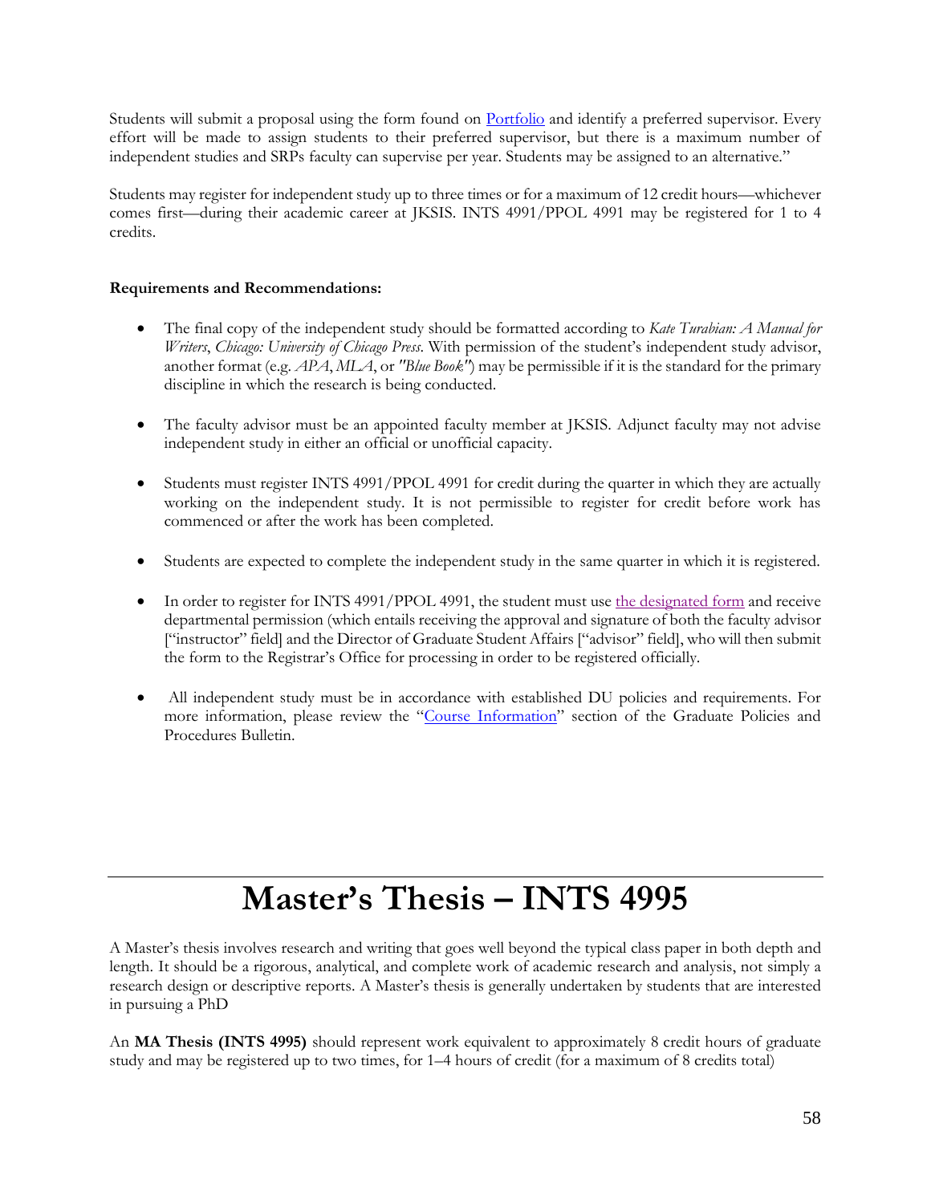Students will submit a proposal using the form found on [Portfolio](#) and identify a preferred supervisor. Every effort will be made to assign students to their preferred supervisor, but there is a maximum number of independent studies and SRPs faculty can supervise per year. Students may be assigned to an alternative."

Students may register for independent study up to three times or for a maximum of 12 credit hours—whichever comes first—during their academic career at JKSIS. INTS 4991/PPOL 4991 may be registered for 1 to 4 credits.

**Requirements and Recommendations:**

- The final copy of the independent study should be formatted according to *Kate Turabian: A Manual for Writers*, *Chicago: University of Chicago Press*. With permission of the student's independent study advisor, another format (e.g. *APA*, *MLA*, or *"Blue Book"*) may be permissible if it is the standard for the primary discipline in which the research is being conducted.

- The faculty advisor must be an appointed faculty member at JKSIS. Adjunct faculty may not advise independent study in either an official or unofficial capacity.

- Students must register INTS 4991/PPOL 4991 for credit during the quarter in which they are actually working on the independent study. It is not permissible to register for credit before work has commenced or after the work has been completed.

- Students are expected to complete the independent study in the same quarter in which it is registered.

- In order to register for INTS 4991/PPOL 4991, the student must use the designated form and receive departmental permission (which entails receiving the approval and signature of both the faculty advisor ["instructor" field] and the Director of Graduate Student Affairs ["advisor" field], who will then submit the form to the Registrar's Office for processing in order to be registered officially.

- All independent study must be in accordance with established DU policies and requirements. For more information, please review the "Course Information" section of the Graduate Policies and Procedures Bulletin.

# Master's Thesis – INTS 4995

A Master's thesis involves research and writing that goes well beyond the typical class paper in both depth and length. It should be a rigorous, analytical, and complete work of academic research and analysis, not simply a research design or descriptive reports. A Master's thesis is generally undertaken by students that are interested in pursuing a PhD

An **MA Thesis (INTS 4995)** should represent work equivalent to approximately 8 credit hours of graduate study and may be registered up to two times, for 1–4 hours of credit (for a maximum of 8 credits total)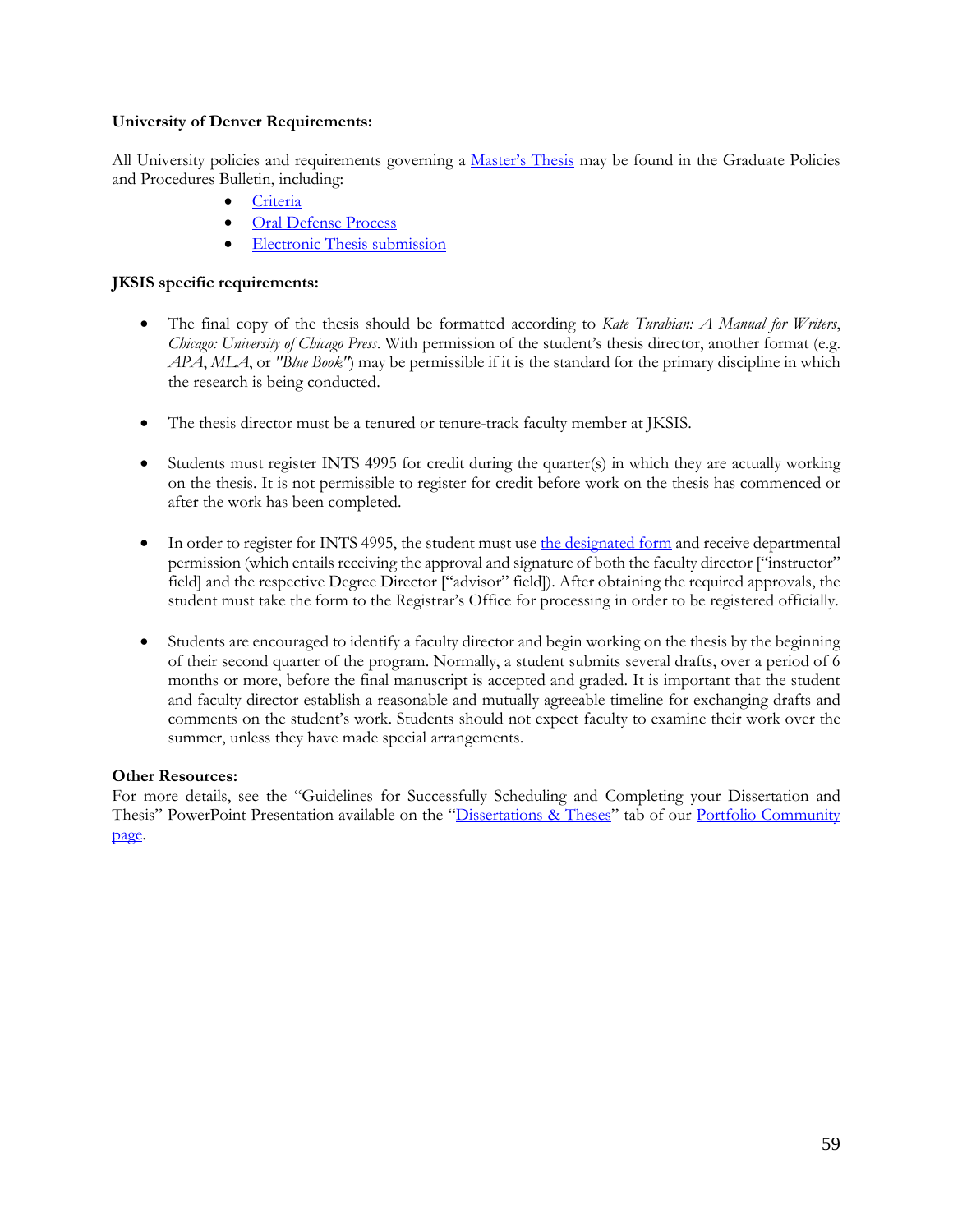**University of Denver Requirements:**

All University policies and requirements governing a Master's Thesis may be found in the Graduate Policies and Procedures Bulletin, including:

- Criteria
- Oral Defense Process
- Electronic Thesis submission

**JKSIS specific requirements:**

- The final copy of the thesis should be formatted according to *Kate Turabian: A Manual for Writers*, *Chicago: University of Chicago Press*. With permission of the student's thesis director, another format (e.g. *APA*, *MLA*, or *"Blue Book"*) may be permissible if it is the standard for the primary discipline in which the research is being conducted.

- The thesis director must be a tenured or tenure-track faculty member at JKSIS.

- Students must register INTS 4995 for credit during the quarter(s) in which they are actually working on the thesis. It is not permissible to register for credit before work on the thesis has commenced or after the work has been completed.

- In order to register for INTS 4995, the student must use the designated form and receive departmental permission (which entails receiving the approval and signature of both the faculty director ["instructor" field] and the respective Degree Director ["advisor" field]). After obtaining the required approvals, the student must take the form to the Registrar's Office for processing in order to be registered officially.

- Students are encouraged to identify a faculty director and begin working on the thesis by the beginning of their second quarter of the program. Normally, a student submits several drafts, over a period of 6 months or more, before the final manuscript is accepted and graded. It is important that the student and faculty director establish a reasonable and mutually agreeable timeline for exchanging drafts and comments on the student's work. Students should not expect faculty to examine their work over the summer, unless they have made special arrangements.

**Other Resources:**
For more details, see the "Guidelines for Successfully Scheduling and Completing your Dissertation and Thesis" PowerPoint Presentation available on the "Dissertations & Theses" tab of our Portfolio Community page.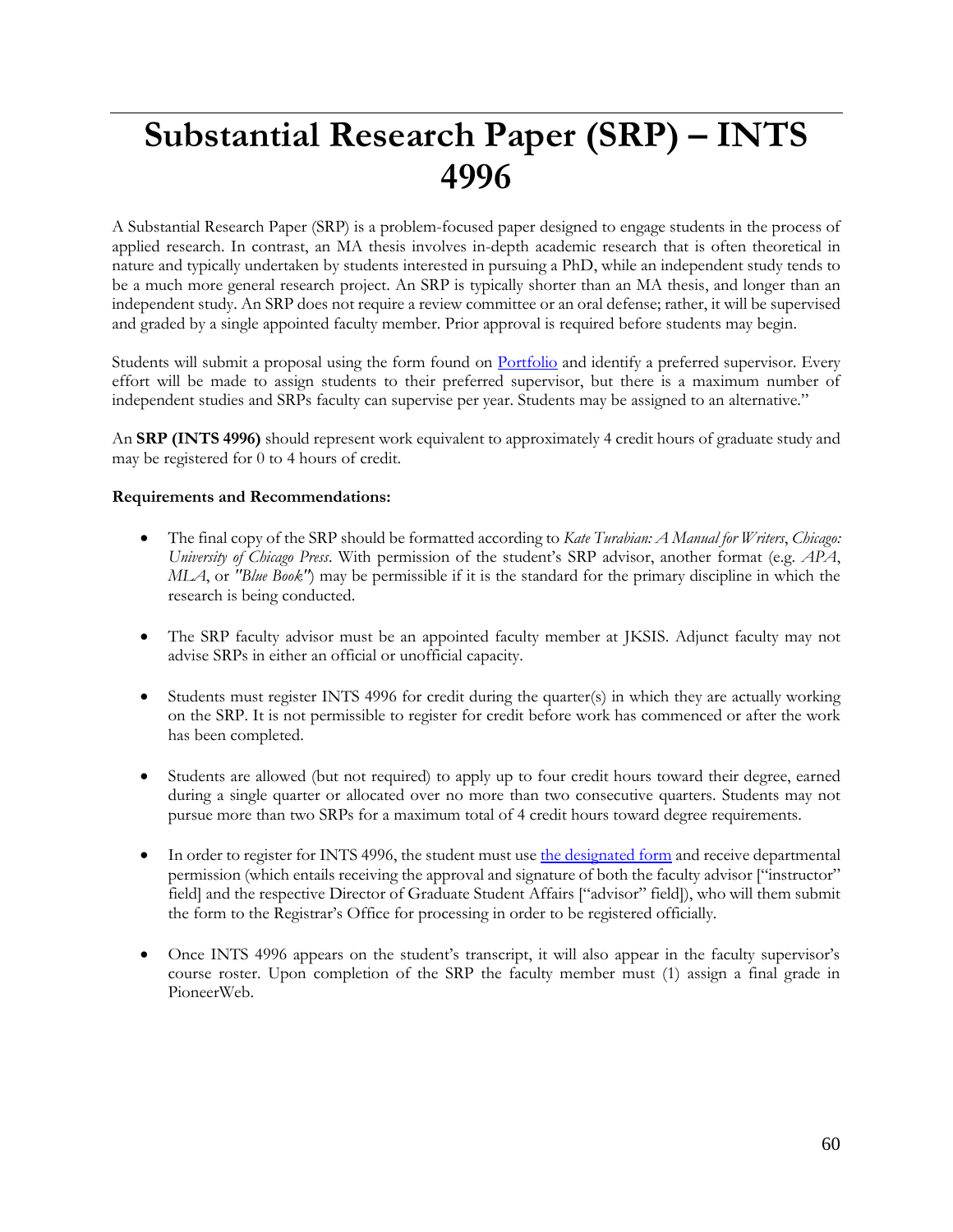# Substantial Research Paper (SRP) – INTS 4996

A Substantial Research Paper (SRP) is a problem-focused paper designed to engage students in the process of applied research. In contrast, an MA thesis involves in-depth academic research that is often theoretical in nature and typically undertaken by students interested in pursuing a PhD, while an independent study tends to be a much more general research project. An SRP is typically shorter than an MA thesis, and longer than an independent study. An SRP does not require a review committee or an oral defense; rather, it will be supervised and graded by a single appointed faculty member. Prior approval is required before students may begin.

Students will submit a proposal using the form found on [Portfolio] and identify a preferred supervisor. Every effort will be made to assign students to their preferred supervisor, but there is a maximum number of independent studies and SRPs faculty can supervise per year. Students may be assigned to an alternative."

An **SRP (INTS 4996)** should represent work equivalent to approximately 4 credit hours of graduate study and may be registered for 0 to 4 hours of credit.

**Requirements and Recommendations:**

- The final copy of the SRP should be formatted according to *Kate Turabian: A Manual for Writers*, *Chicago: University of Chicago Press*. With permission of the student's SRP advisor, another format (e.g. *APA*, *MLA*, or *"Blue Book"*) may be permissible if it is the standard for the primary discipline in which the research is being conducted.

- The SRP faculty advisor must be an appointed faculty member at JKSIS. Adjunct faculty may not advise SRPs in either an official or unofficial capacity.

- Students must register INTS 4996 for credit during the quarter(s) in which they are actually working on the SRP. It is not permissible to register for credit before work has commenced or after the work has been completed.

- Students are allowed (but not required) to apply up to four credit hours toward their degree, earned during a single quarter or allocated over no more than two consecutive quarters. Students may not pursue more than two SRPs for a maximum total of 4 credit hours toward degree requirements.

- In order to register for INTS 4996, the student must use [the designated form] and receive departmental permission (which entails receiving the approval and signature of both the faculty advisor ["instructor" field] and the respective Director of Graduate Student Affairs ["advisor" field]), who will them submit the form to the Registrar's Office for processing in order to be registered officially.

- Once INTS 4996 appears on the student's transcript, it will also appear in the faculty supervisor's course roster. Upon completion of the SRP the faculty member must (1) assign a final grade in PioneerWeb.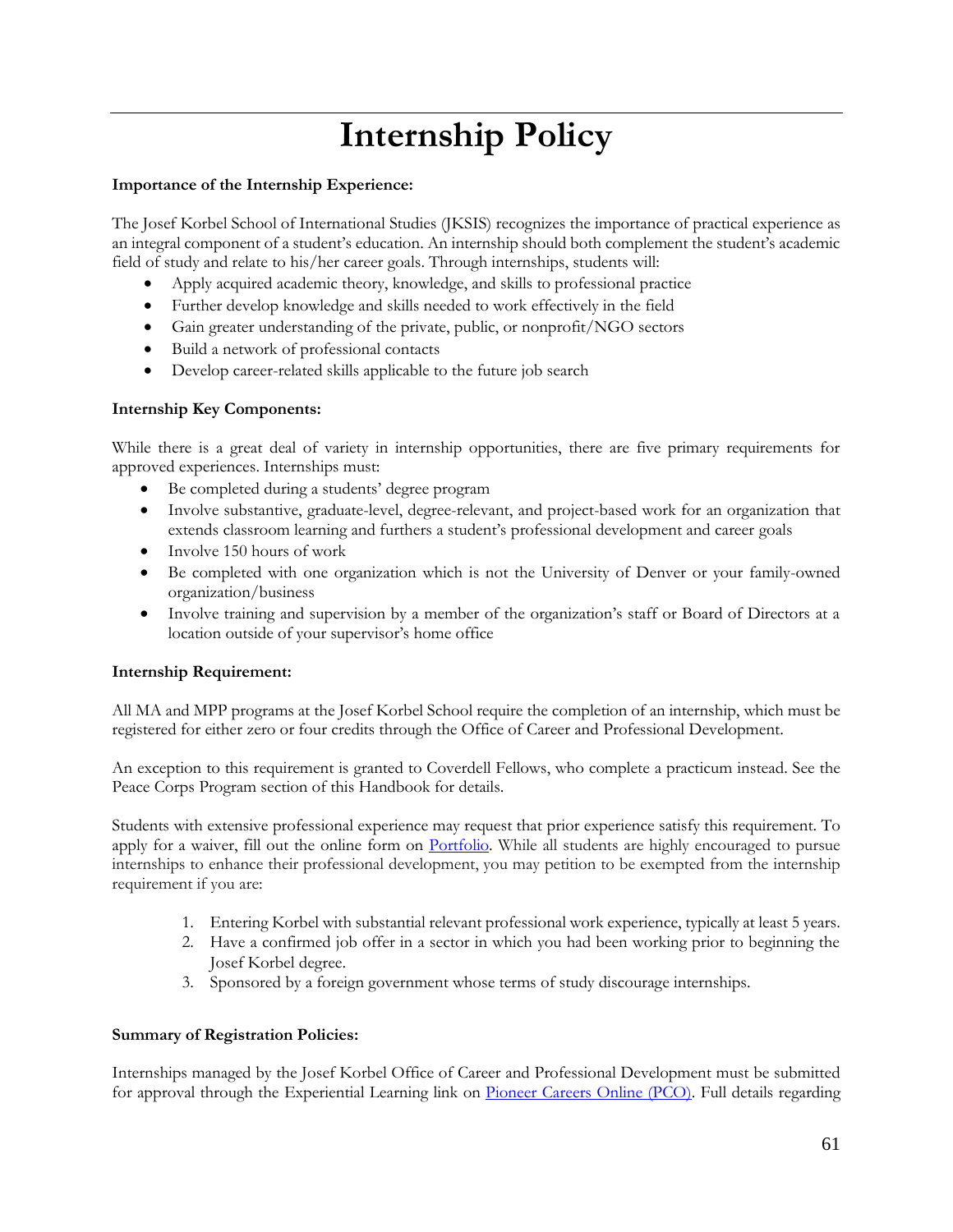# Internship Policy

**Importance of the Internship Experience:**

The Josef Korbel School of International Studies (JKSIS) recognizes the importance of practical experience as an integral component of a student's education. An internship should both complement the student's academic field of study and relate to his/her career goals. Through internships, students will:

- Apply acquired academic theory, knowledge, and skills to professional practice
- Further develop knowledge and skills needed to work effectively in the field
- Gain greater understanding of the private, public, or nonprofit/NGO sectors
- Build a network of professional contacts
- Develop career-related skills applicable to the future job search

**Internship Key Components:**

While there is a great deal of variety in internship opportunities, there are five primary requirements for approved experiences. Internships must:

- Be completed during a students' degree program
- Involve substantive, graduate-level, degree-relevant, and project-based work for an organization that extends classroom learning and furthers a student's professional development and career goals
- Involve 150 hours of work
- Be completed with one organization which is not the University of Denver or your family-owned organization/business
- Involve training and supervision by a member of the organization's staff or Board of Directors at a location outside of your supervisor's home office

**Internship Requirement:**

All MA and MPP programs at the Josef Korbel School require the completion of an internship, which must be registered for either zero or four credits through the Office of Career and Professional Development.

An exception to this requirement is granted to Coverdell Fellows, who complete a practicum instead. See the Peace Corps Program section of this Handbook for details.

Students with extensive professional experience may request that prior experience satisfy this requirement. To apply for a waiver, fill out the online form on Portfolio. While all students are highly encouraged to pursue internships to enhance their professional development, you may petition to be exempted from the internship requirement if you are:

1. Entering Korbel with substantial relevant professional work experience, typically at least 5 years.
2. Have a confirmed job offer in a sector in which you had been working prior to beginning the Josef Korbel degree.
3. Sponsored by a foreign government whose terms of study discourage internships.

**Summary of Registration Policies:**

Internships managed by the Josef Korbel Office of Career and Professional Development must be submitted for approval through the Experiential Learning link on Pioneer Careers Online (PCO). Full details regarding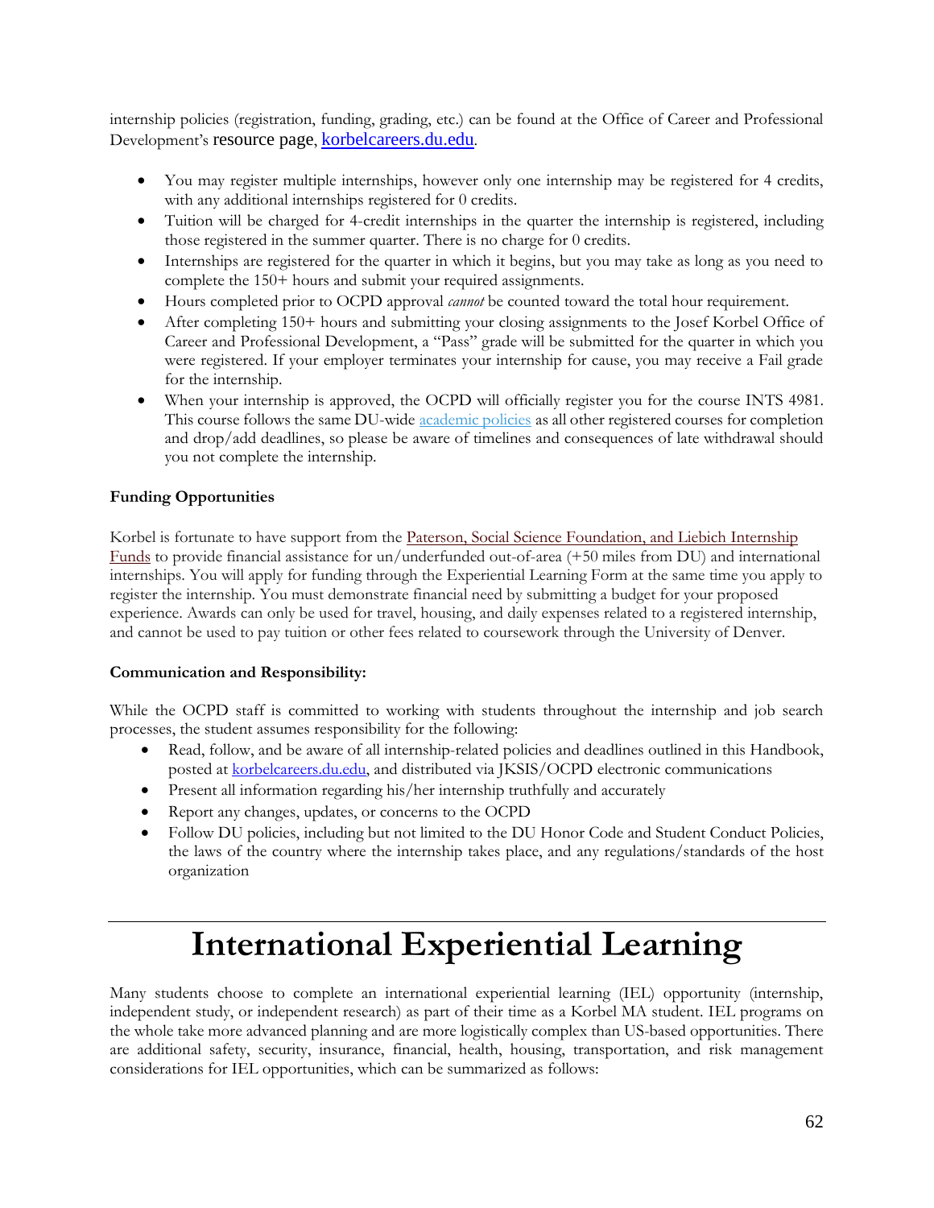internship policies (registration, funding, grading, etc.) can be found at the Office of Career and Professional Development's resource page, [korbelcareers.du.edu](korbelcareers.du.edu).

- You may register multiple internships, however only one internship may be registered for 4 credits, with any additional internships registered for 0 credits.
- Tuition will be charged for 4-credit internships in the quarter the internship is registered, including those registered in the summer quarter. There is no charge for 0 credits.
- Internships are registered for the quarter in which it begins, but you may take as long as you need to complete the 150+ hours and submit your required assignments.
- Hours completed prior to OCPD approval *cannot* be counted toward the total hour requirement.
- After completing 150+ hours and submitting your closing assignments to the Josef Korbel Office of Career and Professional Development, a "Pass" grade will be submitted for the quarter in which you were registered. If your employer terminates your internship for cause, you may receive a Fail grade for the internship.
- When your internship is approved, the OCPD will officially register you for the course INTS 4981. This course follows the same DU-wide academic policies as all other registered courses for completion and drop/add deadlines, so please be aware of timelines and consequences of late withdrawal should you not complete the internship.

**Funding Opportunities**

Korbel is fortunate to have support from the Paterson, Social Science Foundation, and Liebich Internship Funds to provide financial assistance for un/underfunded out-of-area (+50 miles from DU) and international internships. You will apply for funding through the Experiential Learning Form at the same time you apply to register the internship. You must demonstrate financial need by submitting a budget for your proposed experience. Awards can only be used for travel, housing, and daily expenses related to a registered internship, and cannot be used to pay tuition or other fees related to coursework through the University of Denver.

**Communication and Responsibility:**

While the OCPD staff is committed to working with students throughout the internship and job search processes, the student assumes responsibility for the following:

- Read, follow, and be aware of all internship-related policies and deadlines outlined in this Handbook, posted at korbelcareers.du.edu, and distributed via JKSIS/OCPD electronic communications
- Present all information regarding his/her internship truthfully and accurately
- Report any changes, updates, or concerns to the OCPD
- Follow DU policies, including but not limited to the DU Honor Code and Student Conduct Policies, the laws of the country where the internship takes place, and any regulations/standards of the host organization

# International Experiential Learning

Many students choose to complete an international experiential learning (IEL) opportunity (internship, independent study, or independent research) as part of their time as a Korbel MA student. IEL programs on the whole take more advanced planning and are more logistically complex than US-based opportunities. There are additional safety, security, insurance, financial, health, housing, transportation, and risk management considerations for IEL opportunities, which can be summarized as follows: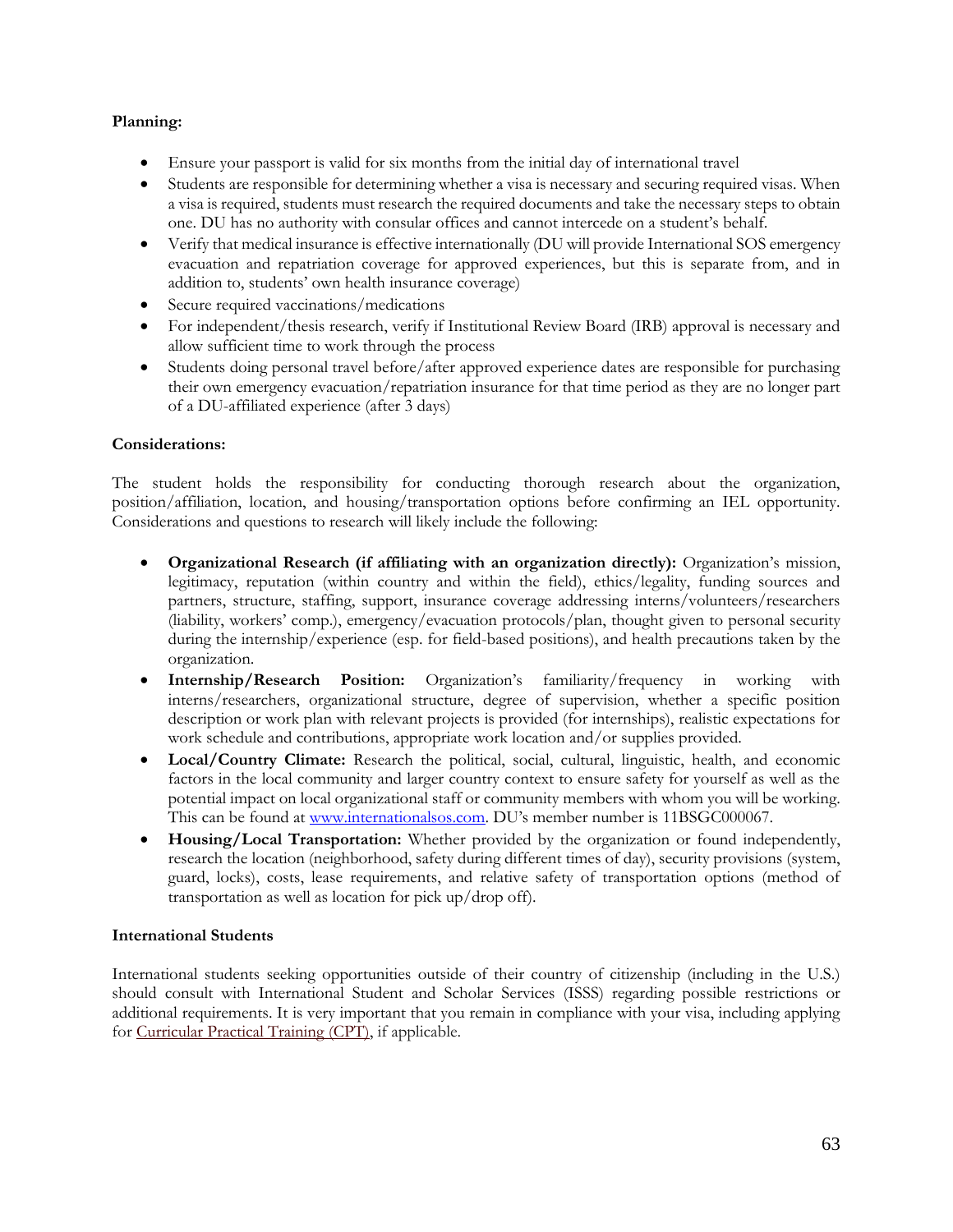**Planning:**

- Ensure your passport is valid for six months from the initial day of international travel
- Students are responsible for determining whether a visa is necessary and securing required visas. When a visa is required, students must research the required documents and take the necessary steps to obtain one. DU has no authority with consular offices and cannot intercede on a student's behalf.
- Verify that medical insurance is effective internationally (DU will provide International SOS emergency evacuation and repatriation coverage for approved experiences, but this is separate from, and in addition to, students' own health insurance coverage)
- Secure required vaccinations/medications
- For independent/thesis research, verify if Institutional Review Board (IRB) approval is necessary and allow sufficient time to work through the process
- Students doing personal travel before/after approved experience dates are responsible for purchasing their own emergency evacuation/repatriation insurance for that time period as they are no longer part of a DU-affiliated experience (after 3 days)

**Considerations:**

The student holds the responsibility for conducting thorough research about the organization, position/affiliation, location, and housing/transportation options before confirming an IEL opportunity. Considerations and questions to research will likely include the following:

- **Organizational Research (if affiliating with an organization directly):** Organization's mission, legitimacy, reputation (within country and within the field), ethics/legality, funding sources and partners, structure, staffing, support, insurance coverage addressing interns/volunteers/researchers (liability, workers' comp.), emergency/evacuation protocols/plan, thought given to personal security during the internship/experience (esp. for field-based positions), and health precautions taken by the organization.
- **Internship/Research Position:** Organization's familiarity/frequency in working with interns/researchers, organizational structure, degree of supervision, whether a specific position description or work plan with relevant projects is provided (for internships), realistic expectations for work schedule and contributions, appropriate work location and/or supplies provided.
- **Local/Country Climate:** Research the political, social, cultural, linguistic, health, and economic factors in the local community and larger country context to ensure safety for yourself as well as the potential impact on local organizational staff or community members with whom you will be working. This can be found at [www.internationalsos.com](www.internationalsos.com). DU's member number is 11BSGC000067.
- **Housing/Local Transportation:** Whether provided by the organization or found independently, research the location (neighborhood, safety during different times of day), security provisions (system, guard, locks), costs, lease requirements, and relative safety of transportation options (method of transportation as well as location for pick up/drop off).

**International Students**

International students seeking opportunities outside of their country of citizenship (including in the U.S.) should consult with International Student and Scholar Services (ISSS) regarding possible restrictions or additional requirements. It is very important that you remain in compliance with your visa, including applying for Curricular Practical Training (CPT), if applicable.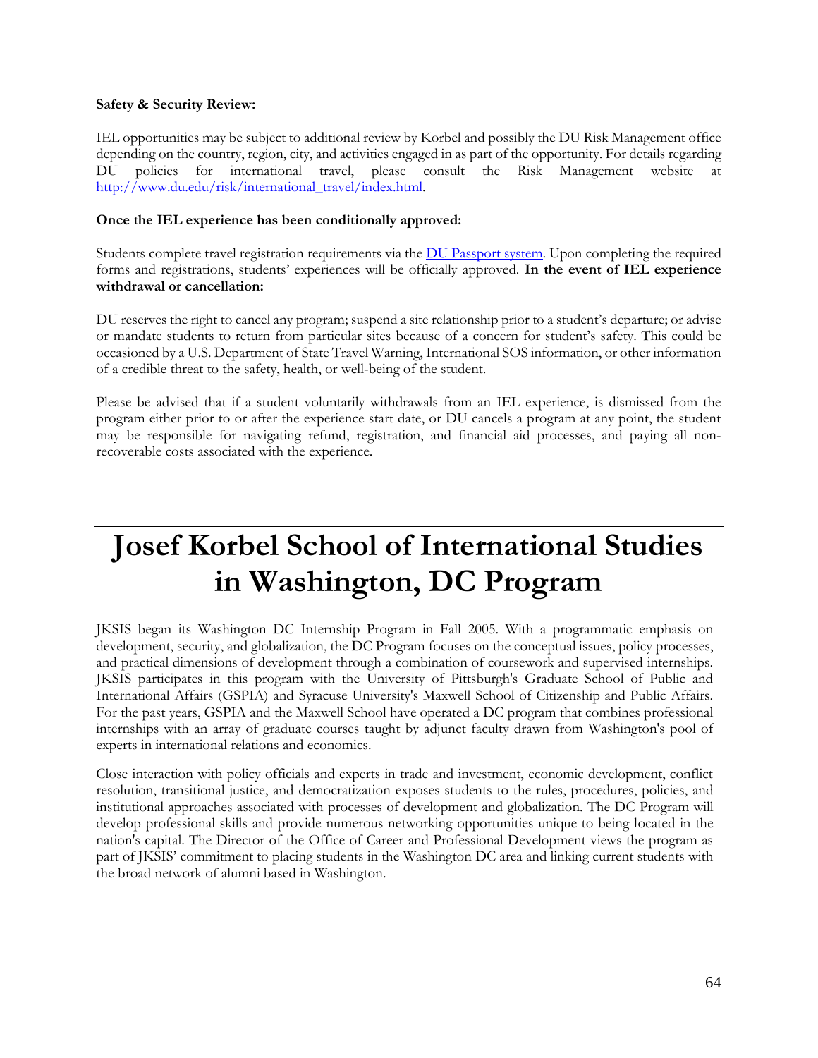**Safety & Security Review:**

IEL opportunities may be subject to additional review by Korbel and possibly the DU Risk Management office depending on the country, region, city, and activities engaged in as part of the opportunity. For details regarding DU policies for international travel, please consult the Risk Management website at [http://www.du.edu/risk/international_travel/index.html](http://www.du.edu/risk/international_travel/index.html).

**Once the IEL experience has been conditionally approved:**

Students complete travel registration requirements via the [DU Passport system](). Upon completing the required forms and registrations, students' experiences will be officially approved. **In the event of IEL experience withdrawal or cancellation:**

DU reserves the right to cancel any program; suspend a site relationship prior to a student's departure; or advise or mandate students to return from particular sites because of a concern for student's safety. This could be occasioned by a U.S. Department of State Travel Warning, International SOS information, or other information of a credible threat to the safety, health, or well-being of the student.

Please be advised that if a student voluntarily withdrawals from an IEL experience, is dismissed from the program either prior to or after the experience start date, or DU cancels a program at any point, the student may be responsible for navigating refund, registration, and financial aid processes, and paying all non-recoverable costs associated with the experience.

# Josef Korbel School of International Studies in Washington, DC Program

JKSIS began its Washington DC Internship Program in Fall 2005. With a programmatic emphasis on development, security, and globalization, the DC Program focuses on the conceptual issues, policy processes, and practical dimensions of development through a combination of coursework and supervised internships. JKSIS participates in this program with the University of Pittsburgh's Graduate School of Public and International Affairs (GSPIA) and Syracuse University's Maxwell School of Citizenship and Public Affairs. For the past years, GSPIA and the Maxwell School have operated a DC program that combines professional internships with an array of graduate courses taught by adjunct faculty drawn from Washington's pool of experts in international relations and economics.

Close interaction with policy officials and experts in trade and investment, economic development, conflict resolution, transitional justice, and democratization exposes students to the rules, procedures, policies, and institutional approaches associated with processes of development and globalization. The DC Program will develop professional skills and provide numerous networking opportunities unique to being located in the nation's capital. The Director of the Office of Career and Professional Development views the program as part of JKSIS' commitment to placing students in the Washington DC area and linking current students with the broad network of alumni based in Washington.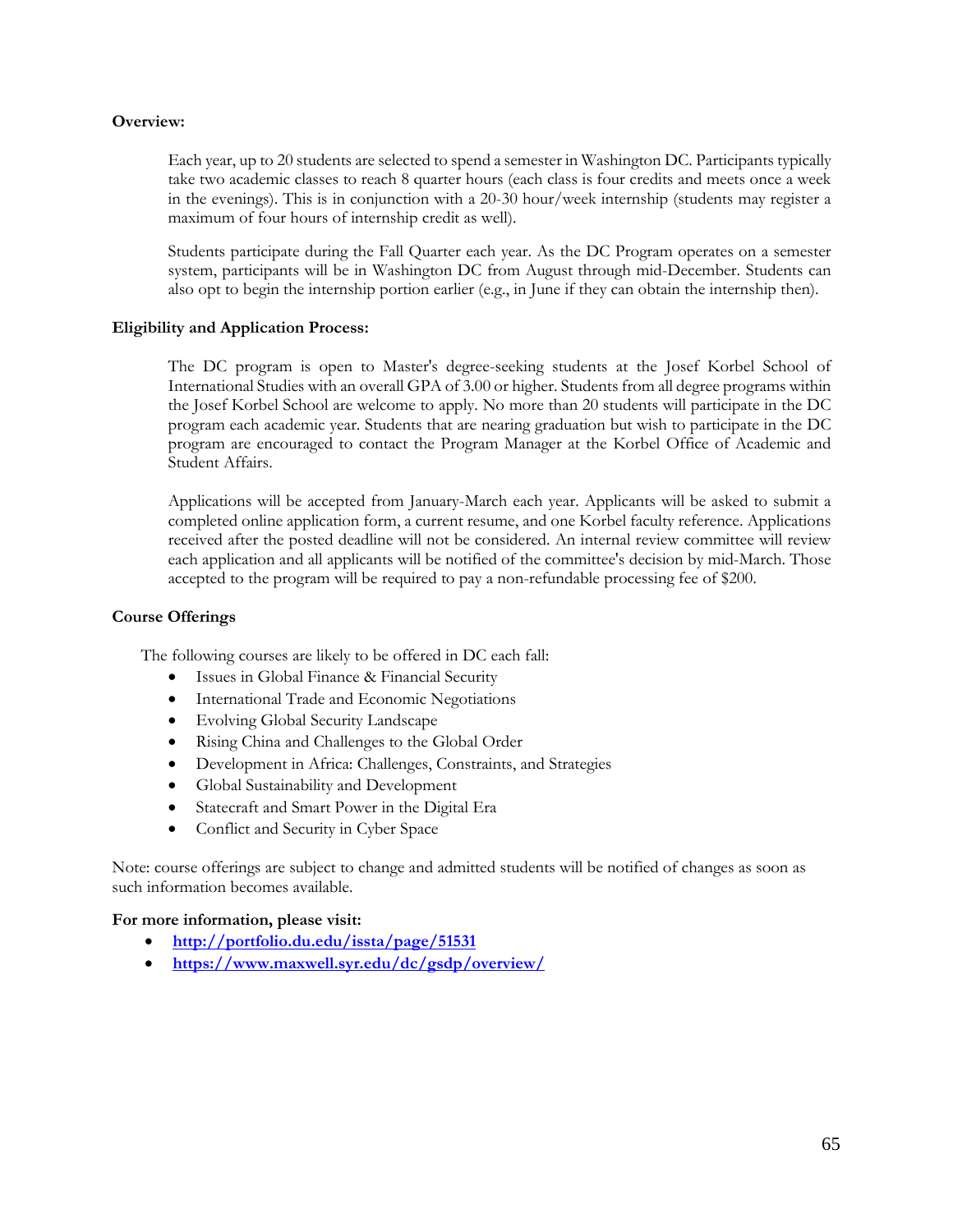**Overview:**

Each year, up to 20 students are selected to spend a semester in Washington DC. Participants typically take two academic classes to reach 8 quarter hours (each class is four credits and meets once a week in the evenings). This is in conjunction with a 20-30 hour/week internship (students may register a maximum of four hours of internship credit as well).

Students participate during the Fall Quarter each year. As the DC Program operates on a semester system, participants will be in Washington DC from August through mid-December. Students can also opt to begin the internship portion earlier (e.g., in June if they can obtain the internship then).

**Eligibility and Application Process:**

The DC program is open to Master's degree-seeking students at the Josef Korbel School of International Studies with an overall GPA of 3.00 or higher. Students from all degree programs within the Josef Korbel School are welcome to apply. No more than 20 students will participate in the DC program each academic year. Students that are nearing graduation but wish to participate in the DC program are encouraged to contact the Program Manager at the Korbel Office of Academic and Student Affairs.

Applications will be accepted from January-March each year. Applicants will be asked to submit a completed online application form, a current resume, and one Korbel faculty reference. Applications received after the posted deadline will not be considered. An internal review committee will review each application and all applicants will be notified of the committee's decision by mid-March. Those accepted to the program will be required to pay a non-refundable processing fee of $200.

**Course Offerings**

The following courses are likely to be offered in DC each fall:

- Issues in Global Finance & Financial Security
- International Trade and Economic Negotiations
- Evolving Global Security Landscape
- Rising China and Challenges to the Global Order
- Development in Africa: Challenges, Constraints, and Strategies
- Global Sustainability and Development
- Statecraft and Smart Power in the Digital Era
- Conflict and Security in Cyber Space

Note: course offerings are subject to change and admitted students will be notified of changes as soon as such information becomes available.

**For more information, please visit:**

- **http://portfolio.du.edu/issta/page/51531**
- **https://www.maxwell.syr.edu/dc/gsdp/overview/**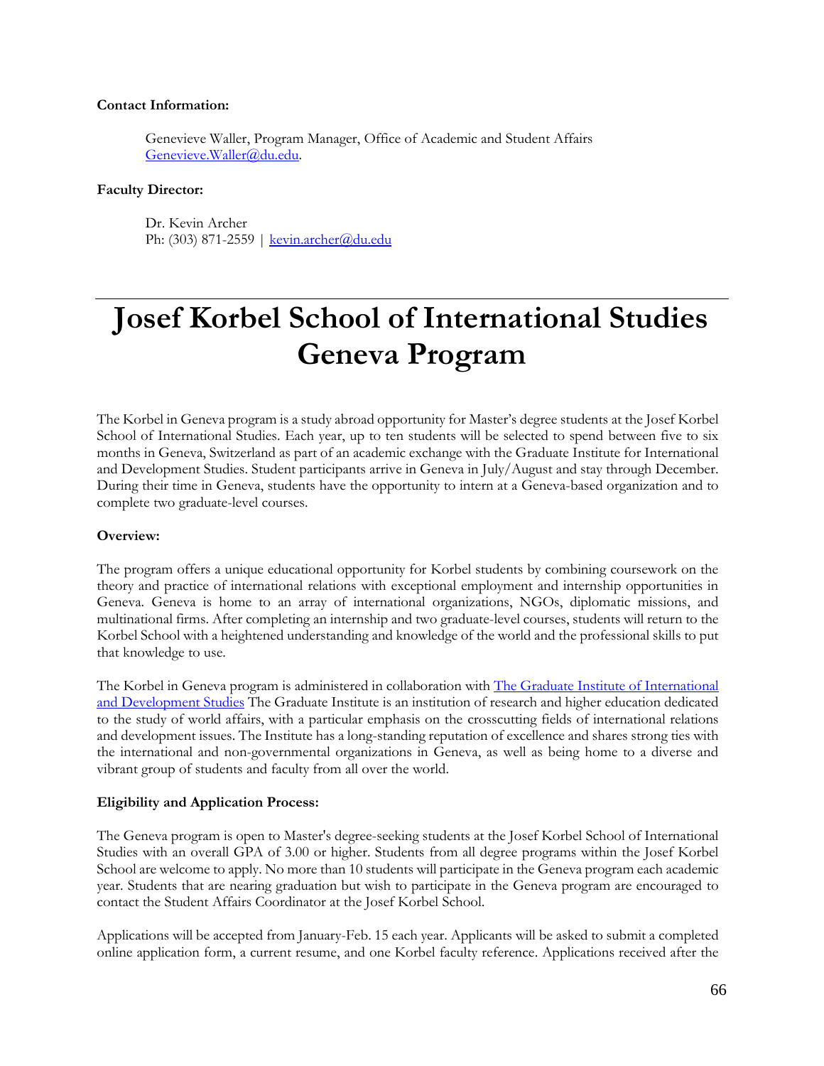**Contact Information:**

Genevieve Waller, Program Manager, Office of Academic and Student Affairs
[Genevieve.Waller@du.edu](mailto:Genevieve.Waller@du.edu).

**Faculty Director:**

Dr. Kevin Archer
Ph: (303) 871-2559 | [kevin.archer@du.edu](mailto:kevin.archer@du.edu)

---

# Josef Korbel School of International Studies Geneva Program

The Korbel in Geneva program is a study abroad opportunity for Master's degree students at the Josef Korbel School of International Studies. Each year, up to ten students will be selected to spend between five to six months in Geneva, Switzerland as part of an academic exchange with the Graduate Institute for International and Development Studies. Student participants arrive in Geneva in July/August and stay through December. During their time in Geneva, students have the opportunity to intern at a Geneva-based organization and to complete two graduate-level courses.

**Overview:**

The program offers a unique educational opportunity for Korbel students by combining coursework on the theory and practice of international relations with exceptional employment and internship opportunities in Geneva. Geneva is home to an array of international organizations, NGOs, diplomatic missions, and multinational firms. After completing an internship and two graduate-level courses, students will return to the Korbel School with a heightened understanding and knowledge of the world and the professional skills to put that knowledge to use.

The Korbel in Geneva program is administered in collaboration with The Graduate Institute of International and Development Studies The Graduate Institute is an institution of research and higher education dedicated to the study of world affairs, with a particular emphasis on the crosscutting fields of international relations and development issues. The Institute has a long-standing reputation of excellence and shares strong ties with the international and non-governmental organizations in Geneva, as well as being home to a diverse and vibrant group of students and faculty from all over the world.

**Eligibility and Application Process:**

The Geneva program is open to Master's degree-seeking students at the Josef Korbel School of International Studies with an overall GPA of 3.00 or higher. Students from all degree programs within the Josef Korbel School are welcome to apply. No more than 10 students will participate in the Geneva program each academic year. Students that are nearing graduation but wish to participate in the Geneva program are encouraged to contact the Student Affairs Coordinator at the Josef Korbel School.

Applications will be accepted from January-Feb. 15 each year. Applicants will be asked to submit a completed online application form, a current resume, and one Korbel faculty reference. Applications received after the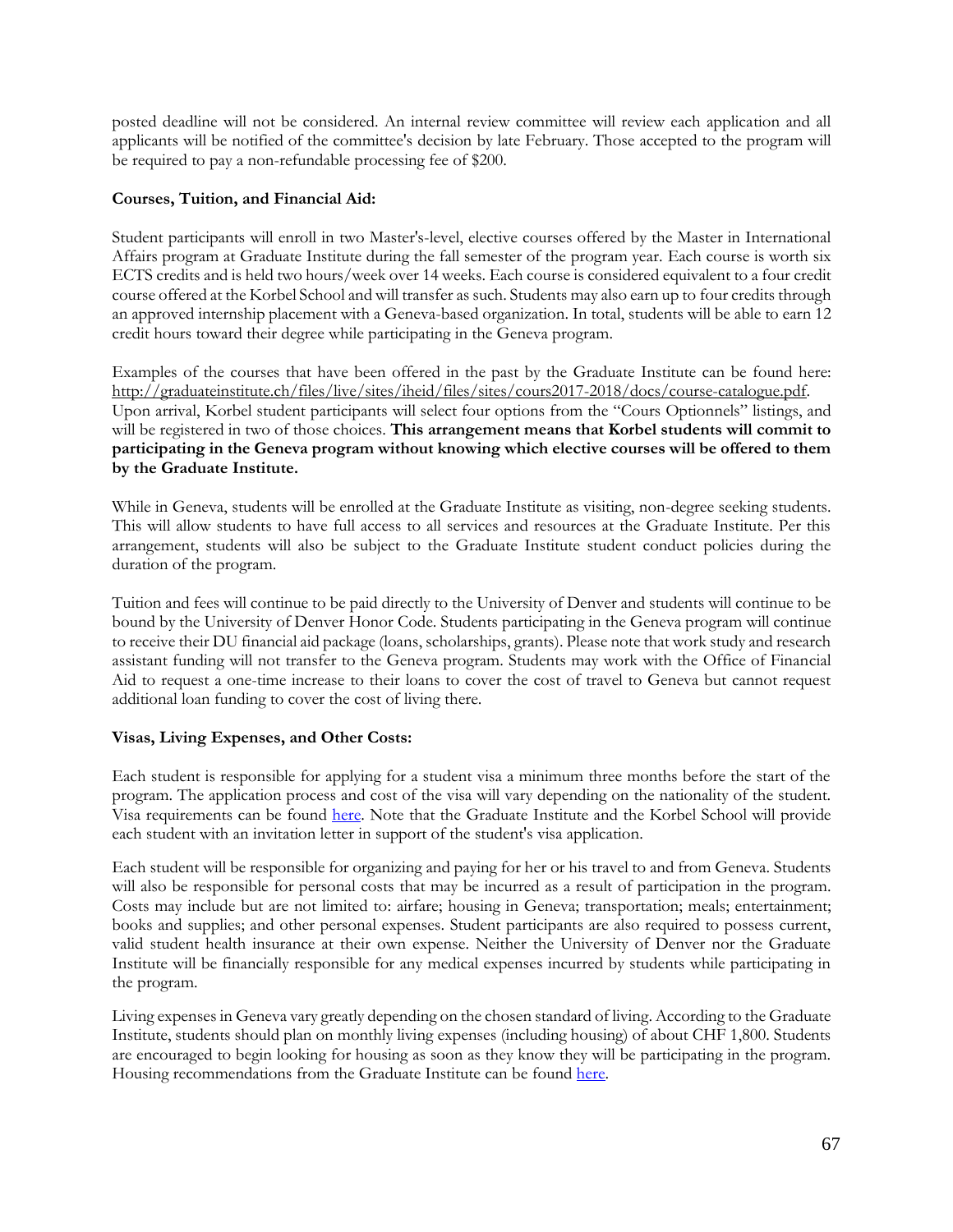posted deadline will not be considered. An internal review committee will review each application and all applicants will be notified of the committee's decision by late February. Those accepted to the program will be required to pay a non-refundable processing fee of $200.

**Courses, Tuition, and Financial Aid:**

Student participants will enroll in two Master's-level, elective courses offered by the Master in International Affairs program at Graduate Institute during the fall semester of the program year. Each course is worth six ECTS credits and is held two hours/week over 14 weeks. Each course is considered equivalent to a four credit course offered at the Korbel School and will transfer as such. Students may also earn up to four credits through an approved internship placement with a Geneva-based organization. In total, students will be able to earn 12 credit hours toward their degree while participating in the Geneva program.

Examples of the courses that have been offered in the past by the Graduate Institute can be found here: [http://graduateinstitute.ch/files/live/sites/iheid/files/sites/cours2017-2018/docs/course-catalogue.pdf](http://graduateinstitute.ch/files/live/sites/iheid/files/sites/cours2017-2018/docs/course-catalogue.pdf). Upon arrival, Korbel student participants will select four options from the "Cours Optionnels" listings, and will be registered in two of those choices. **This arrangement means that Korbel students will commit to participating in the Geneva program without knowing which elective courses will be offered to them by the Graduate Institute.**

While in Geneva, students will be enrolled at the Graduate Institute as visiting, non-degree seeking students. This will allow students to have full access to all services and resources at the Graduate Institute. Per this arrangement, students will also be subject to the Graduate Institute student conduct policies during the duration of the program.

Tuition and fees will continue to be paid directly to the University of Denver and students will continue to be bound by the University of Denver Honor Code. Students participating in the Geneva program will continue to receive their DU financial aid package (loans, scholarships, grants). Please note that work study and research assistant funding will not transfer to the Geneva program. Students may work with the Office of Financial Aid to request a one-time increase to their loans to cover the cost of travel to Geneva but cannot request additional loan funding to cover the cost of living there.

**Visas, Living Expenses, and Other Costs:**

Each student is responsible for applying for a student visa a minimum three months before the start of the program. The application process and cost of the visa will vary depending on the nationality of the student. Visa requirements can be found here. Note that the Graduate Institute and the Korbel School will provide each student with an invitation letter in support of the student's visa application.

Each student will be responsible for organizing and paying for her or his travel to and from Geneva. Students will also be responsible for personal costs that may be incurred as a result of participation in the program. Costs may include but are not limited to: airfare; housing in Geneva; transportation; meals; entertainment; books and supplies; and other personal expenses. Student participants are also required to possess current, valid student health insurance at their own expense. Neither the University of Denver nor the Graduate Institute will be financially responsible for any medical expenses incurred by students while participating in the program.

Living expenses in Geneva vary greatly depending on the chosen standard of living. According to the Graduate Institute, students should plan on monthly living expenses (including housing) of about CHF 1,800. Students are encouraged to begin looking for housing as soon as they know they will be participating in the program. Housing recommendations from the Graduate Institute can be found here.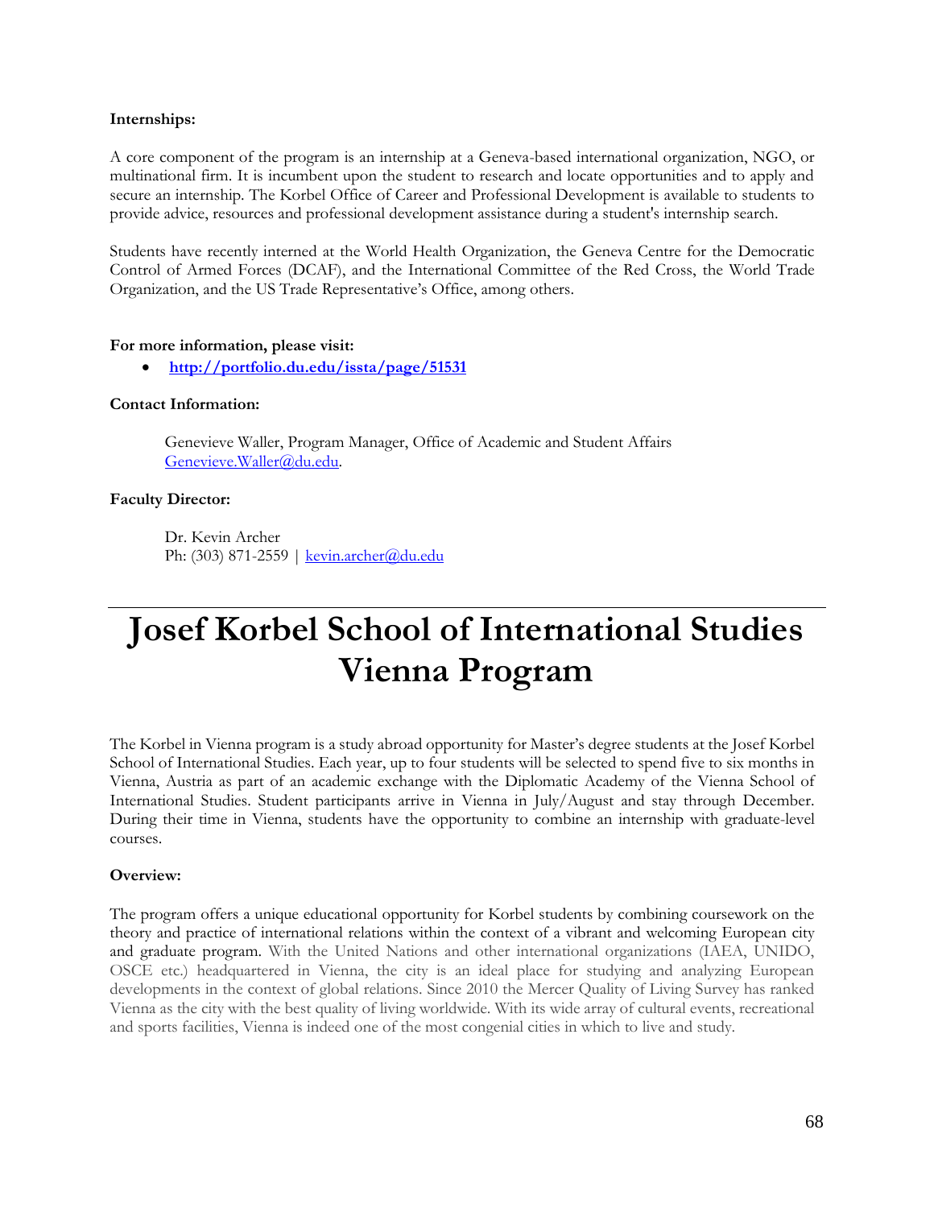**Internships:**

A core component of the program is an internship at a Geneva-based international organization, NGO, or multinational firm. It is incumbent upon the student to research and locate opportunities and to apply and secure an internship. The Korbel Office of Career and Professional Development is available to students to provide advice, resources and professional development assistance during a student's internship search.

Students have recently interned at the World Health Organization, the Geneva Centre for the Democratic Control of Armed Forces (DCAF), and the International Committee of the Red Cross, the World Trade Organization, and the US Trade Representative's Office, among others.

**For more information, please visit:**

- **http://portfolio.du.edu/issta/page/51531**

**Contact Information:**

Genevieve Waller, Program Manager, Office of Academic and Student Affairs
Genevieve.Waller@du.edu.

**Faculty Director:**

Dr. Kevin Archer
Ph: (303) 871-2559 | kevin.archer@du.edu

# Josef Korbel School of International Studies Vienna Program

The Korbel in Vienna program is a study abroad opportunity for Master's degree students at the Josef Korbel School of International Studies. Each year, up to four students will be selected to spend five to six months in Vienna, Austria as part of an academic exchange with the Diplomatic Academy of the Vienna School of International Studies. Student participants arrive in Vienna in July/August and stay through December. During their time in Vienna, students have the opportunity to combine an internship with graduate-level courses.

**Overview:**

The program offers a unique educational opportunity for Korbel students by combining coursework on the theory and practice of international relations within the context of a vibrant and welcoming European city and graduate program. With the United Nations and other international organizations (IAEA, UNIDO, OSCE etc.) headquartered in Vienna, the city is an ideal place for studying and analyzing European developments in the context of global relations. Since 2010 the Mercer Quality of Living Survey has ranked Vienna as the city with the best quality of living worldwide. With its wide array of cultural events, recreational and sports facilities, Vienna is indeed one of the most congenial cities in which to live and study.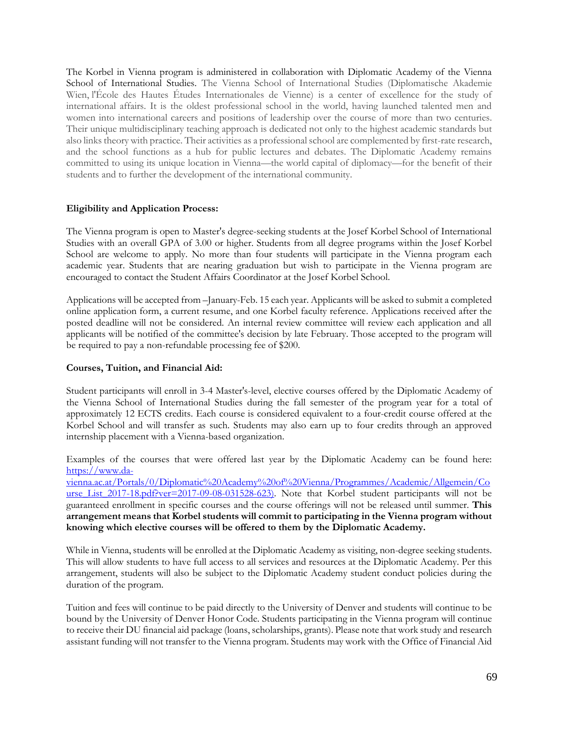The Korbel in Vienna program is administered in collaboration with Diplomatic Academy of the Vienna School of International Studies. The Vienna School of International Studies (Diplomatische Akademie Wien, l'École des Hautes Études Internationales de Vienne) is a center of excellence for the study of international affairs. It is the oldest professional school in the world, having launched talented men and women into international careers and positions of leadership over the course of more than two centuries. Their unique multidisciplinary teaching approach is dedicated not only to the highest academic standards but also links theory with practice. Their activities as a professional school are complemented by first-rate research, and the school functions as a hub for public lectures and debates. The Diplomatic Academy remains committed to using its unique location in Vienna—the world capital of diplomacy—for the benefit of their students and to further the development of the international community.

**Eligibility and Application Process:**

The Vienna program is open to Master's degree-seeking students at the Josef Korbel School of International Studies with an overall GPA of 3.00 or higher. Students from all degree programs within the Josef Korbel School are welcome to apply. No more than four students will participate in the Vienna program each academic year. Students that are nearing graduation but wish to participate in the Vienna program are encouraged to contact the Student Affairs Coordinator at the Josef Korbel School.

Applications will be accepted from –January-Feb. 15 each year. Applicants will be asked to submit a completed online application form, a current resume, and one Korbel faculty reference. Applications received after the posted deadline will not be considered. An internal review committee will review each application and all applicants will be notified of the committee's decision by late February. Those accepted to the program will be required to pay a non-refundable processing fee of $200.

**Courses, Tuition, and Financial Aid:**

Student participants will enroll in 3-4 Master's-level, elective courses offered by the Diplomatic Academy of the Vienna School of International Studies during the fall semester of the program year for a total of approximately 12 ECTS credits. Each course is considered equivalent to a four-credit course offered at the Korbel School and will transfer as such. Students may also earn up to four credits through an approved internship placement with a Vienna-based organization.

Examples of the courses that were offered last year by the Diplomatic Academy can be found here: [https://www.da-vienna.ac.at/Portals/0/Diplomatic%20Academy%20of%20Vienna/Programmes/Academic/Allgemein/Course_List_2017-18.pdf?ver=2017-09-08-031528-623](https://www.da-vienna.ac.at/Portals/0/Diplomatic%20Academy%20of%20Vienna/Programmes/Academic/Allgemein/Course_List_2017-18.pdf?ver=2017-09-08-031528-623)). Note that Korbel student participants will not be guaranteed enrollment in specific courses and the course offerings will not be released until summer. **This arrangement means that Korbel students will commit to participating in the Vienna program without knowing which elective courses will be offered to them by the Diplomatic Academy.**

While in Vienna, students will be enrolled at the Diplomatic Academy as visiting, non-degree seeking students. This will allow students to have full access to all services and resources at the Diplomatic Academy. Per this arrangement, students will also be subject to the Diplomatic Academy student conduct policies during the duration of the program.

Tuition and fees will continue to be paid directly to the University of Denver and students will continue to be bound by the University of Denver Honor Code. Students participating in the Vienna program will continue to receive their DU financial aid package (loans, scholarships, grants). Please note that work study and research assistant funding will not transfer to the Vienna program. Students may work with the Office of Financial Aid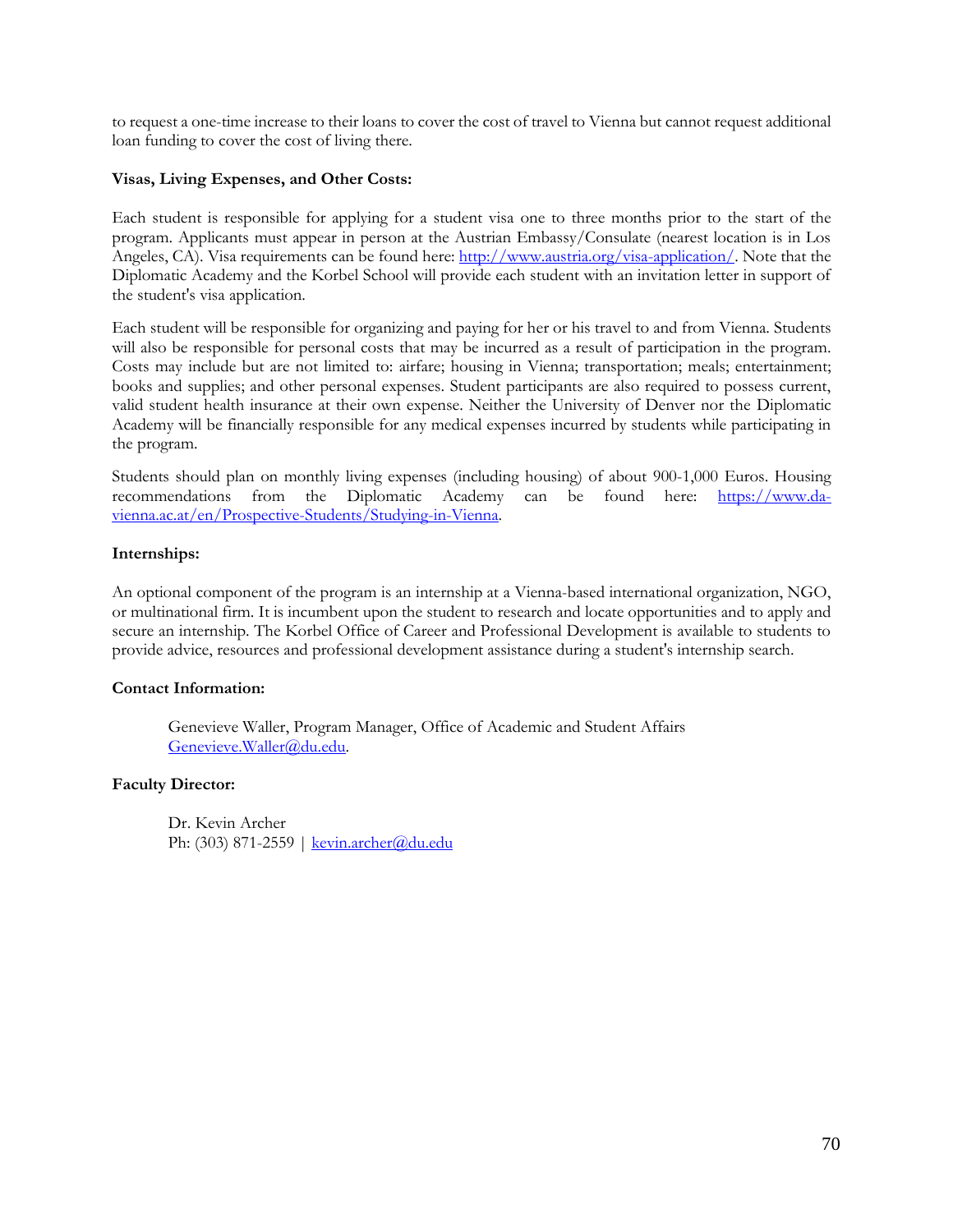to request a one-time increase to their loans to cover the cost of travel to Vienna but cannot request additional loan funding to cover the cost of living there.

**Visas, Living Expenses, and Other Costs:**

Each student is responsible for applying for a student visa one to three months prior to the start of the program. Applicants must appear in person at the Austrian Embassy/Consulate (nearest location is in Los Angeles, CA). Visa requirements can be found here: [http://www.austria.org/visa-application/](http://www.austria.org/visa-application/). Note that the Diplomatic Academy and the Korbel School will provide each student with an invitation letter in support of the student's visa application.

Each student will be responsible for organizing and paying for her or his travel to and from Vienna. Students will also be responsible for personal costs that may be incurred as a result of participation in the program. Costs may include but are not limited to: airfare; housing in Vienna; transportation; meals; entertainment; books and supplies; and other personal expenses. Student participants are also required to possess current, valid student health insurance at their own expense. Neither the University of Denver nor the Diplomatic Academy will be financially responsible for any medical expenses incurred by students while participating in the program.

Students should plan on monthly living expenses (including housing) of about 900-1,000 Euros. Housing recommendations from the Diplomatic Academy can be found here: [https://www.da-vienna.ac.at/en/Prospective-Students/Studying-in-Vienna](https://www.da-vienna.ac.at/en/Prospective-Students/Studying-in-Vienna).

**Internships:**

An optional component of the program is an internship at a Vienna-based international organization, NGO, or multinational firm. It is incumbent upon the student to research and locate opportunities and to apply and secure an internship. The Korbel Office of Career and Professional Development is available to students to provide advice, resources and professional development assistance during a student's internship search.

**Contact Information:**

Genevieve Waller, Program Manager, Office of Academic and Student Affairs
[Genevieve.Waller@du.edu](mailto:Genevieve.Waller@du.edu).

**Faculty Director:**

Dr. Kevin Archer
Ph: (303) 871-2559 | [kevin.archer@du.edu](mailto:kevin.archer@du.edu)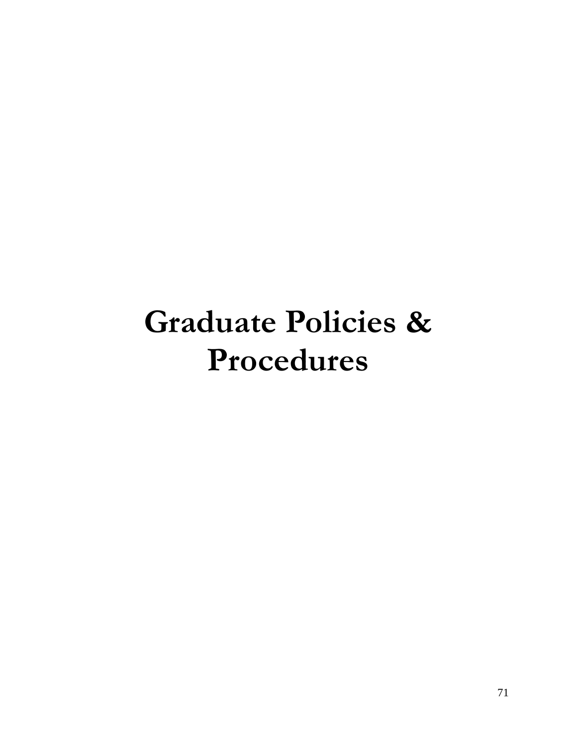# Graduate Policies & Procedures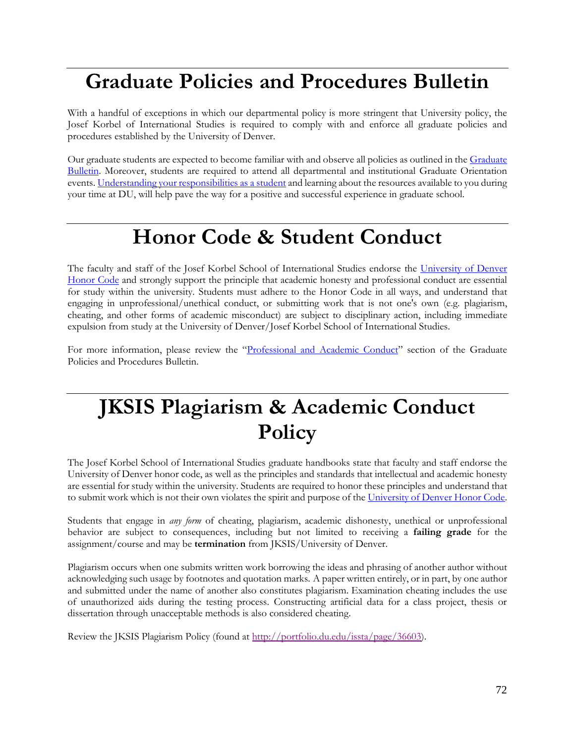# Graduate Policies and Procedures Bulletin

With a handful of exceptions in which our departmental policy is more stringent that University policy, the Josef Korbel of International Studies is required to comply with and enforce all graduate policies and procedures established by the University of Denver.

Our graduate students are expected to become familiar with and observe all policies as outlined in the [Graduate Bulletin](). Moreover, students are required to attend all departmental and institutional Graduate Orientation events. [Understanding your responsibilities as a student]() and learning about the resources available to you during your time at DU, will help pave the way for a positive and successful experience in graduate school.

# Honor Code & Student Conduct

The faculty and staff of the Josef Korbel School of International Studies endorse the [University of Denver Honor Code]() and strongly support the principle that academic honesty and professional conduct are essential for study within the university. Students must adhere to the Honor Code in all ways, and understand that engaging in unprofessional/unethical conduct, or submitting work that is not one's own (e.g. plagiarism, cheating, and other forms of academic misconduct) are subject to disciplinary action, including immediate expulsion from study at the University of Denver/Josef Korbel School of International Studies.

For more information, please review the "[Professional and Academic Conduct]()" section of the Graduate Policies and Procedures Bulletin.

# JKSIS Plagiarism & Academic Conduct Policy

The Josef Korbel School of International Studies graduate handbooks state that faculty and staff endorse the University of Denver honor code, as well as the principles and standards that intellectual and academic honesty are essential for study within the university. Students are required to honor these principles and understand that to submit work which is not their own violates the spirit and purpose of the [University of Denver Honor Code]().

Students that engage in *any form* of cheating, plagiarism, academic dishonesty, unethical or unprofessional behavior are subject to consequences, including but not limited to receiving a **failing grade** for the assignment/course and may be **termination** from JKSIS/University of Denver.

Plagiarism occurs when one submits written work borrowing the ideas and phrasing of another author without acknowledging such usage by footnotes and quotation marks. A paper written entirely, or in part, by one author and submitted under the name of another also constitutes plagiarism. Examination cheating includes the use of unauthorized aids during the testing process. Constructing artificial data for a class project, thesis or dissertation through unacceptable methods is also considered cheating.

Review the JKSIS Plagiarism Policy (found at [http://portfolio.du.edu/issta/page/36603](http://portfolio.du.edu/issta/page/36603)).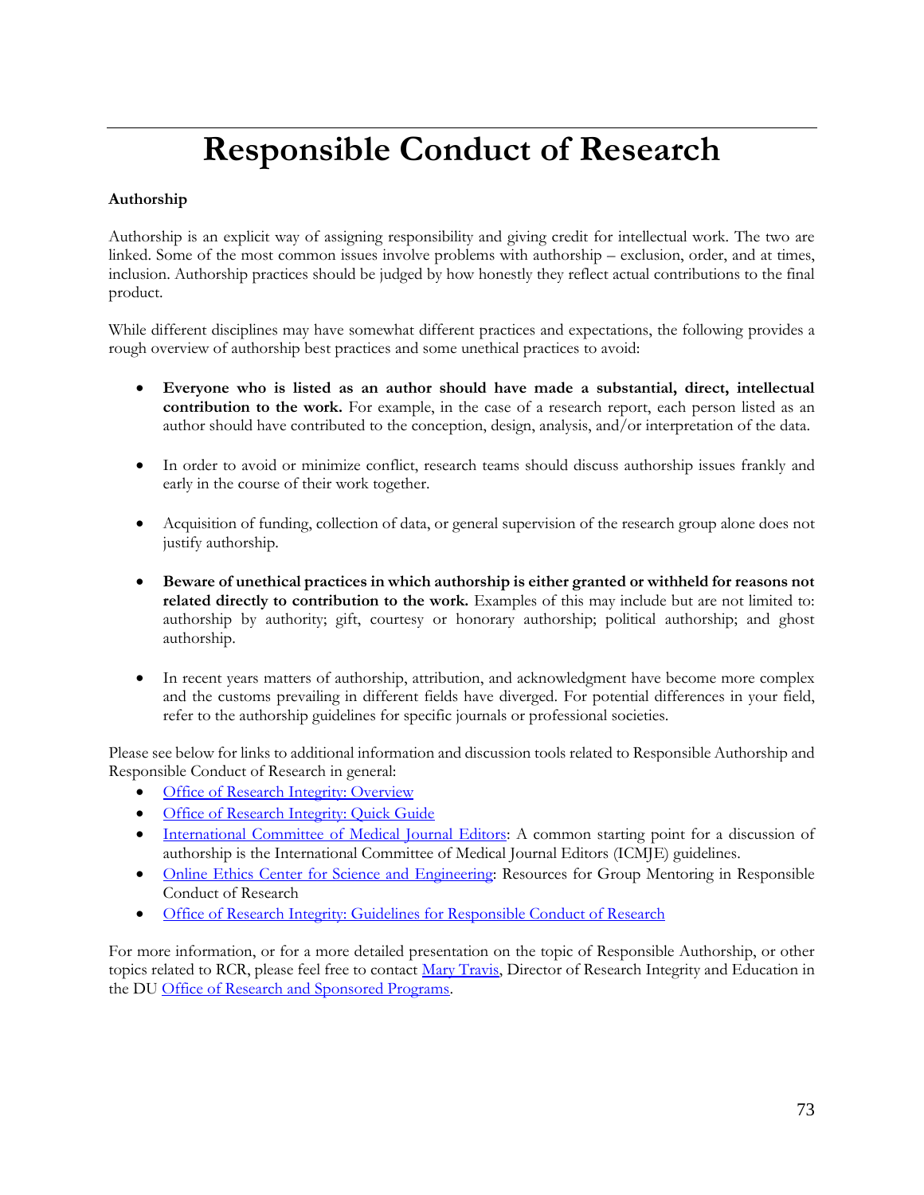# Responsible Conduct of Research

**Authorship**

Authorship is an explicit way of assigning responsibility and giving credit for intellectual work. The two are linked. Some of the most common issues involve problems with authorship – exclusion, order, and at times, inclusion. Authorship practices should be judged by how honestly they reflect actual contributions to the final product.

While different disciplines may have somewhat different practices and expectations, the following provides a rough overview of authorship best practices and some unethical practices to avoid:

- **Everyone who is listed as an author should have made a substantial, direct, intellectual contribution to the work.** For example, in the case of a research report, each person listed as an author should have contributed to the conception, design, analysis, and/or interpretation of the data.

- In order to avoid or minimize conflict, research teams should discuss authorship issues frankly and early in the course of their work together.

- Acquisition of funding, collection of data, or general supervision of the research group alone does not justify authorship.

- **Beware of unethical practices in which authorship is either granted or withheld for reasons not related directly to contribution to the work.** Examples of this may include but are not limited to: authorship by authority; gift, courtesy or honorary authorship; political authorship; and ghost authorship.

- In recent years matters of authorship, attribution, and acknowledgment have become more complex and the customs prevailing in different fields have diverged. For potential differences in your field, refer to the authorship guidelines for specific journals or professional societies.

Please see below for links to additional information and discussion tools related to Responsible Authorship and Responsible Conduct of Research in general:

- Office of Research Integrity: Overview
- Office of Research Integrity: Quick Guide
- International Committee of Medical Journal Editors: A common starting point for a discussion of authorship is the International Committee of Medical Journal Editors (ICMJE) guidelines.
- Online Ethics Center for Science and Engineering: Resources for Group Mentoring in Responsible Conduct of Research
- Office of Research Integrity: Guidelines for Responsible Conduct of Research

For more information, or for a more detailed presentation on the topic of Responsible Authorship, or other topics related to RCR, please feel free to contact Mary Travis, Director of Research Integrity and Education in the DU Office of Research and Sponsored Programs.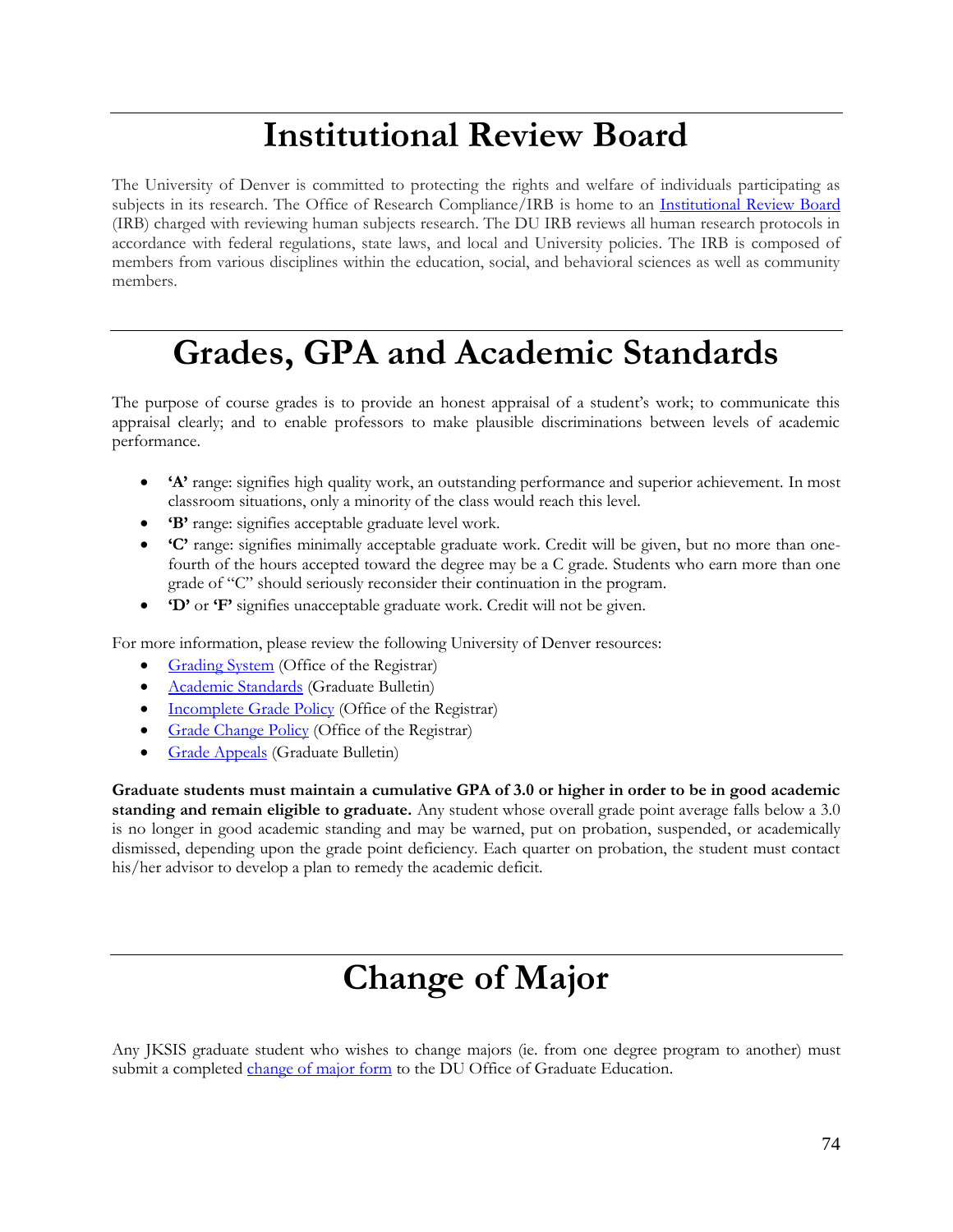# Institutional Review Board

The University of Denver is committed to protecting the rights and welfare of individuals participating as subjects in its research. The Office of Research Compliance/IRB is home to an [Institutional Review Board]() (IRB) charged with reviewing human subjects research. The DU IRB reviews all human research protocols in accordance with federal regulations, state laws, and local and University policies. The IRB is composed of members from various disciplines within the education, social, and behavioral sciences as well as community members.

# Grades, GPA and Academic Standards

The purpose of course grades is to provide an honest appraisal of a student's work; to communicate this appraisal clearly; and to enable professors to make plausible discriminations between levels of academic performance.

- **'A'** range: signifies high quality work, an outstanding performance and superior achievement. In most classroom situations, only a minority of the class would reach this level.
- **'B'** range: signifies acceptable graduate level work.
- **'C'** range: signifies minimally acceptable graduate work. Credit will be given, but no more than one-fourth of the hours accepted toward the degree may be a C grade. Students who earn more than one grade of "C" should seriously reconsider their continuation in the program.
- **'D'** or **'F'** signifies unacceptable graduate work. Credit will not be given.

For more information, please review the following University of Denver resources:

- [Grading System]() (Office of the Registrar)
- [Academic Standards]() (Graduate Bulletin)
- [Incomplete Grade Policy]() (Office of the Registrar)
- [Grade Change Policy]() (Office of the Registrar)
- [Grade Appeals]() (Graduate Bulletin)

**Graduate students must maintain a cumulative GPA of 3.0 or higher in order to be in good academic standing and remain eligible to graduate.** Any student whose overall grade point average falls below a 3.0 is no longer in good academic standing and may be warned, put on probation, suspended, or academically dismissed, depending upon the grade point deficiency. Each quarter on probation, the student must contact his/her advisor to develop a plan to remedy the academic deficit.

# Change of Major

Any JKSIS graduate student who wishes to change majors (ie. from one degree program to another) must submit a completed [change of major form]() to the DU Office of Graduate Education.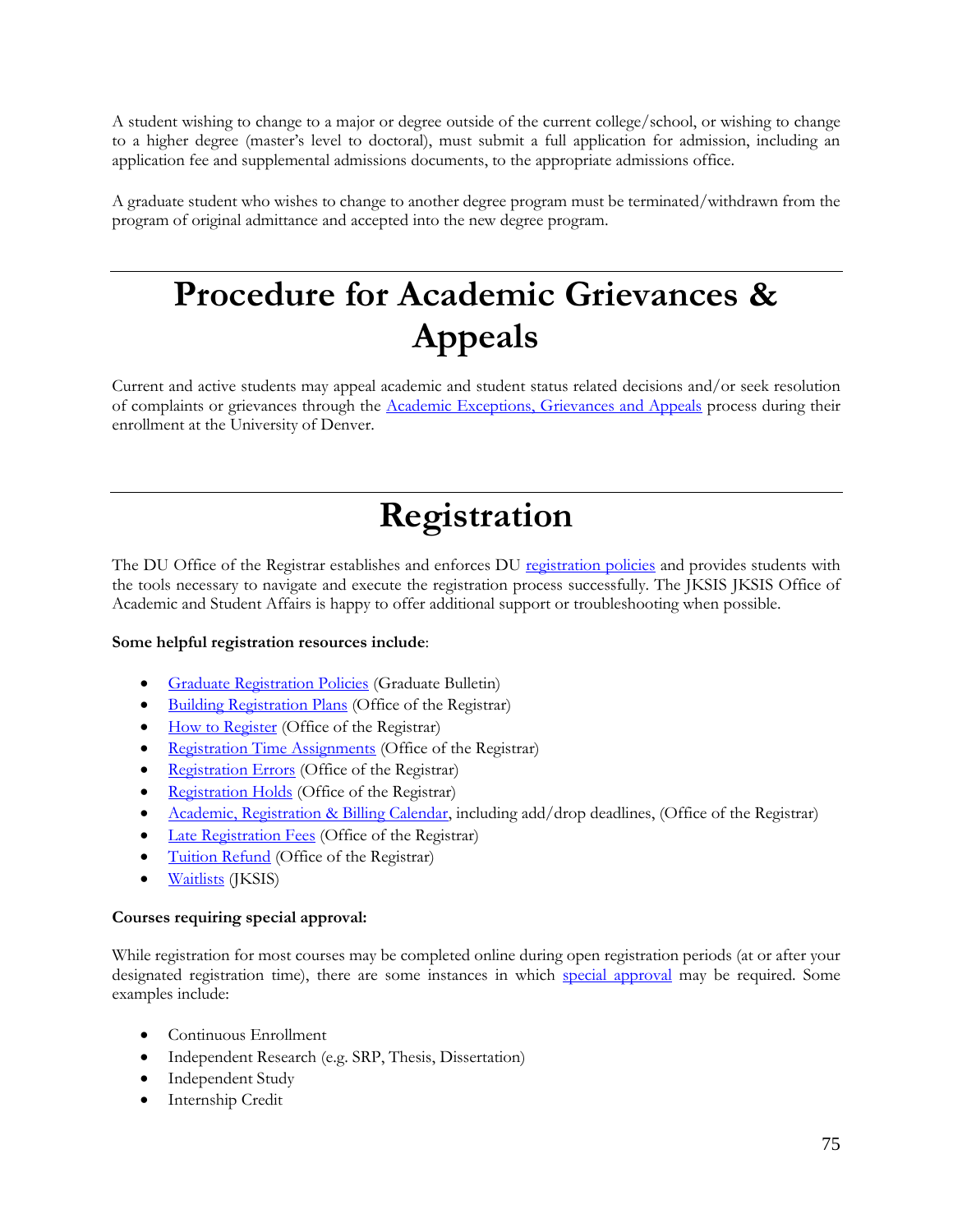A student wishing to change to a major or degree outside of the current college/school, or wishing to change to a higher degree (master's level to doctoral), must submit a full application for admission, including an application fee and supplemental admissions documents, to the appropriate admissions office.

A graduate student who wishes to change to another degree program must be terminated/withdrawn from the program of original admittance and accepted into the new degree program.

# Procedure for Academic Grievances & Appeals

Current and active students may appeal academic and student status related decisions and/or seek resolution of complaints or grievances through the Academic Exceptions, Grievances and Appeals process during their enrollment at the University of Denver.

# Registration

The DU Office of the Registrar establishes and enforces DU registration policies and provides students with the tools necessary to navigate and execute the registration process successfully. The JKSIS JKSIS Office of Academic and Student Affairs is happy to offer additional support or troubleshooting when possible.

**Some helpful registration resources include**:

- Graduate Registration Policies (Graduate Bulletin)
- Building Registration Plans (Office of the Registrar)
- How to Register (Office of the Registrar)
- Registration Time Assignments (Office of the Registrar)
- Registration Errors (Office of the Registrar)
- Registration Holds (Office of the Registrar)
- Academic, Registration & Billing Calendar, including add/drop deadlines, (Office of the Registrar)
- Late Registration Fees (Office of the Registrar)
- Tuition Refund (Office of the Registrar)
- Waitlists (JKSIS)

**Courses requiring special approval:**

While registration for most courses may be completed online during open registration periods (at or after your designated registration time), there are some instances in which special approval may be required. Some examples include:

- Continuous Enrollment
- Independent Research (e.g. SRP, Thesis, Dissertation)
- Independent Study
- Internship Credit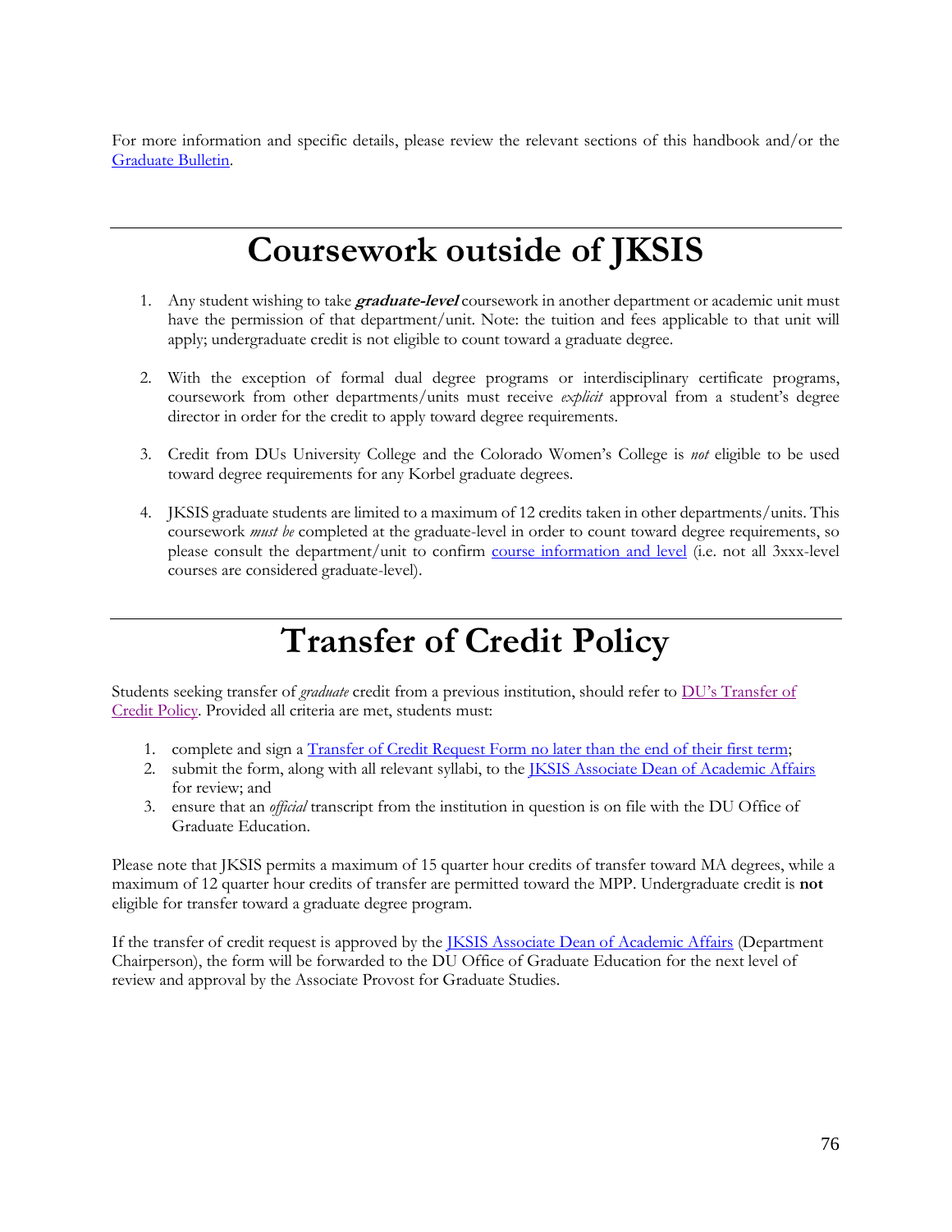For more information and specific details, please review the relevant sections of this handbook and/or the [Graduate Bulletin](#).

# Coursework outside of JKSIS

1. Any student wishing to take ***graduate-level*** coursework in another department or academic unit must have the permission of that department/unit. Note: the tuition and fees applicable to that unit will apply; undergraduate credit is not eligible to count toward a graduate degree.

2. With the exception of formal dual degree programs or interdisciplinary certificate programs, coursework from other departments/units must receive *explicit* approval from a student's degree director in order for the credit to apply toward degree requirements.

3. Credit from DUs University College and the Colorado Women's College is *not* eligible to be used toward degree requirements for any Korbel graduate degrees.

4. JKSIS graduate students are limited to a maximum of 12 credits taken in other departments/units. This coursework *must be* completed at the graduate-level in order to count toward degree requirements, so please consult the department/unit to confirm [course information and level](#) (i.e. not all 3xxx-level courses are considered graduate-level).

# Transfer of Credit Policy

Students seeking transfer of *graduate* credit from a previous institution, should refer to [DU's Transfer of Credit Policy](#). Provided all criteria are met, students must:

1. complete and sign a [Transfer of Credit Request Form no later than the end of their first term](#);
2. submit the form, along with all relevant syllabi, to the [JKSIS Associate Dean of Academic Affairs](#) for review; and
3. ensure that an *official* transcript from the institution in question is on file with the DU Office of Graduate Education.

Please note that JKSIS permits a maximum of 15 quarter hour credits of transfer toward MA degrees, while a maximum of 12 quarter hour credits of transfer are permitted toward the MPP. Undergraduate credit is **not** eligible for transfer toward a graduate degree program.

If the transfer of credit request is approved by the [JKSIS Associate Dean of Academic Affairs](#) (Department Chairperson), the form will be forwarded to the DU Office of Graduate Education for the next level of review and approval by the Associate Provost for Graduate Studies.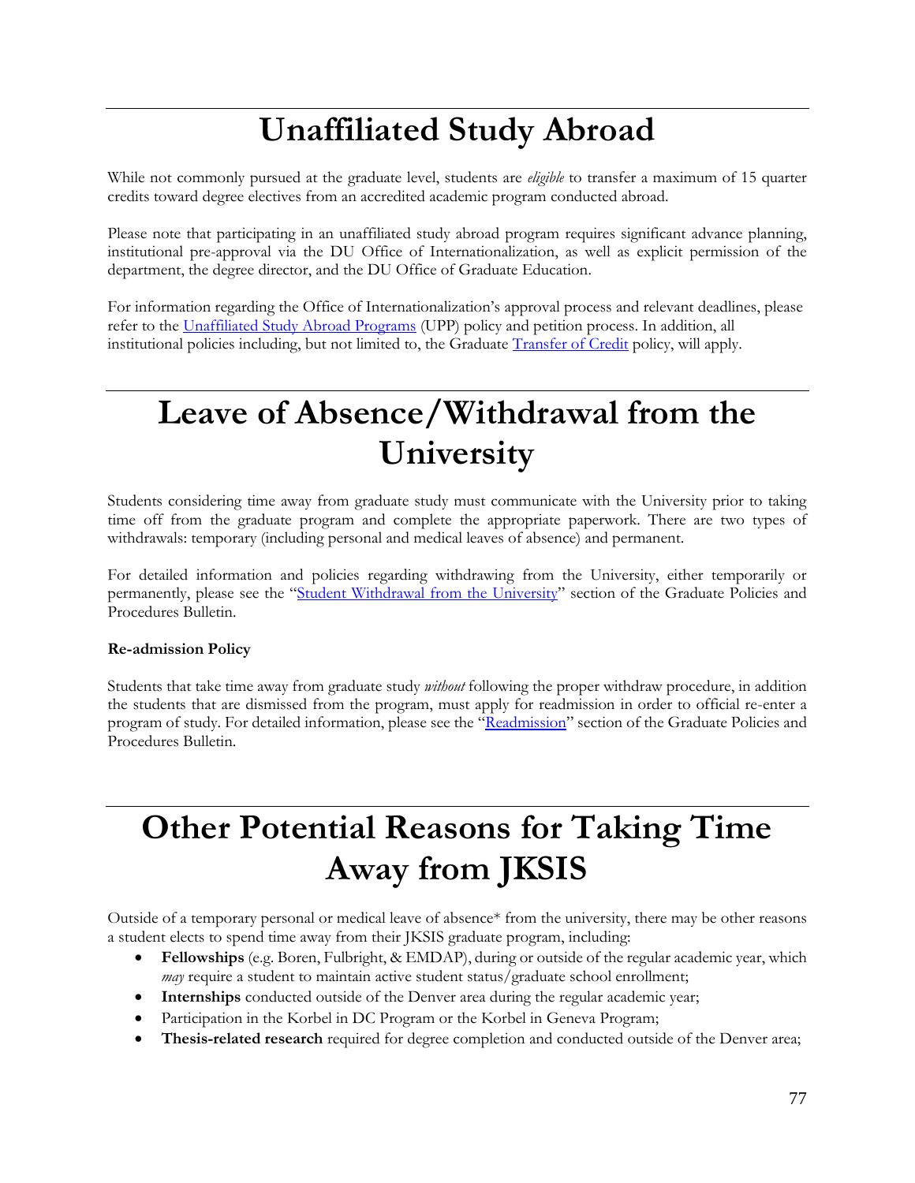# Unaffiliated Study Abroad

While not commonly pursued at the graduate level, students are *eligible* to transfer a maximum of 15 quarter credits toward degree electives from an accredited academic program conducted abroad.

Please note that participating in an unaffiliated study abroad program requires significant advance planning, institutional pre-approval via the DU Office of Internationalization, as well as explicit permission of the department, the degree director, and the DU Office of Graduate Education.

For information regarding the Office of Internationalization's approval process and relevant deadlines, please refer to the Unaffiliated Study Abroad Programs (UPP) policy and petition process. In addition, all institutional policies including, but not limited to, the Graduate Transfer of Credit policy, will apply.

# Leave of Absence/Withdrawal from the University

Students considering time away from graduate study must communicate with the University prior to taking time off from the graduate program and complete the appropriate paperwork. There are two types of withdrawals: temporary (including personal and medical leaves of absence) and permanent.

For detailed information and policies regarding withdrawing from the University, either temporarily or permanently, please see the "Student Withdrawal from the University" section of the Graduate Policies and Procedures Bulletin.

**Re-admission Policy**

Students that take time away from graduate study *without* following the proper withdraw procedure, in addition the students that are dismissed from the program, must apply for readmission in order to official re-enter a program of study. For detailed information, please see the "Readmission" section of the Graduate Policies and Procedures Bulletin.

# Other Potential Reasons for Taking Time Away from JKSIS

Outside of a temporary personal or medical leave of absence* from the university, there may be other reasons a student elects to spend time away from their JKSIS graduate program, including:

- **Fellowships** (e.g. Boren, Fulbright, & EMDAP), during or outside of the regular academic year, which *may* require a student to maintain active student status/graduate school enrollment;
- **Internships** conducted outside of the Denver area during the regular academic year;
- Participation in the Korbel in DC Program or the Korbel in Geneva Program;
- **Thesis-related research** required for degree completion and conducted outside of the Denver area;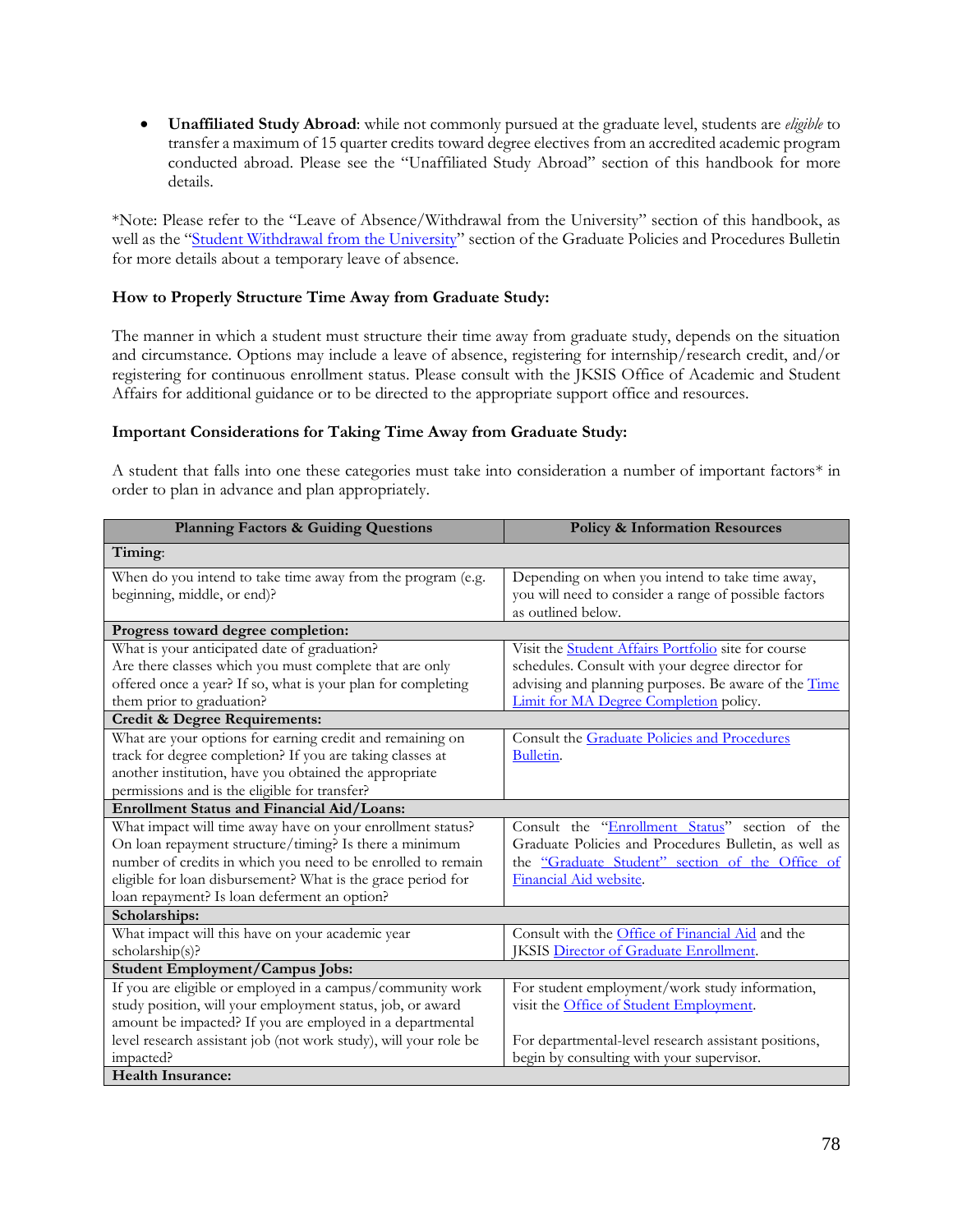- **Unaffiliated Study Abroad**: while not commonly pursued at the graduate level, students are *eligible* to transfer a maximum of 15 quarter credits toward degree electives from an accredited academic program conducted abroad. Please see the "Unaffiliated Study Abroad" section of this handbook for more details.

*Note: Please refer to the "Leave of Absence/Withdrawal from the University" section of this handbook, as well as the "Student Withdrawal from the University" section of the Graduate Policies and Procedures Bulletin for more details about a temporary leave of absence.

**How to Properly Structure Time Away from Graduate Study:**

The manner in which a student must structure their time away from graduate study, depends on the situation and circumstance. Options may include a leave of absence, registering for internship/research credit, and/or registering for continuous enrollment status. Please consult with the JKSIS Office of Academic and Student Affairs for additional guidance or to be directed to the appropriate support office and resources.

**Important Considerations for Taking Time Away from Graduate Study:**

A student that falls into one these categories must take into consideration a number of important factors* in order to plan in advance and plan appropriately.

| Planning Factors & Guiding Questions | Policy & Information Resources |
|---|---|
| **Timing**: | |
| When do you intend to take time away from the program (e.g. beginning, middle, or end)? | Depending on when you intend to take time away, you will need to consider a range of possible factors as outlined below. |
| **Progress toward degree completion:** | |
| What is your anticipated date of graduation? Are there classes which you must complete that are only offered once a year? If so, what is your plan for completing them prior to graduation? | Visit the Student Affairs Portfolio site for course schedules. Consult with your degree director for advising and planning purposes. Be aware of the Time Limit for MA Degree Completion policy. |
| **Credit & Degree Requirements:** | |
| What are your options for earning credit and remaining on track for degree completion? If you are taking classes at another institution, have you obtained the appropriate permissions and is the eligible for transfer? | Consult the Graduate Policies and Procedures Bulletin. |
| **Enrollment Status and Financial Aid/Loans:** | |
| What impact will time away have on your enrollment status? On loan repayment structure/timing? Is there a minimum number of credits in which you need to be enrolled to remain eligible for loan disbursement? What is the grace period for loan repayment? Is loan deferment an option? | Consult the "Enrollment Status" section of the Graduate Policies and Procedures Bulletin, as well as the "Graduate Student" section of the Office of Financial Aid website. |
| **Scholarships:** | |
| What impact will this have on your academic year scholarship(s)? | Consult with the Office of Financial Aid and the JKSIS Director of Graduate Enrollment. |
| **Student Employment/Campus Jobs:** | |
| If you are eligible or employed in a campus/community work study position, will your employment status, job, or award amount be impacted? If you are employed in a departmental level research assistant job (not work study), will your role be impacted? | For student employment/work study information, visit the Office of Student Employment.<br><br>For departmental-level research assistant positions, begin by consulting with your supervisor. |
| **Health Insurance:** | |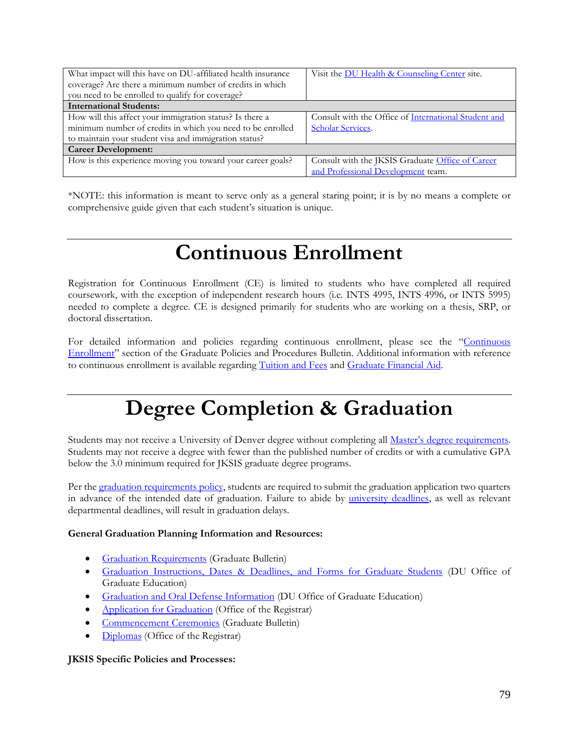| | |
|---|---|
| What impact will this have on DU-affiliated health insurance coverage? Are there a minimum number of credits in which you need to be enrolled to qualify for coverage? | Visit the DU Health & Counseling Center site. |
| **International Students:** | |
| How will this affect your immigration status? Is there a minimum number of credits in which you need to be enrolled to maintain your student visa and immigration status? | Consult with the Office of International Student and Scholar Services. |
| **Career Development:** | |
| How is this experience moving you toward your career goals? | Consult with the JKSIS Graduate Office of Career and Professional Development team. |

*NOTE: this information is meant to serve only as a general staring point; it is by no means a complete or comprehensive guide given that each student's situation is unique.

# Continuous Enrollment

Registration for Continuous Enrollment (CE) is limited to students who have completed all required coursework, with the exception of independent research hours (i.e. INTS 4995, INTS 4996, or INTS 5995) needed to complete a degree. CE is designed primarily for students who are working on a thesis, SRP, or doctoral dissertation.

For detailed information and policies regarding continuous enrollment, please see the "Continuous Enrollment" section of the Graduate Policies and Procedures Bulletin. Additional information with reference to continuous enrollment is available regarding Tuition and Fees and Graduate Financial Aid.

# Degree Completion & Graduation

Students may not receive a University of Denver degree without completing all Master's degree requirements. Students may not receive a degree with fewer than the published number of credits or with a cumulative GPA below the 3.0 minimum required for JKSIS graduate degree programs.

Per the graduation requirements policy, students are required to submit the graduation application two quarters in advance of the intended date of graduation. Failure to abide by university deadlines, as well as relevant departmental deadlines, will result in graduation delays.

**General Graduation Planning Information and Resources:**

- Graduation Requirements (Graduate Bulletin)
- Graduation Instructions, Dates & Deadlines, and Forms for Graduate Students (DU Office of Graduate Education)
- Graduation and Oral Defense Information (DU Office of Graduate Education)
- Application for Graduation (Office of the Registrar)
- Commencement Ceremonies (Graduate Bulletin)
- Diplomas (Office of the Registrar)

**JKSIS Specific Policies and Processes:**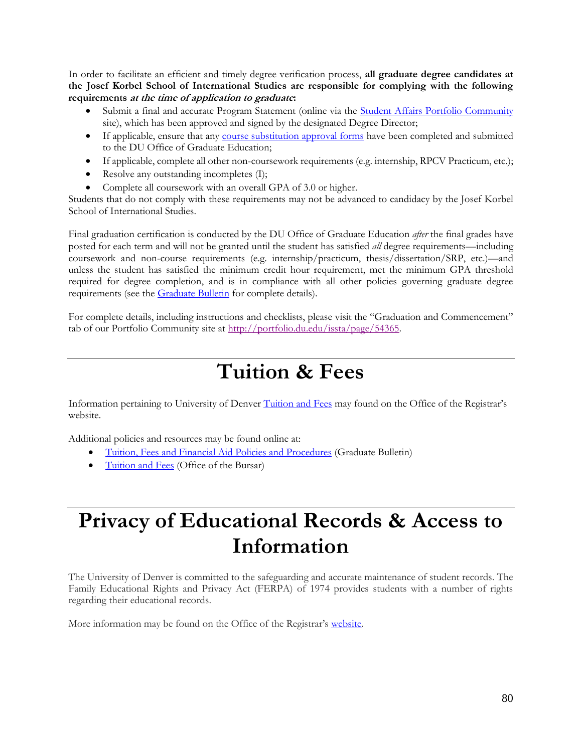In order to facilitate an efficient and timely degree verification process, **all graduate degree candidates at the Josef Korbel School of International Studies are responsible for complying with the following requirements *at the time of application to graduate*:**

- Submit a final and accurate Program Statement (online via the Student Affairs Portfolio Community site), which has been approved and signed by the designated Degree Director;
- If applicable, ensure that any course substitution approval forms have been completed and submitted to the DU Office of Graduate Education;
- If applicable, complete all other non-coursework requirements (e.g. internship, RPCV Practicum, etc.);
- Resolve any outstanding incompletes (I);
- Complete all coursework with an overall GPA of 3.0 or higher.

Students that do not comply with these requirements may not be advanced to candidacy by the Josef Korbel School of International Studies.

Final graduation certification is conducted by the DU Office of Graduate Education *after* the final grades have posted for each term and will not be granted until the student has satisfied *all* degree requirements—including coursework and non-course requirements (e.g. internship/practicum, thesis/dissertation/SRP, etc.)—and unless the student has satisfied the minimum credit hour requirement, met the minimum GPA threshold required for degree completion, and is in compliance with all other policies governing graduate degree requirements (see the Graduate Bulletin for complete details).

For complete details, including instructions and checklists, please visit the "Graduation and Commencement" tab of our Portfolio Community site at http://portfolio.du.edu/issta/page/54365.

# Tuition & Fees

Information pertaining to University of Denver Tuition and Fees may found on the Office of the Registrar's website.

Additional policies and resources may be found online at:

- Tuition, Fees and Financial Aid Policies and Procedures (Graduate Bulletin)
- Tuition and Fees (Office of the Bursar)

# Privacy of Educational Records & Access to Information

The University of Denver is committed to the safeguarding and accurate maintenance of student records. The Family Educational Rights and Privacy Act (FERPA) of 1974 provides students with a number of rights regarding their educational records.

More information may be found on the Office of the Registrar's website.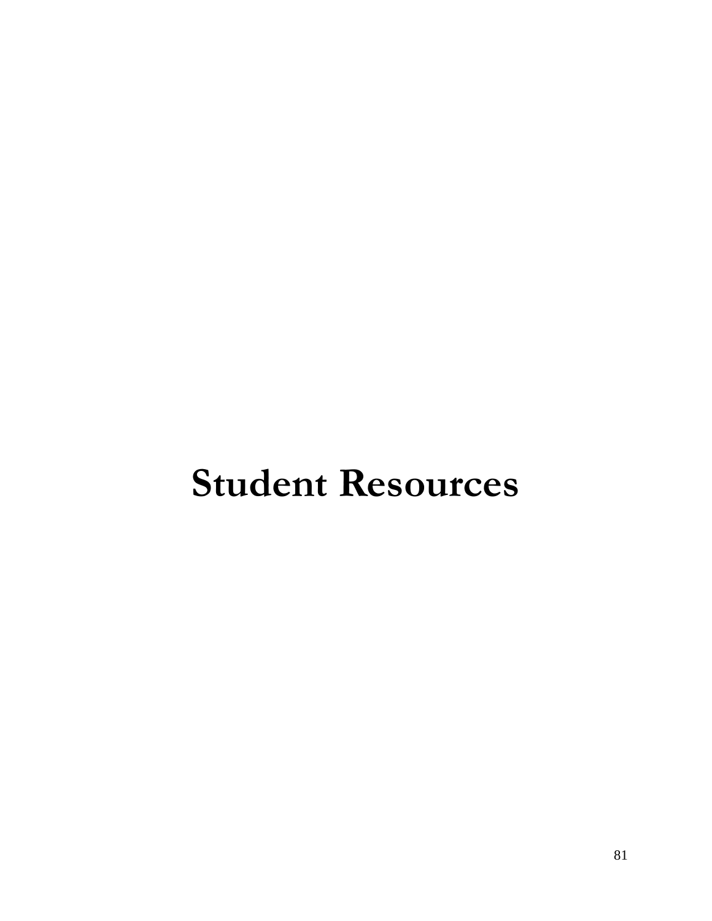# Student Resources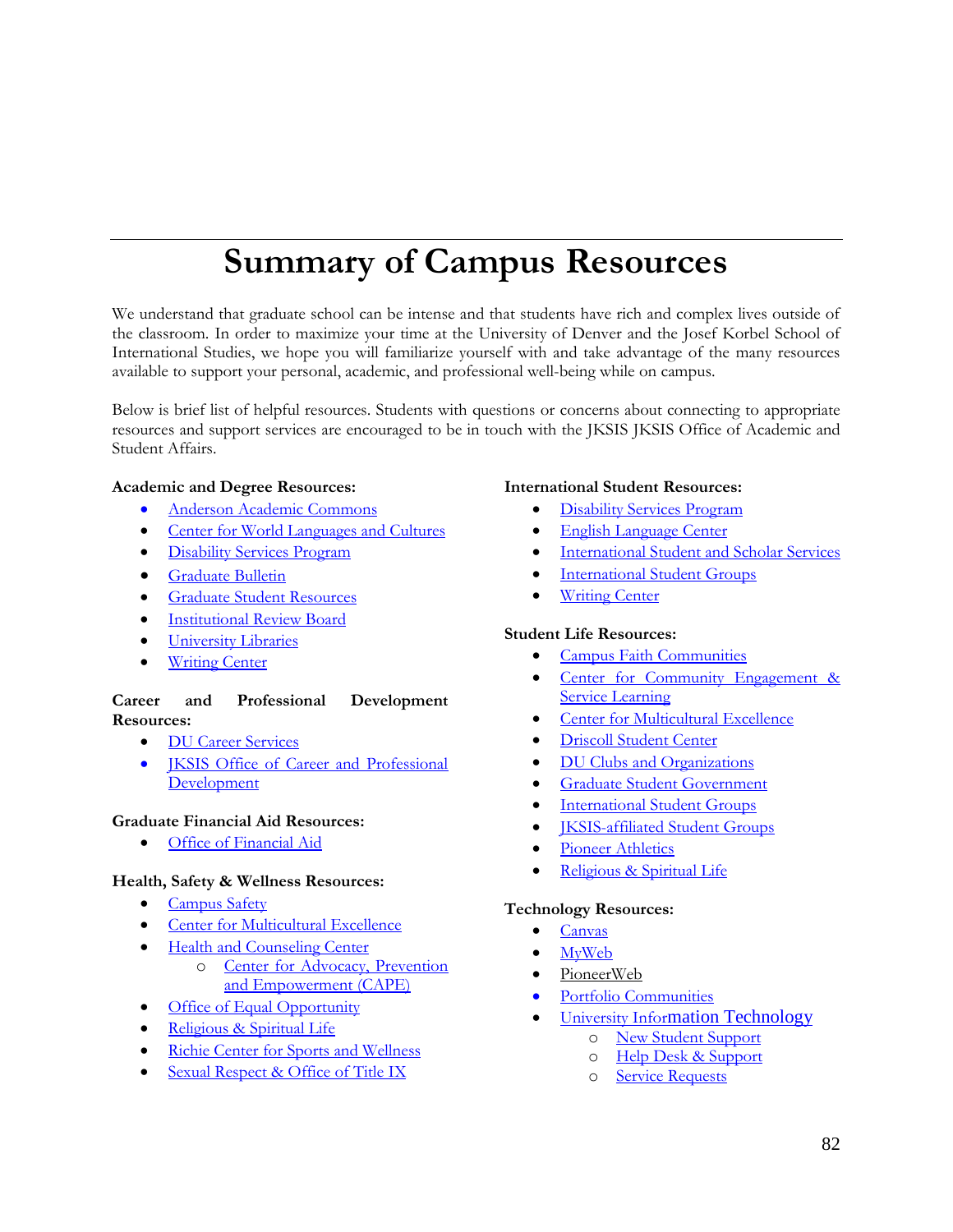# Summary of Campus Resources

We understand that graduate school can be intense and that students have rich and complex lives outside of the classroom. In order to maximize your time at the University of Denver and the Josef Korbel School of International Studies, we hope you will familiarize yourself with and take advantage of the many resources available to support your personal, academic, and professional well-being while on campus.

Below is brief list of helpful resources. Students with questions or concerns about connecting to appropriate resources and support services are encouraged to be in touch with the JKSIS JKSIS Office of Academic and Student Affairs.

**Academic and Degree Resources:**

- Anderson Academic Commons
- Center for World Languages and Cultures
- Disability Services Program
- Graduate Bulletin
- Graduate Student Resources
- Institutional Review Board
- University Libraries
- Writing Center

**Career and Professional Development Resources:**

- DU Career Services
- JKSIS Office of Career and Professional Development

**Graduate Financial Aid Resources:**

- Office of Financial Aid

**Health, Safety & Wellness Resources:**

- Campus Safety
- Center for Multicultural Excellence
- Health and Counseling Center
  - Center for Advocacy, Prevention and Empowerment (CAPE)
- Office of Equal Opportunity
- Religious & Spiritual Life
- Richie Center for Sports and Wellness
- Sexual Respect & Office of Title IX

**International Student Resources:**

- Disability Services Program
- English Language Center
- International Student and Scholar Services
- International Student Groups
- Writing Center

**Student Life Resources:**

- Campus Faith Communities
- Center for Community Engagement & Service Learning
- Center for Multicultural Excellence
- Driscoll Student Center
- DU Clubs and Organizations
- Graduate Student Government
- International Student Groups
- JKSIS-affiliated Student Groups
- Pioneer Athletics
- Religious & Spiritual Life

**Technology Resources:**

- Canvas
- MyWeb
- PioneerWeb
- Portfolio Communities
- University Information Technology
  - New Student Support
  - Help Desk & Support
  - Service Requests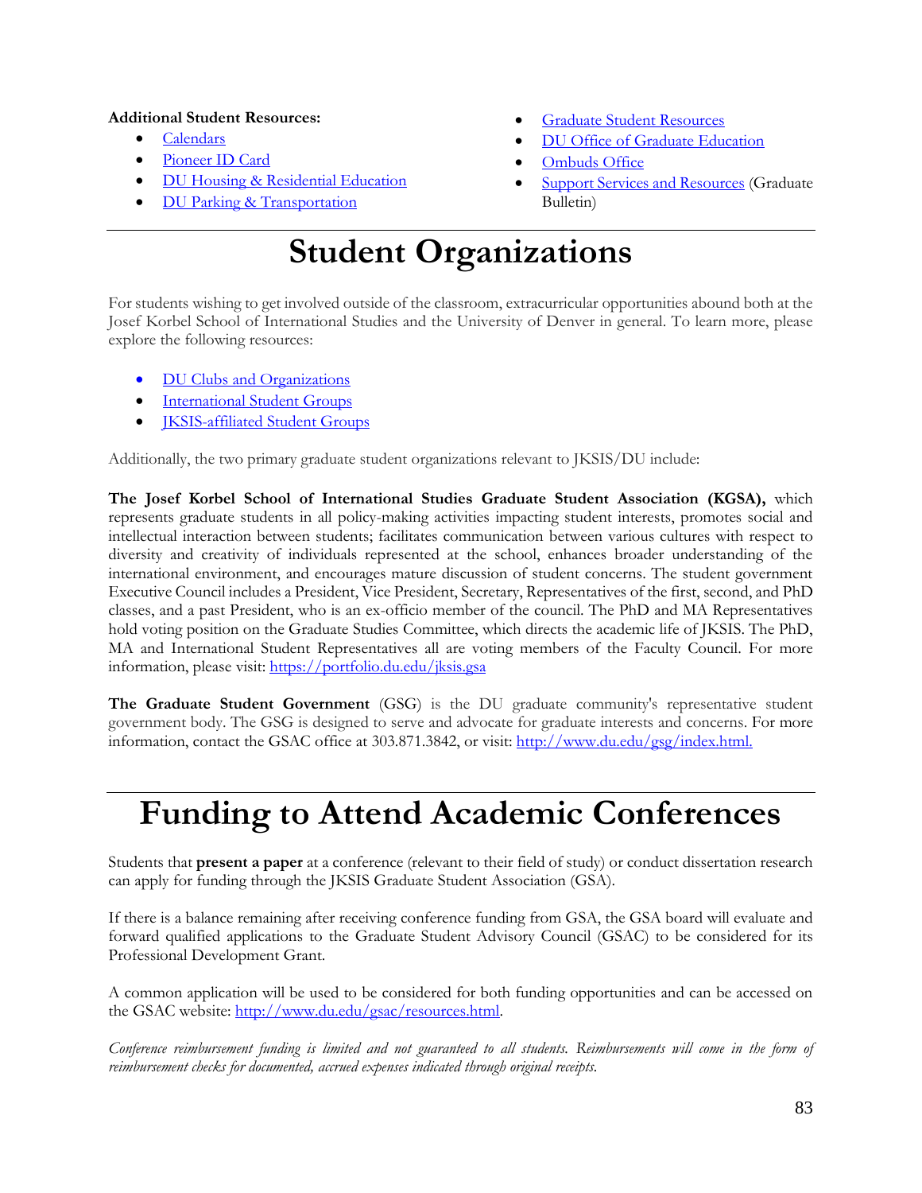**Additional Student Resources:**

- Calendars
- Pioneer ID Card
- DU Housing & Residential Education
- DU Parking & Transportation
- Graduate Student Resources
- DU Office of Graduate Education
- Ombuds Office
- Support Services and Resources (Graduate Bulletin)

# Student Organizations

For students wishing to get involved outside of the classroom, extracurricular opportunities abound both at the Josef Korbel School of International Studies and the University of Denver in general. To learn more, please explore the following resources:

- DU Clubs and Organizations
- International Student Groups
- JKSIS-affiliated Student Groups

Additionally, the two primary graduate student organizations relevant to JKSIS/DU include:

**The Josef Korbel School of International Studies Graduate Student Association (KGSA),** which represents graduate students in all policy-making activities impacting student interests, promotes social and intellectual interaction between students; facilitates communication between various cultures with respect to diversity and creativity of individuals represented at the school, enhances broader understanding of the international environment, and encourages mature discussion of student concerns. The student government Executive Council includes a President, Vice President, Secretary, Representatives of the first, second, and PhD classes, and a past President, who is an ex-officio member of the council. The PhD and MA Representatives hold voting position on the Graduate Studies Committee, which directs the academic life of JKSIS. The PhD, MA and International Student Representatives all are voting members of the Faculty Council. For more information, please visit: https://portfolio.du.edu/jksis.gsa

**The Graduate Student Government** (GSG) is the DU graduate community's representative student government body. The GSG is designed to serve and advocate for graduate interests and concerns. For more information, contact the GSAC office at 303.871.3842, or visit: http://www.du.edu/gsg/index.html.

# Funding to Attend Academic Conferences

Students that **present a paper** at a conference (relevant to their field of study) or conduct dissertation research can apply for funding through the JKSIS Graduate Student Association (GSA).

If there is a balance remaining after receiving conference funding from GSA, the GSA board will evaluate and forward qualified applications to the Graduate Student Advisory Council (GSAC) to be considered for its Professional Development Grant.

A common application will be used to be considered for both funding opportunities and can be accessed on the GSAC website: http://www.du.edu/gsac/resources.html.

*Conference reimbursement funding is limited and not guaranteed to all students. Reimbursements will come in the form of reimbursement checks for documented, accrued expenses indicated through original receipts.*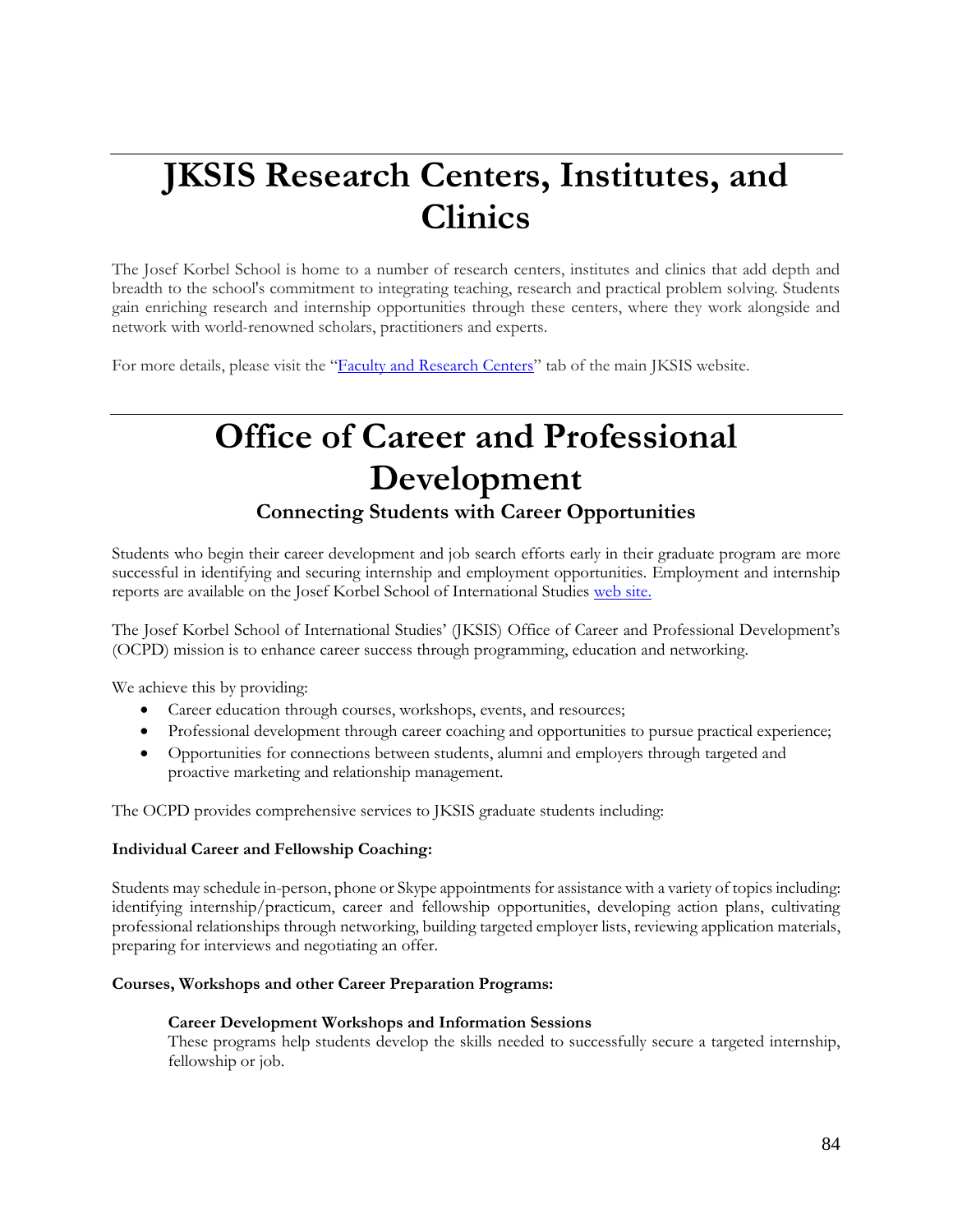# JKSIS Research Centers, Institutes, and Clinics

The Josef Korbel School is home to a number of research centers, institutes and clinics that add depth and breadth to the school's commitment to integrating teaching, research and practical problem solving. Students gain enriching research and internship opportunities through these centers, where they work alongside and network with world-renowned scholars, practitioners and experts.

For more details, please visit the "Faculty and Research Centers" tab of the main JKSIS website.

# Office of Career and Professional Development

## Connecting Students with Career Opportunities

Students who begin their career development and job search efforts early in their graduate program are more successful in identifying and securing internship and employment opportunities. Employment and internship reports are available on the Josef Korbel School of International Studies web site.

The Josef Korbel School of International Studies' (JKSIS) Office of Career and Professional Development's (OCPD) mission is to enhance career success through programming, education and networking.

We achieve this by providing:

- Career education through courses, workshops, events, and resources;
- Professional development through career coaching and opportunities to pursue practical experience;
- Opportunities for connections between students, alumni and employers through targeted and proactive marketing and relationship management.

The OCPD provides comprehensive services to JKSIS graduate students including:

**Individual Career and Fellowship Coaching:**

Students may schedule in-person, phone or Skype appointments for assistance with a variety of topics including: identifying internship/practicum, career and fellowship opportunities, developing action plans, cultivating professional relationships through networking, building targeted employer lists, reviewing application materials, preparing for interviews and negotiating an offer.

**Courses, Workshops and other Career Preparation Programs:**

**Career Development Workshops and Information Sessions**
These programs help students develop the skills needed to successfully secure a targeted internship, fellowship or job.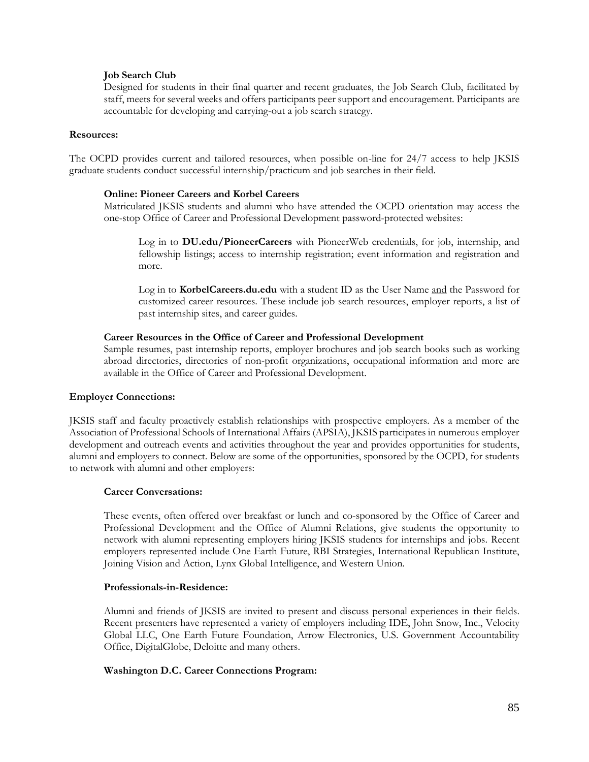**Job Search Club**

Designed for students in their final quarter and recent graduates, the Job Search Club, facilitated by staff, meets for several weeks and offers participants peer support and encouragement. Participants are accountable for developing and carrying-out a job search strategy.

**Resources:**

The OCPD provides current and tailored resources, when possible on-line for 24/7 access to help JKSIS graduate students conduct successful internship/practicum and job searches in their field.

**Online: Pioneer Careers and Korbel Careers**

Matriculated JKSIS students and alumni who have attended the OCPD orientation may access the one-stop Office of Career and Professional Development password-protected websites:

> Log in to **DU.edu/PioneerCareers** with PioneerWeb credentials, for job, internship, and fellowship listings; access to internship registration; event information and registration and more.
>
> Log in to **KorbelCareers.du.edu** with a student ID as the User Name <u>and</u> the Password for customized career resources. These include job search resources, employer reports, a list of past internship sites, and career guides.

**Career Resources in the Office of Career and Professional Development**

Sample resumes, past internship reports, employer brochures and job search books such as working abroad directories, directories of non-profit organizations, occupational information and more are available in the Office of Career and Professional Development.

**Employer Connections:**

JKSIS staff and faculty proactively establish relationships with prospective employers. As a member of the Association of Professional Schools of International Affairs (APSIA), JKSIS participates in numerous employer development and outreach events and activities throughout the year and provides opportunities for students, alumni and employers to connect. Below are some of the opportunities, sponsored by the OCPD, for students to network with alumni and other employers:

**Career Conversations:**

These events, often offered over breakfast or lunch and co-sponsored by the Office of Career and Professional Development and the Office of Alumni Relations, give students the opportunity to network with alumni representing employers hiring JKSIS students for internships and jobs. Recent employers represented include One Earth Future, RBI Strategies, International Republican Institute, Joining Vision and Action, Lynx Global Intelligence, and Western Union.

**Professionals-in-Residence:**

Alumni and friends of JKSIS are invited to present and discuss personal experiences in their fields. Recent presenters have represented a variety of employers including IDE, John Snow, Inc., Velocity Global LLC, One Earth Future Foundation, Arrow Electronics, U.S. Government Accountability Office, DigitalGlobe, Deloitte and many others.

**Washington D.C. Career Connections Program:**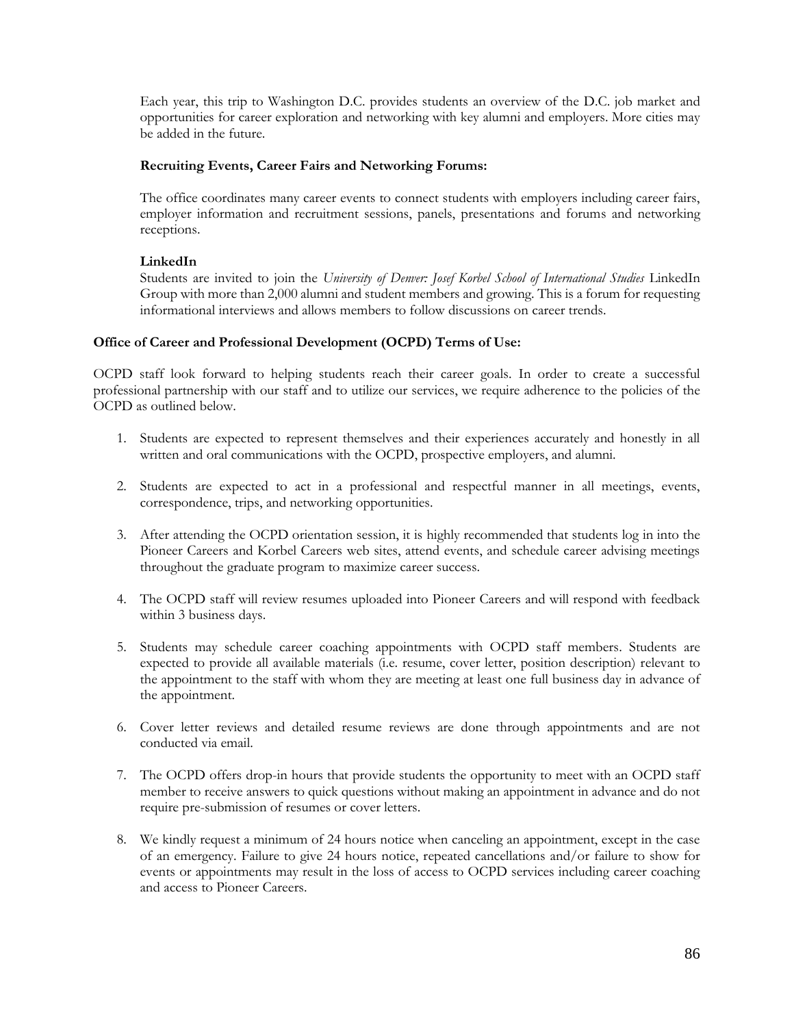Each year, this trip to Washington D.C. provides students an overview of the D.C. job market and opportunities for career exploration and networking with key alumni and employers. More cities may be added in the future.

**Recruiting Events, Career Fairs and Networking Forums:**

The office coordinates many career events to connect students with employers including career fairs, employer information and recruitment sessions, panels, presentations and forums and networking receptions.

**LinkedIn**

Students are invited to join the *University of Denver: Josef Korbel School of International Studies* LinkedIn Group with more than 2,000 alumni and student members and growing. This is a forum for requesting informational interviews and allows members to follow discussions on career trends.

**Office of Career and Professional Development (OCPD) Terms of Use:**

OCPD staff look forward to helping students reach their career goals. In order to create a successful professional partnership with our staff and to utilize our services, we require adherence to the policies of the OCPD as outlined below.

1. Students are expected to represent themselves and their experiences accurately and honestly in all written and oral communications with the OCPD, prospective employers, and alumni.

2. Students are expected to act in a professional and respectful manner in all meetings, events, correspondence, trips, and networking opportunities.

3. After attending the OCPD orientation session, it is highly recommended that students log in into the Pioneer Careers and Korbel Careers web sites, attend events, and schedule career advising meetings throughout the graduate program to maximize career success.

4. The OCPD staff will review resumes uploaded into Pioneer Careers and will respond with feedback within 3 business days.

5. Students may schedule career coaching appointments with OCPD staff members. Students are expected to provide all available materials (i.e. resume, cover letter, position description) relevant to the appointment to the staff with whom they are meeting at least one full business day in advance of the appointment.

6. Cover letter reviews and detailed resume reviews are done through appointments and are not conducted via email.

7. The OCPD offers drop-in hours that provide students the opportunity to meet with an OCPD staff member to receive answers to quick questions without making an appointment in advance and do not require pre-submission of resumes or cover letters.

8. We kindly request a minimum of 24 hours notice when canceling an appointment, except in the case of an emergency. Failure to give 24 hours notice, repeated cancellations and/or failure to show for events or appointments may result in the loss of access to OCPD services including career coaching and access to Pioneer Careers.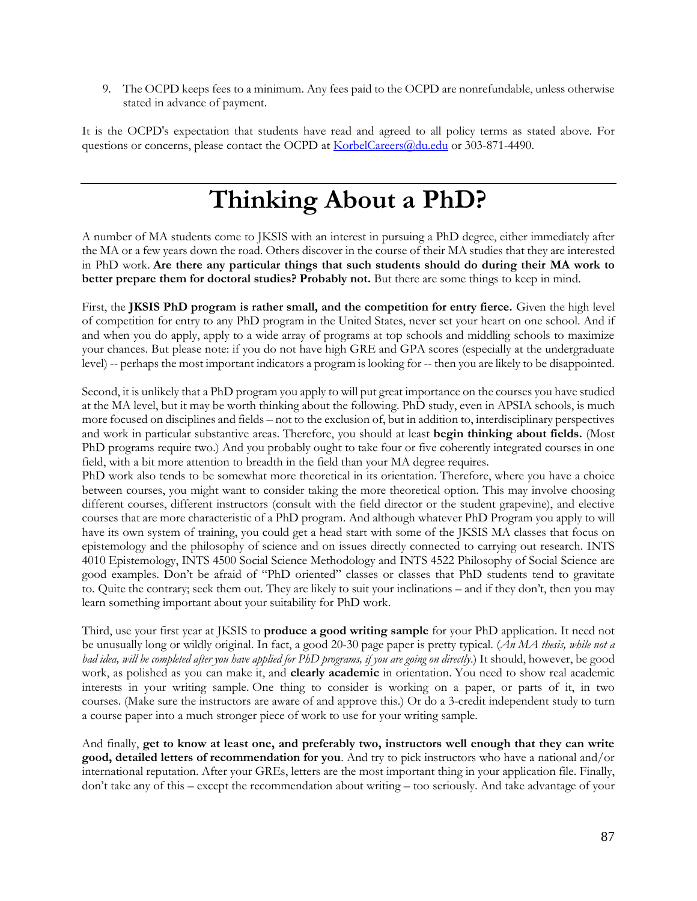9. The OCPD keeps fees to a minimum. Any fees paid to the OCPD are nonrefundable, unless otherwise stated in advance of payment.

It is the OCPD's expectation that students have read and agreed to all policy terms as stated above. For questions or concerns, please contact the OCPD at KorbelCareers@du.edu or 303-871-4490.

---

# Thinking About a PhD?

A number of MA students come to JKSIS with an interest in pursuing a PhD degree, either immediately after the MA or a few years down the road. Others discover in the course of their MA studies that they are interested in PhD work. **Are there any particular things that such students should do during their MA work to better prepare them for doctoral studies? Probably not.** But there are some things to keep in mind.

First, the **JKSIS PhD program is rather small, and the competition for entry fierce.** Given the high level of competition for entry to any PhD program in the United States, never set your heart on one school. And if and when you do apply, apply to a wide array of programs at top schools and middling schools to maximize your chances. But please note: if you do not have high GRE and GPA scores (especially at the undergraduate level) -- perhaps the most important indicators a program is looking for -- then you are likely to be disappointed.

Second, it is unlikely that a PhD program you apply to will put great importance on the courses you have studied at the MA level, but it may be worth thinking about the following. PhD study, even in APSIA schools, is much more focused on disciplines and fields – not to the exclusion of, but in addition to, interdisciplinary perspectives and work in particular substantive areas. Therefore, you should at least **begin thinking about fields.** (Most PhD programs require two.) And you probably ought to take four or five coherently integrated courses in one field, with a bit more attention to breadth in the field than your MA degree requires.
PhD work also tends to be somewhat more theoretical in its orientation. Therefore, where you have a choice between courses, you might want to consider taking the more theoretical option. This may involve choosing different courses, different instructors (consult with the field director or the student grapevine), and elective courses that are more characteristic of a PhD program. And although whatever PhD Program you apply to will have its own system of training, you could get a head start with some of the JKSIS MA classes that focus on epistemology and the philosophy of science and on issues directly connected to carrying out research. INTS 4010 Epistemology, INTS 4500 Social Science Methodology and INTS 4522 Philosophy of Social Science are good examples. Don't be afraid of "PhD oriented" classes or classes that PhD students tend to gravitate to. Quite the contrary; seek them out. They are likely to suit your inclinations – and if they don't, then you may learn something important about your suitability for PhD work.

Third, use your first year at JKSIS to **produce a good writing sample** for your PhD application. It need not be unusually long or wildly original. In fact, a good 20-30 page paper is pretty typical. (*An MA thesis, while not a bad idea, will be completed after you have applied for PhD programs, if you are going on directly.*) It should, however, be good work, as polished as you can make it, and **clearly academic** in orientation. You need to show real academic interests in your writing sample. One thing to consider is working on a paper, or parts of it, in two courses. (Make sure the instructors are aware of and approve this.) Or do a 3-credit independent study to turn a course paper into a much stronger piece of work to use for your writing sample.

And finally, **get to know at least one, and preferably two, instructors well enough that they can write good, detailed letters of recommendation for you**. And try to pick instructors who have a national and/or international reputation. After your GREs, letters are the most important thing in your application file. Finally, don't take any of this – except the recommendation about writing – too seriously. And take advantage of your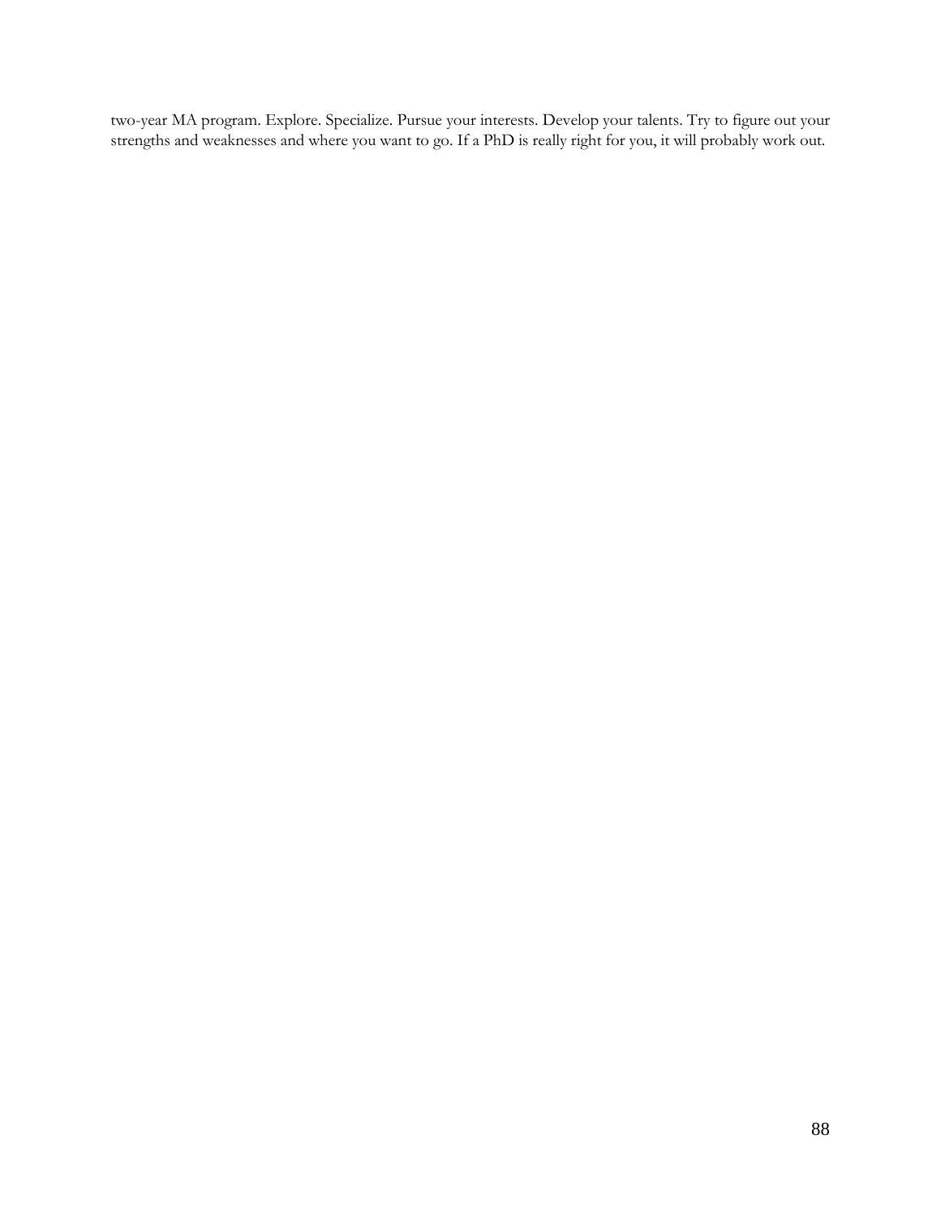two-year MA program. Explore. Specialize. Pursue your interests. Develop your talents. Try to figure out your strengths and weaknesses and where you want to go. If a PhD is really right for you, it will probably work out.